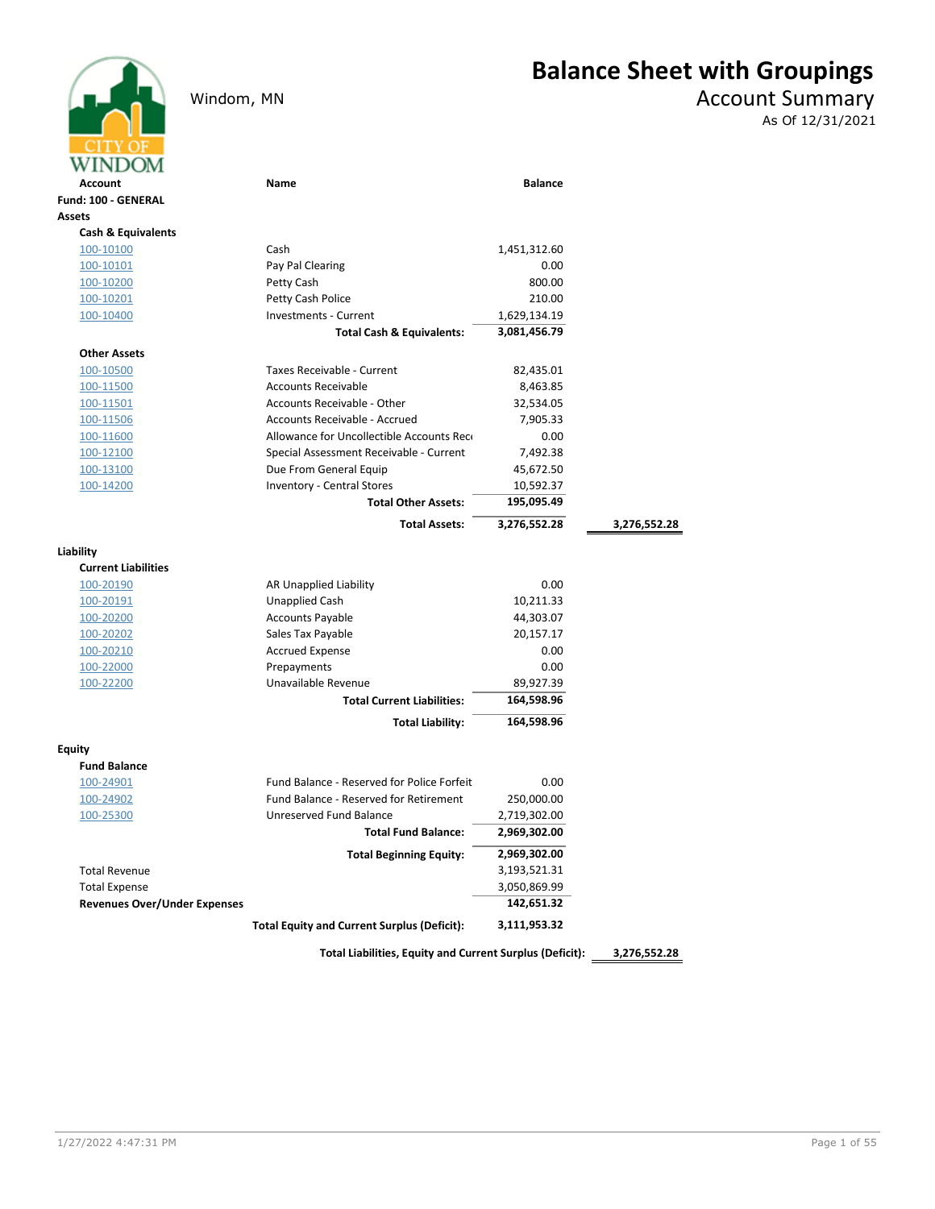# Balance Sheet with Groupings

## Account Summary

Windom, MN

As Of 12/31/2021

| Account | Name | Balance | |
|---|---|---|---|
| **Fund: 100 - GENERAL** | | | |
| **Assets** | | | |
| **Cash & Equivalents** | | | |
| 100-10100 | Cash | 1,451,312.60 | |
| 100-10101 | Pay Pal Clearing | 0.00 | |
| 100-10200 | Petty Cash | 800.00 | |
| 100-10201 | Petty Cash Police | 210.00 | |
| 100-10400 | Investments - Current | 1,629,134.19 | |
| | **Total Cash & Equivalents:** | **3,081,456.79** | |
| **Other Assets** | | | |
| 100-10500 | Taxes Receivable - Current | 82,435.01 | |
| 100-11500 | Accounts Receivable | 8,463.85 | |
| 100-11501 | Accounts Receivable - Other | 32,534.05 | |
| 100-11506 | Accounts Receivable - Accrued | 7,905.33 | |
| 100-11600 | Allowance for Uncollectible Accounts Rec | 0.00 | |
| 100-12100 | Special Assessment Receivable - Current | 7,492.38 | |
| 100-13100 | Due From General Equip | 45,672.50 | |
| 100-14200 | Inventory - Central Stores | 10,592.37 | |
| | **Total Other Assets:** | **195,095.49** | |
| | **Total Assets:** | **3,276,552.28** | **3,276,552.28** |
| **Liability** | | | |
| **Current Liabilities** | | | |
| 100-20190 | AR Unapplied Liability | 0.00 | |
| 100-20191 | Unapplied Cash | 10,211.33 | |
| 100-20200 | Accounts Payable | 44,303.07 | |
| 100-20202 | Sales Tax Payable | 20,157.17 | |
| 100-20210 | Accrued Expense | 0.00 | |
| 100-22000 | Prepayments | 0.00 | |
| 100-22200 | Unavailable Revenue | 89,927.39 | |
| | **Total Current Liabilities:** | **164,598.96** | |
| | **Total Liability:** | **164,598.96** | |
| **Equity** | | | |
| **Fund Balance** | | | |
| 100-24901 | Fund Balance - Reserved for Police Forfeit | 0.00 | |
| 100-24902 | Fund Balance - Reserved for Retirement | 250,000.00 | |
| 100-25300 | Unreserved Fund Balance | 2,719,302.00 | |
| | **Total Fund Balance:** | **2,969,302.00** | |
| | **Total Beginning Equity:** | **2,969,302.00** | |
| Total Revenue | | 3,193,521.31 | |
| Total Expense | | 3,050,869.99 | |
| **Revenues Over/Under Expenses** | | **142,651.32** | |
| | **Total Equity and Current Surplus (Deficit):** | **3,111,953.32** | |
| | **Total Liabilities, Equity and Current Surplus (Deficit):** | | **3,276,552.28** |

1/27/2022 4:47:31 PM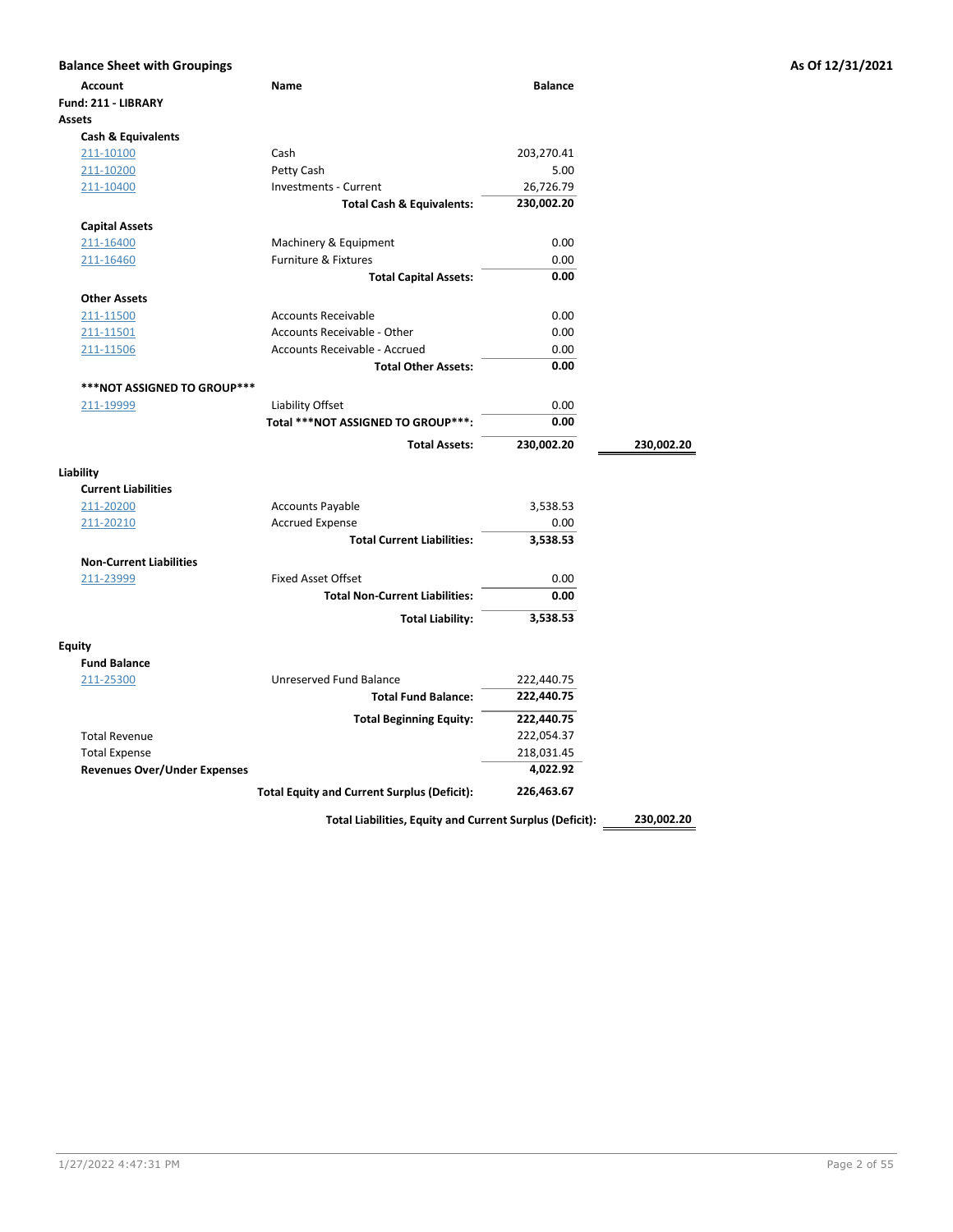## Balance Sheet with Groupings

**As Of 12/31/2021**

**Fund: 211 - LIBRARY**

| Account | Name | Balance | |
|---|---|---|---|
| **Assets** | | | |
| **Cash & Equivalents** | | | |
| 211-10100 | Cash | 203,270.41 | |
| 211-10200 | Petty Cash | 5.00 | |
| 211-10400 | Investments - Current | 26,726.79 | |
| | **Total Cash & Equivalents:** | **230,002.20** | |
| **Capital Assets** | | | |
| 211-16400 | Machinery & Equipment | 0.00 | |
| 211-16460 | Furniture & Fixtures | 0.00 | |
| | **Total Capital Assets:** | **0.00** | |
| **Other Assets** | | | |
| 211-11500 | Accounts Receivable | 0.00 | |
| 211-11501 | Accounts Receivable - Other | 0.00 | |
| 211-11506 | Accounts Receivable - Accrued | 0.00 | |
| | **Total Other Assets:** | **0.00** | |
| **\*\*\*NOT ASSIGNED TO GROUP\*\*\*** | | | |
| 211-19999 | Liability Offset | 0.00 | |
| | **Total \*\*\*NOT ASSIGNED TO GROUP\*\*\*:** | **0.00** | |
| | **Total Assets:** | **230,002.20** | **230,002.20** |
| **Liability** | | | |
| **Current Liabilities** | | | |
| 211-20200 | Accounts Payable | 3,538.53 | |
| 211-20210 | Accrued Expense | 0.00 | |
| | **Total Current Liabilities:** | **3,538.53** | |
| **Non-Current Liabilities** | | | |
| 211-23999 | Fixed Asset Offset | 0.00 | |
| | **Total Non-Current Liabilities:** | **0.00** | |
| | **Total Liability:** | **3,538.53** | |
| **Equity** | | | |
| **Fund Balance** | | | |
| 211-25300 | Unreserved Fund Balance | 222,440.75 | |
| | **Total Fund Balance:** | **222,440.75** | |
| | **Total Beginning Equity:** | **222,440.75** | |
| Total Revenue | | 222,054.37 | |
| Total Expense | | 218,031.45 | |
| **Revenues Over/Under Expenses** | | **4,022.92** | |
| | **Total Equity and Current Surplus (Deficit):** | **226,463.67** | |
| | **Total Liabilities, Equity and Current Surplus (Deficit):** | | **230,002.20** |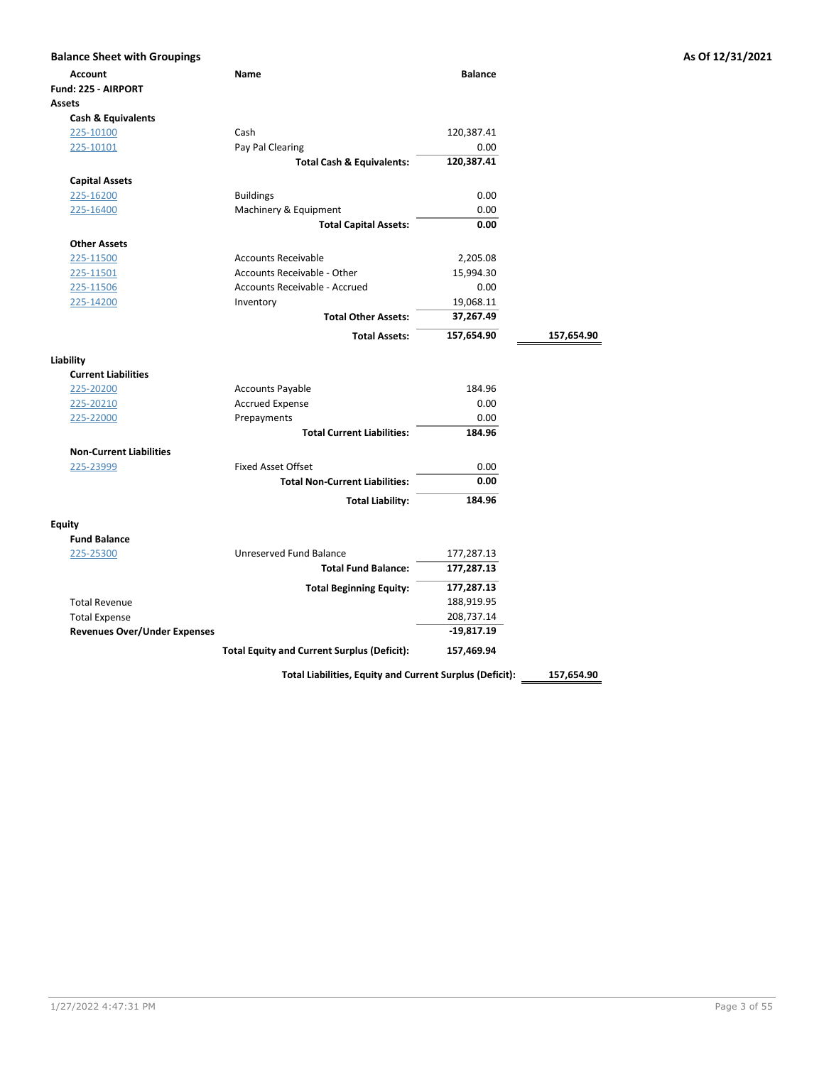**Balance Sheet with Groupings** — **As Of 12/31/2021**

| Account | Name | Balance | |
|---|---|---|---|
| **Fund: 225 - AIRPORT** | | | |
| **Assets** | | | |
| **Cash & Equivalents** | | | |
| 225-10100 | Cash | 120,387.41 | |
| 225-10101 | Pay Pal Clearing | 0.00 | |
| | **Total Cash & Equivalents:** | **120,387.41** | |
| **Capital Assets** | | | |
| 225-16200 | Buildings | 0.00 | |
| 225-16400 | Machinery & Equipment | 0.00 | |
| | **Total Capital Assets:** | **0.00** | |
| **Other Assets** | | | |
| 225-11500 | Accounts Receivable | 2,205.08 | |
| 225-11501 | Accounts Receivable - Other | 15,994.30 | |
| 225-11506 | Accounts Receivable - Accrued | 0.00 | |
| 225-14200 | Inventory | 19,068.11 | |
| | **Total Other Assets:** | **37,267.49** | |
| | **Total Assets:** | **157,654.90** | **157,654.90** |
| **Liability** | | | |
| **Current Liabilities** | | | |
| 225-20200 | Accounts Payable | 184.96 | |
| 225-20210 | Accrued Expense | 0.00 | |
| 225-22000 | Prepayments | 0.00 | |
| | **Total Current Liabilities:** | **184.96** | |
| **Non-Current Liabilities** | | | |
| 225-23999 | Fixed Asset Offset | 0.00 | |
| | **Total Non-Current Liabilities:** | **0.00** | |
| | **Total Liability:** | **184.96** | |
| **Equity** | | | |
| **Fund Balance** | | | |
| 225-25300 | Unreserved Fund Balance | 177,287.13 | |
| | **Total Fund Balance:** | **177,287.13** | |
| | **Total Beginning Equity:** | **177,287.13** | |
| Total Revenue | | 188,919.95 | |
| Total Expense | | 208,737.14 | |
| **Revenues Over/Under Expenses** | | **-19,817.19** | |
| | **Total Equity and Current Surplus (Deficit):** | **157,469.94** | |
| | **Total Liabilities, Equity and Current Surplus (Deficit):** | | **157,654.90** |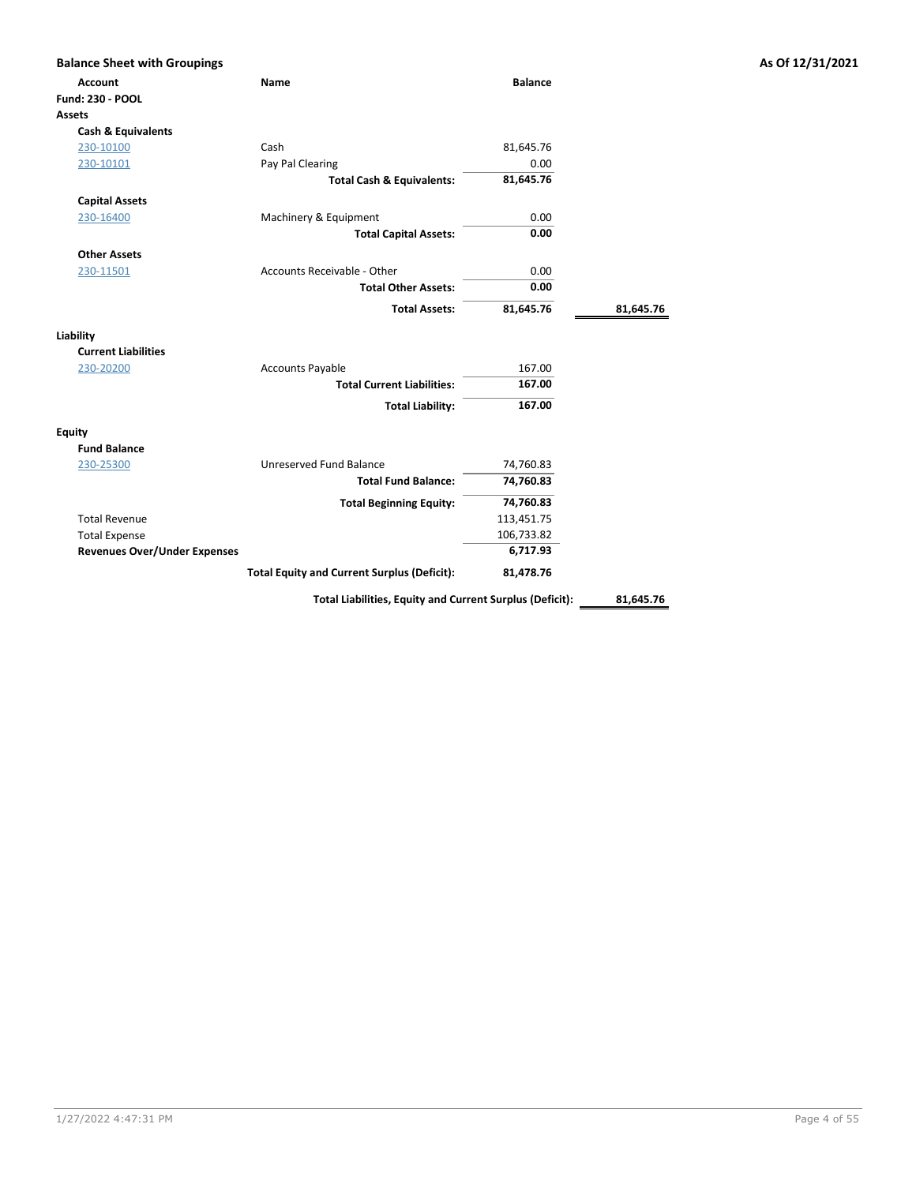## Balance Sheet with Groupings

**As Of 12/31/2021**

| Account | Name | Balance | |
|---|---|---|---|
| **Fund: 230 - POOL** | | | |
| **Assets** | | | |
| **Cash & Equivalents** | | | |
| 230-10100 | Cash | 81,645.76 | |
| 230-10101 | Pay Pal Clearing | 0.00 | |
| | **Total Cash & Equivalents:** | **81,645.76** | |
| **Capital Assets** | | | |
| 230-16400 | Machinery & Equipment | 0.00 | |
| | **Total Capital Assets:** | **0.00** | |
| **Other Assets** | | | |
| 230-11501 | Accounts Receivable - Other | 0.00 | |
| | **Total Other Assets:** | **0.00** | |
| | **Total Assets:** | **81,645.76** | **81,645.76** |
| **Liability** | | | |
| **Current Liabilities** | | | |
| 230-20200 | Accounts Payable | 167.00 | |
| | **Total Current Liabilities:** | **167.00** | |
| | **Total Liability:** | **167.00** | |
| **Equity** | | | |
| **Fund Balance** | | | |
| 230-25300 | Unreserved Fund Balance | 74,760.83 | |
| | **Total Fund Balance:** | **74,760.83** | |
| | **Total Beginning Equity:** | **74,760.83** | |
| Total Revenue | | 113,451.75 | |
| Total Expense | | 106,733.82 | |
| **Revenues Over/Under Expenses** | | **6,717.93** | |
| | **Total Equity and Current Surplus (Deficit):** | **81,478.76** | |
| | **Total Liabilities, Equity and Current Surplus (Deficit):** | | **81,645.76** |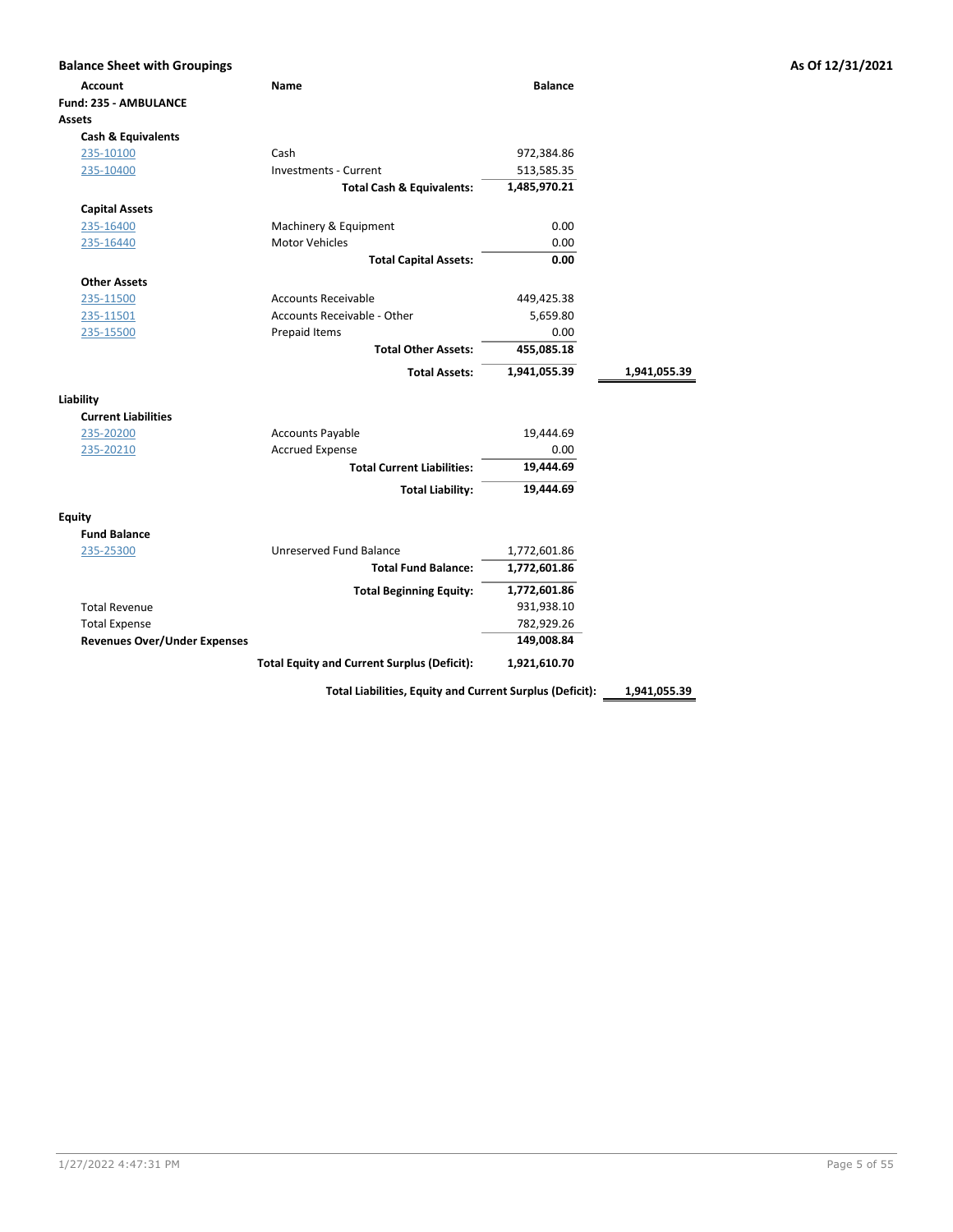## Balance Sheet with Groupings

**As Of 12/31/2021**

| Account | Name | Balance | |
|---|---|---|---|
| **Fund: 235 - AMBULANCE** | | | |
| **Assets** | | | |
| **Cash & Equivalents** | | | |
| 235-10100 | Cash | 972,384.86 | |
| 235-10400 | Investments - Current | 513,585.35 | |
| | **Total Cash & Equivalents:** | **1,485,970.21** | |
| **Capital Assets** | | | |
| 235-16400 | Machinery & Equipment | 0.00 | |
| 235-16440 | Motor Vehicles | 0.00 | |
| | **Total Capital Assets:** | **0.00** | |
| **Other Assets** | | | |
| 235-11500 | Accounts Receivable | 449,425.38 | |
| 235-11501 | Accounts Receivable - Other | 5,659.80 | |
| 235-15500 | Prepaid Items | 0.00 | |
| | **Total Other Assets:** | **455,085.18** | |
| | **Total Assets:** | **1,941,055.39** | **1,941,055.39** |
| **Liability** | | | |
| **Current Liabilities** | | | |
| 235-20200 | Accounts Payable | 19,444.69 | |
| 235-20210 | Accrued Expense | 0.00 | |
| | **Total Current Liabilities:** | **19,444.69** | |
| | **Total Liability:** | **19,444.69** | |
| **Equity** | | | |
| **Fund Balance** | | | |
| 235-25300 | Unreserved Fund Balance | 1,772,601.86 | |
| | **Total Fund Balance:** | **1,772,601.86** | |
| | **Total Beginning Equity:** | **1,772,601.86** | |
| Total Revenue | | 931,938.10 | |
| Total Expense | | 782,929.26 | |
| **Revenues Over/Under Expenses** | | **149,008.84** | |
| | **Total Equity and Current Surplus (Deficit):** | **1,921,610.70** | |
| | **Total Liabilities, Equity and Current Surplus (Deficit):** | | **1,941,055.39** |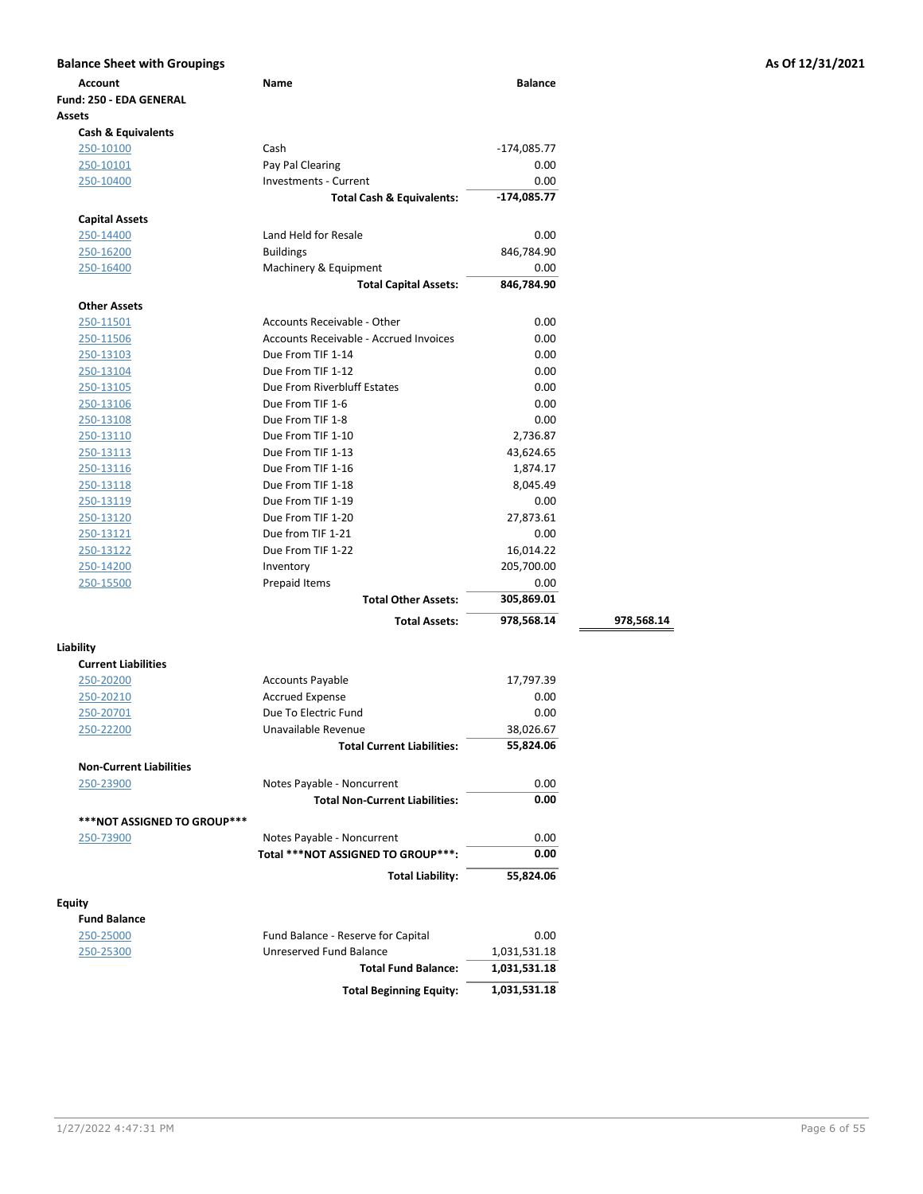## Balance Sheet with Groupings

**As Of 12/31/2021**

| Account | Name | Balance | |
|---|---|---|---|
| **Fund: 250 - EDA GENERAL** | | | |
| **Assets** | | | |
| **Cash & Equivalents** | | | |
| 250-10100 | Cash | -174,085.77 | |
| 250-10101 | Pay Pal Clearing | 0.00 | |
| 250-10400 | Investments - Current | 0.00 | |
| | **Total Cash & Equivalents:** | **-174,085.77** | |
| **Capital Assets** | | | |
| 250-14400 | Land Held for Resale | 0.00 | |
| 250-16200 | Buildings | 846,784.90 | |
| 250-16400 | Machinery & Equipment | 0.00 | |
| | **Total Capital Assets:** | **846,784.90** | |
| **Other Assets** | | | |
| 250-11501 | Accounts Receivable - Other | 0.00 | |
| 250-11506 | Accounts Receivable - Accrued Invoices | 0.00 | |
| 250-13103 | Due From TIF 1-14 | 0.00 | |
| 250-13104 | Due From TIF 1-12 | 0.00 | |
| 250-13105 | Due From Riverbluff Estates | 0.00 | |
| 250-13106 | Due From TIF 1-6 | 0.00 | |
| 250-13108 | Due From TIF 1-8 | 0.00 | |
| 250-13110 | Due From TIF 1-10 | 2,736.87 | |
| 250-13113 | Due From TIF 1-13 | 43,624.65 | |
| 250-13116 | Due From TIF 1-16 | 1,874.17 | |
| 250-13118 | Due From TIF 1-18 | 8,045.49 | |
| 250-13119 | Due From TIF 1-19 | 0.00 | |
| 250-13120 | Due From TIF 1-20 | 27,873.61 | |
| 250-13121 | Due from TIF 1-21 | 0.00 | |
| 250-13122 | Due From TIF 1-22 | 16,014.22 | |
| 250-14200 | Inventory | 205,700.00 | |
| 250-15500 | Prepaid Items | 0.00 | |
| | **Total Other Assets:** | **305,869.01** | |
| | **Total Assets:** | **978,568.14** | **978,568.14** |
| **Liability** | | | |
| **Current Liabilities** | | | |
| 250-20200 | Accounts Payable | 17,797.39 | |
| 250-20210 | Accrued Expense | 0.00 | |
| 250-20701 | Due To Electric Fund | 0.00 | |
| 250-22200 | Unavailable Revenue | 38,026.67 | |
| | **Total Current Liabilities:** | **55,824.06** | |
| **Non-Current Liabilities** | | | |
| 250-23900 | Notes Payable - Noncurrent | 0.00 | |
| | **Total Non-Current Liabilities:** | **0.00** | |
| **\*\*\*NOT ASSIGNED TO GROUP\*\*\*** | | | |
| 250-73900 | Notes Payable - Noncurrent | 0.00 | |
| | **Total \*\*\*NOT ASSIGNED TO GROUP\*\*\*:** | **0.00** | |
| | **Total Liability:** | **55,824.06** | |
| **Equity** | | | |
| **Fund Balance** | | | |
| 250-25000 | Fund Balance - Reserve for Capital | 0.00 | |
| 250-25300 | Unreserved Fund Balance | 1,031,531.18 | |
| | **Total Fund Balance:** | **1,031,531.18** | |
| | **Total Beginning Equity:** | **1,031,531.18** | |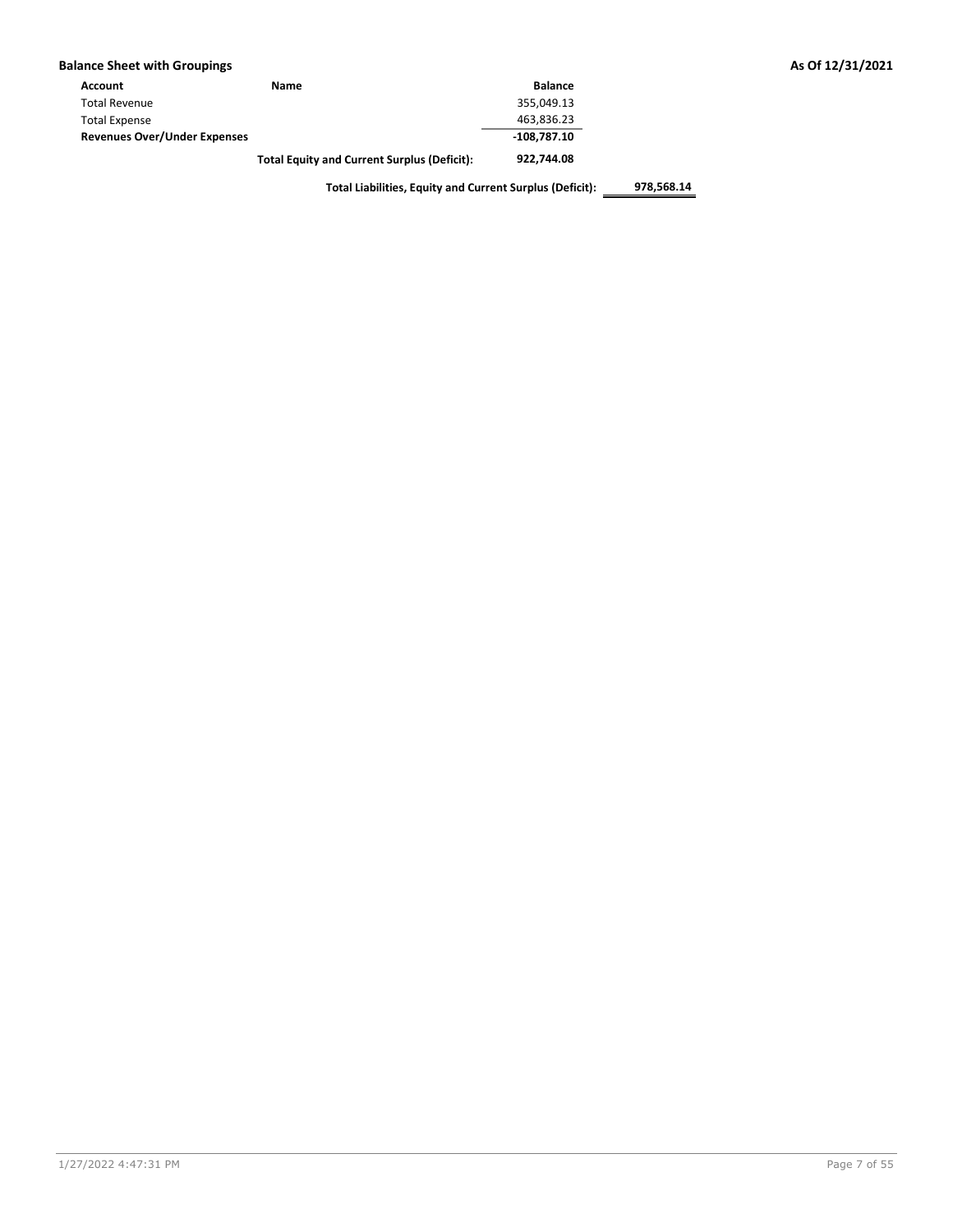## Balance Sheet with Groupings

As Of 12/31/2021

| Account | Name | Balance | |
|---|---|---|---|
| Total Revenue | | 355,049.13 | |
| Total Expense | | 463,836.23 | |
| **Revenues Over/Under Expenses** | | **-108,787.10** | |
| | **Total Equity and Current Surplus (Deficit):** | **922,744.08** | |
| | **Total Liabilities, Equity and Current Surplus (Deficit):** | | **978,568.14** |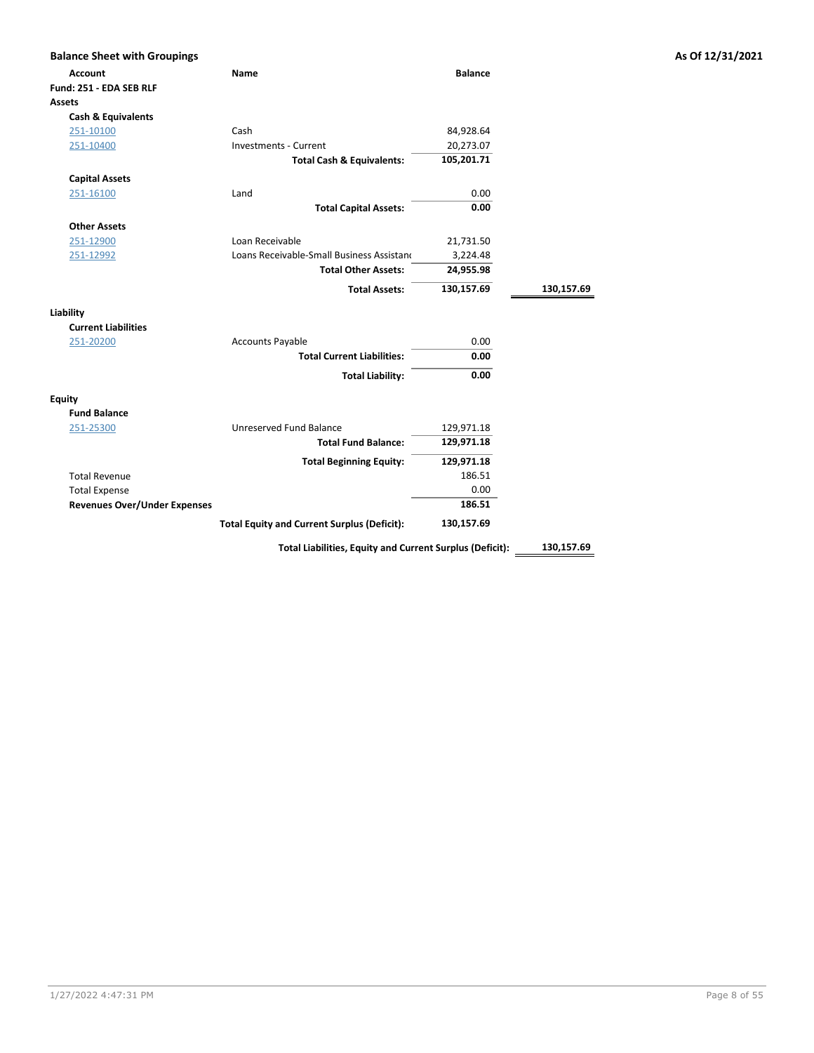## Balance Sheet with Groupings

**As Of 12/31/2021**

| Account | Name | Balance | |
|---|---|---|---|
| **Fund: 251 - EDA SEB RLF** | | | |
| **Assets** | | | |
| **Cash & Equivalents** | | | |
| 251-10100 | Cash | 84,928.64 | |
| 251-10400 | Investments - Current | 20,273.07 | |
| | **Total Cash & Equivalents:** | **105,201.71** | |
| **Capital Assets** | | | |
| 251-16100 | Land | 0.00 | |
| | **Total Capital Assets:** | **0.00** | |
| **Other Assets** | | | |
| 251-12900 | Loan Receivable | 21,731.50 | |
| 251-12992 | Loans Receivable-Small Business Assistanc | 3,224.48 | |
| | **Total Other Assets:** | **24,955.98** | |
| | **Total Assets:** | **130,157.69** | **130,157.69** |
| **Liability** | | | |
| **Current Liabilities** | | | |
| 251-20200 | Accounts Payable | 0.00 | |
| | **Total Current Liabilities:** | **0.00** | |
| | **Total Liability:** | **0.00** | |
| **Equity** | | | |
| **Fund Balance** | | | |
| 251-25300 | Unreserved Fund Balance | 129,971.18 | |
| | **Total Fund Balance:** | **129,971.18** | |
| | **Total Beginning Equity:** | **129,971.18** | |
| Total Revenue | | 186.51 | |
| Total Expense | | 0.00 | |
| **Revenues Over/Under Expenses** | | **186.51** | |
| | **Total Equity and Current Surplus (Deficit):** | **130,157.69** | |
| | **Total Liabilities, Equity and Current Surplus (Deficit):** | | **130,157.69** |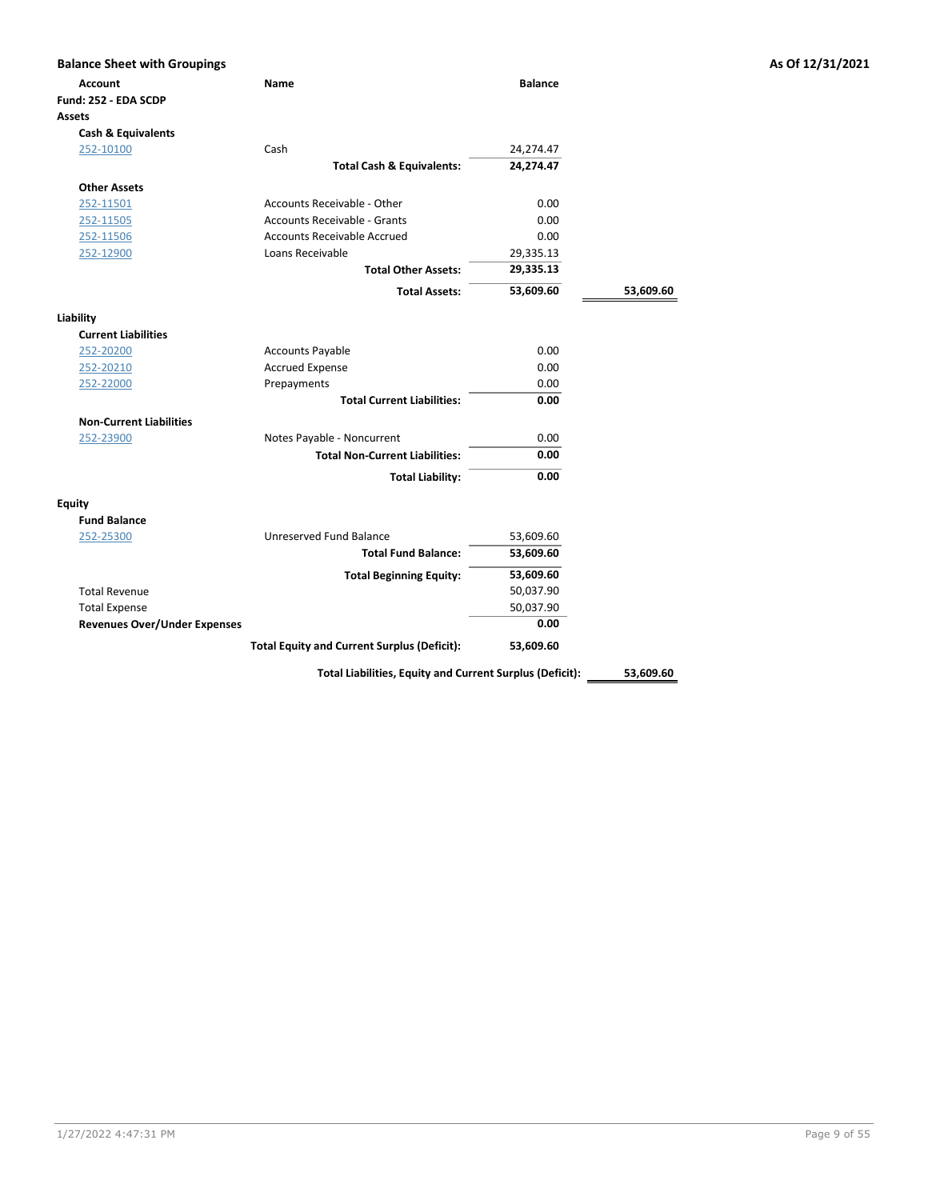**Balance Sheet with Groupings** — **As Of 12/31/2021**

| Account | Name | Balance | |
|---|---|---|---|
| **Fund: 252 - EDA SCDP** | | | |
| **Assets** | | | |
| **Cash & Equivalents** | | | |
| 252-10100 | Cash | 24,274.47 | |
| | **Total Cash & Equivalents:** | **24,274.47** | |
| **Other Assets** | | | |
| 252-11501 | Accounts Receivable - Other | 0.00 | |
| 252-11505 | Accounts Receivable - Grants | 0.00 | |
| 252-11506 | Accounts Receivable Accrued | 0.00 | |
| 252-12900 | Loans Receivable | 29,335.13 | |
| | **Total Other Assets:** | **29,335.13** | |
| | **Total Assets:** | **53,609.60** | **53,609.60** |
| **Liability** | | | |
| **Current Liabilities** | | | |
| 252-20200 | Accounts Payable | 0.00 | |
| 252-20210 | Accrued Expense | 0.00 | |
| 252-22000 | Prepayments | 0.00 | |
| | **Total Current Liabilities:** | **0.00** | |
| **Non-Current Liabilities** | | | |
| 252-23900 | Notes Payable - Noncurrent | 0.00 | |
| | **Total Non-Current Liabilities:** | **0.00** | |
| | **Total Liability:** | **0.00** | |
| **Equity** | | | |
| **Fund Balance** | | | |
| 252-25300 | Unreserved Fund Balance | 53,609.60 | |
| | **Total Fund Balance:** | **53,609.60** | |
| | **Total Beginning Equity:** | **53,609.60** | |
| Total Revenue | | 50,037.90 | |
| Total Expense | | 50,037.90 | |
| **Revenues Over/Under Expenses** | | **0.00** | |
| | **Total Equity and Current Surplus (Deficit):** | **53,609.60** | |
| | **Total Liabilities, Equity and Current Surplus (Deficit):** | | **53,609.60** |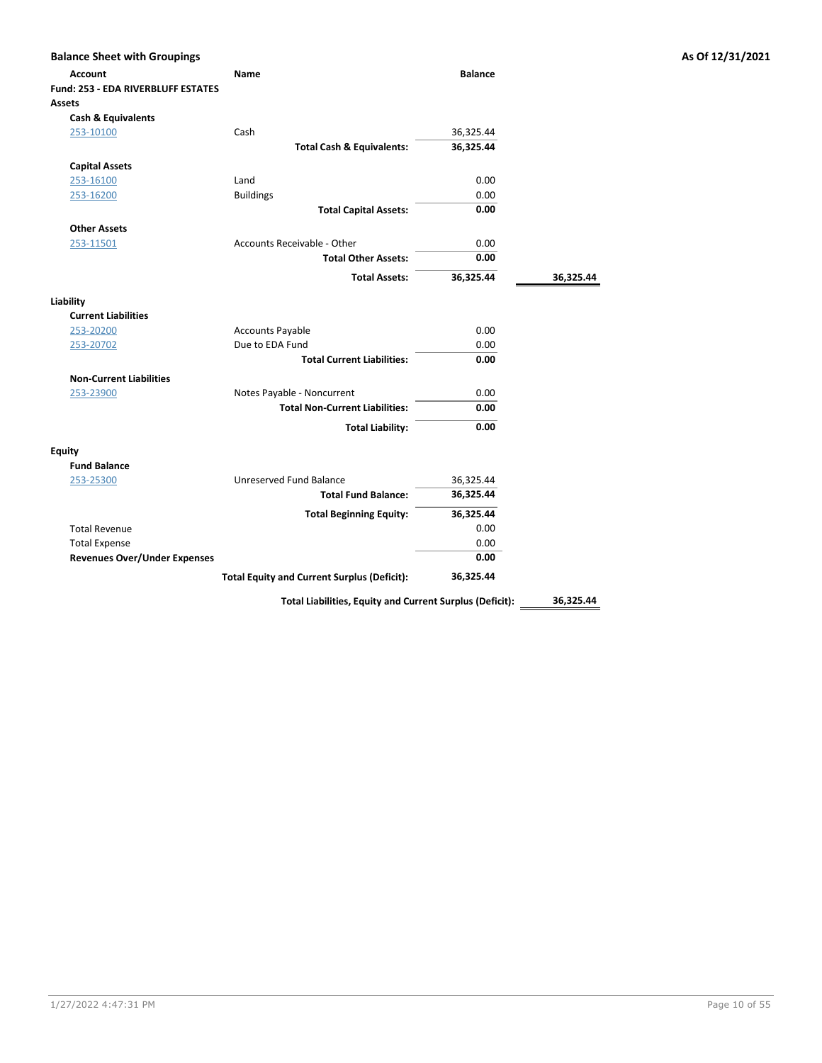## Balance Sheet with Groupings

**As Of 12/31/2021**

| Account | Name | Balance | |
|---|---|---|---|
| **Fund: 253 - EDA RIVERBLUFF ESTATES** | | | |
| **Assets** | | | |
| **Cash & Equivalents** | | | |
| 253-10100 | Cash | 36,325.44 | |
| | **Total Cash & Equivalents:** | **36,325.44** | |
| **Capital Assets** | | | |
| 253-16100 | Land | 0.00 | |
| 253-16200 | Buildings | 0.00 | |
| | **Total Capital Assets:** | **0.00** | |
| **Other Assets** | | | |
| 253-11501 | Accounts Receivable - Other | 0.00 | |
| | **Total Other Assets:** | **0.00** | |
| | **Total Assets:** | **36,325.44** | **36,325.44** |
| **Liability** | | | |
| **Current Liabilities** | | | |
| 253-20200 | Accounts Payable | 0.00 | |
| 253-20702 | Due to EDA Fund | 0.00 | |
| | **Total Current Liabilities:** | **0.00** | |
| **Non-Current Liabilities** | | | |
| 253-23900 | Notes Payable - Noncurrent | 0.00 | |
| | **Total Non-Current Liabilities:** | **0.00** | |
| | **Total Liability:** | **0.00** | |
| **Equity** | | | |
| **Fund Balance** | | | |
| 253-25300 | Unreserved Fund Balance | 36,325.44 | |
| | **Total Fund Balance:** | **36,325.44** | |
| | **Total Beginning Equity:** | **36,325.44** | |
| Total Revenue | | 0.00 | |
| Total Expense | | 0.00 | |
| **Revenues Over/Under Expenses** | | **0.00** | |
| | **Total Equity and Current Surplus (Deficit):** | **36,325.44** | |
| | **Total Liabilities, Equity and Current Surplus (Deficit):** | | **36,325.44** |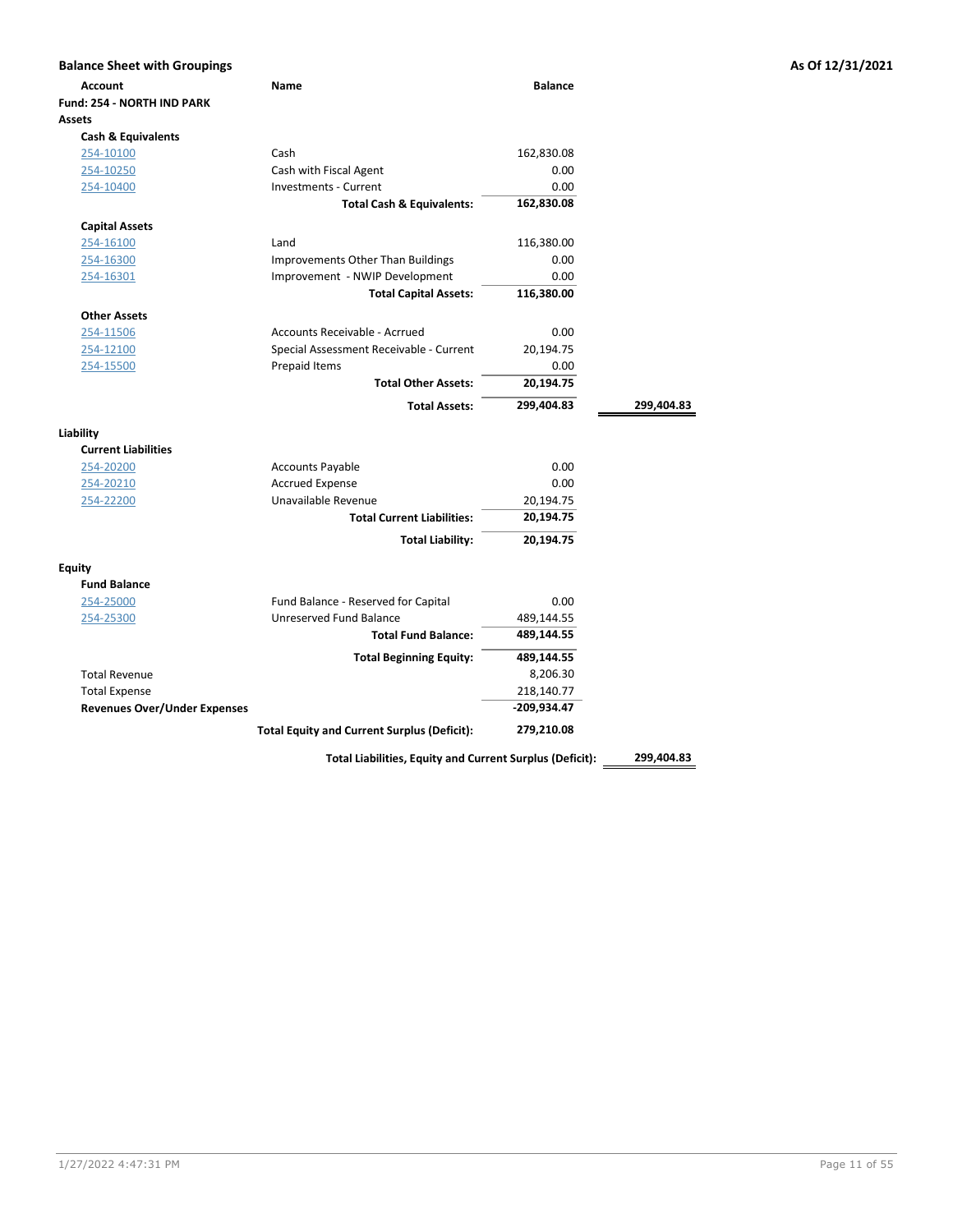## Balance Sheet with Groupings

**As Of 12/31/2021**

| Account | Name | Balance | |
|---|---|---|---|
| **Fund: 254 - NORTH IND PARK** | | | |
| **Assets** | | | |
| **Cash & Equivalents** | | | |
| 254-10100 | Cash | 162,830.08 | |
| 254-10250 | Cash with Fiscal Agent | 0.00 | |
| 254-10400 | Investments - Current | 0.00 | |
| | **Total Cash & Equivalents:** | **162,830.08** | |
| **Capital Assets** | | | |
| 254-16100 | Land | 116,380.00 | |
| 254-16300 | Improvements Other Than Buildings | 0.00 | |
| 254-16301 | Improvement - NWIP Development | 0.00 | |
| | **Total Capital Assets:** | **116,380.00** | |
| **Other Assets** | | | |
| 254-11506 | Accounts Receivable - Acrrued | 0.00 | |
| 254-12100 | Special Assessment Receivable - Current | 20,194.75 | |
| 254-15500 | Prepaid Items | 0.00 | |
| | **Total Other Assets:** | **20,194.75** | |
| | **Total Assets:** | **299,404.83** | **299,404.83** |
| **Liability** | | | |
| **Current Liabilities** | | | |
| 254-20200 | Accounts Payable | 0.00 | |
| 254-20210 | Accrued Expense | 0.00 | |
| 254-22200 | Unavailable Revenue | 20,194.75 | |
| | **Total Current Liabilities:** | **20,194.75** | |
| | **Total Liability:** | **20,194.75** | |
| **Equity** | | | |
| **Fund Balance** | | | |
| 254-25000 | Fund Balance - Reserved for Capital | 0.00 | |
| 254-25300 | Unreserved Fund Balance | 489,144.55 | |
| | **Total Fund Balance:** | **489,144.55** | |
| | **Total Beginning Equity:** | **489,144.55** | |
| Total Revenue | | 8,206.30 | |
| Total Expense | | 218,140.77 | |
| **Revenues Over/Under Expenses** | | **-209,934.47** | |
| | **Total Equity and Current Surplus (Deficit):** | **279,210.08** | |
| | **Total Liabilities, Equity and Current Surplus (Deficit):** | | **299,404.83** |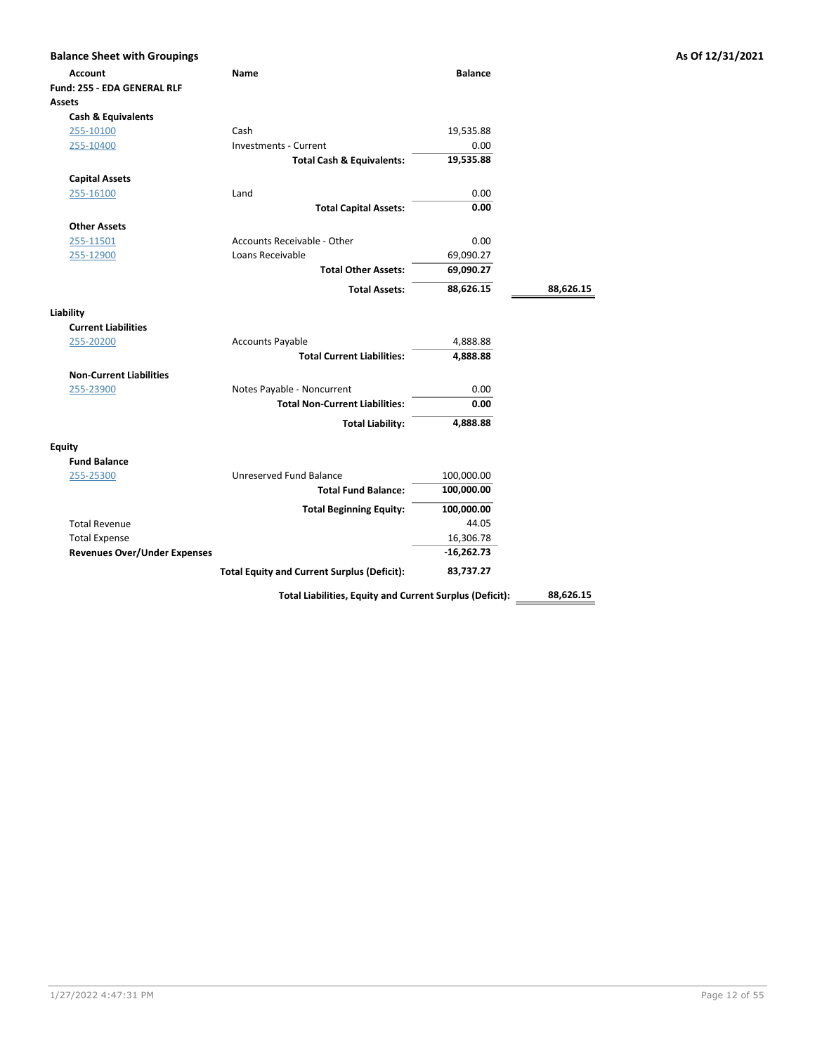## Balance Sheet with Groupings

**As Of 12/31/2021**

| Account | Name | Balance | |
|---|---|---|---|
| **Fund: 255 - EDA GENERAL RLF** | | | |
| **Assets** | | | |
| **Cash & Equivalents** | | | |
| 255-10100 | Cash | 19,535.88 | |
| 255-10400 | Investments - Current | 0.00 | |
| | **Total Cash & Equivalents:** | **19,535.88** | |
| **Capital Assets** | | | |
| 255-16100 | Land | 0.00 | |
| | **Total Capital Assets:** | **0.00** | |
| **Other Assets** | | | |
| 255-11501 | Accounts Receivable - Other | 0.00 | |
| 255-12900 | Loans Receivable | 69,090.27 | |
| | **Total Other Assets:** | **69,090.27** | |
| | **Total Assets:** | **88,626.15** | **88,626.15** |
| **Liability** | | | |
| **Current Liabilities** | | | |
| 255-20200 | Accounts Payable | 4,888.88 | |
| | **Total Current Liabilities:** | **4,888.88** | |
| **Non-Current Liabilities** | | | |
| 255-23900 | Notes Payable - Noncurrent | 0.00 | |
| | **Total Non-Current Liabilities:** | **0.00** | |
| | **Total Liability:** | **4,888.88** | |
| **Equity** | | | |
| **Fund Balance** | | | |
| 255-25300 | Unreserved Fund Balance | 100,000.00 | |
| | **Total Fund Balance:** | **100,000.00** | |
| | **Total Beginning Equity:** | **100,000.00** | |
| Total Revenue | | 44.05 | |
| Total Expense | | 16,306.78 | |
| **Revenues Over/Under Expenses** | | **-16,262.73** | |
| | **Total Equity and Current Surplus (Deficit):** | **83,737.27** | |
| | **Total Liabilities, Equity and Current Surplus (Deficit):** | | **88,626.15** |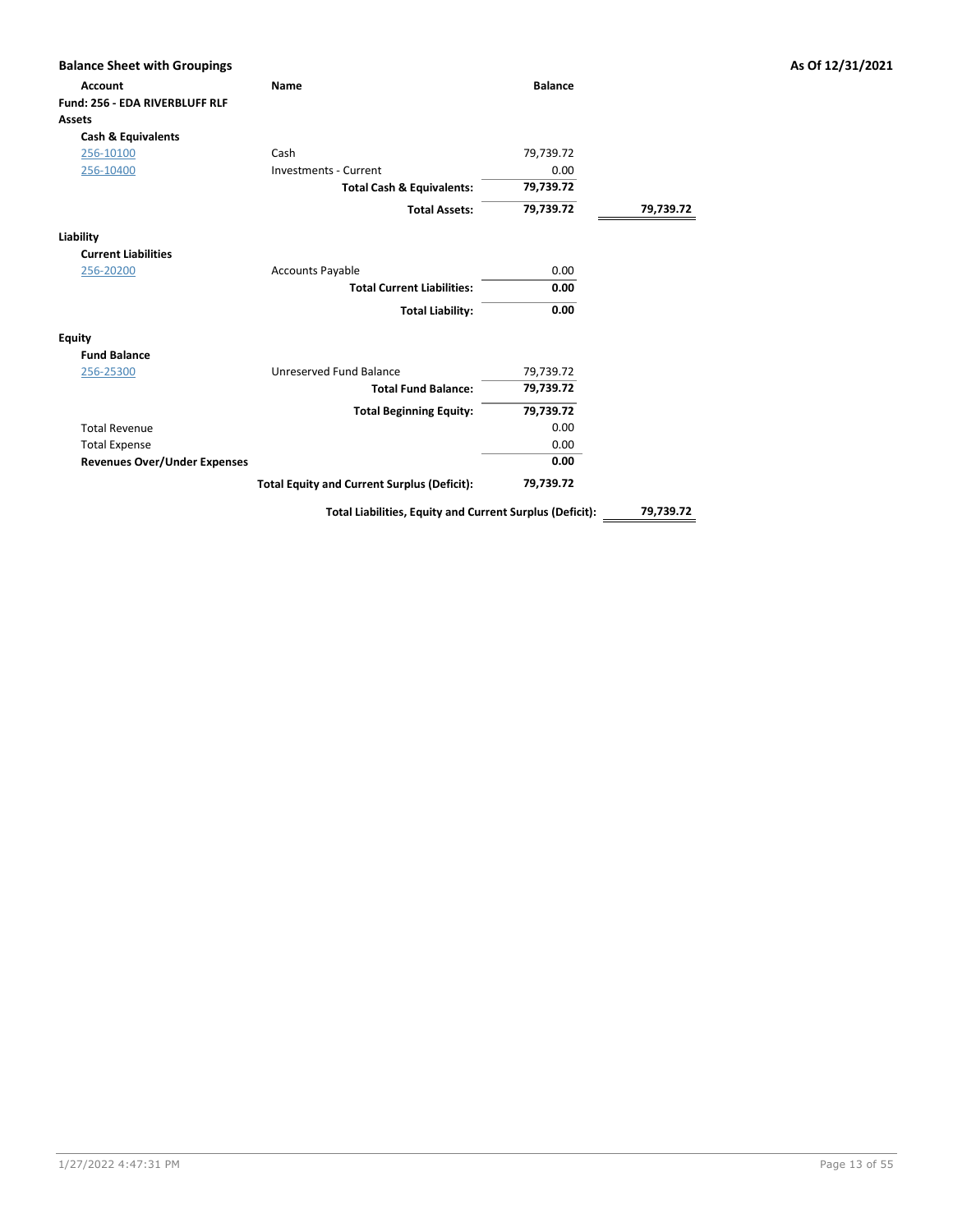## Balance Sheet with Groupings

**As Of 12/31/2021**

| Account | Name | Balance | |
|---|---|---|---|
| **Fund: 256 - EDA RIVERBLUFF RLF** | | | |
| **Assets** | | | |
| **Cash & Equivalents** | | | |
| 256-10100 | Cash | 79,739.72 | |
| 256-10400 | Investments - Current | 0.00 | |
| | **Total Cash & Equivalents:** | **79,739.72** | |
| | **Total Assets:** | **79,739.72** | **79,739.72** |
| **Liability** | | | |
| **Current Liabilities** | | | |
| 256-20200 | Accounts Payable | 0.00 | |
| | **Total Current Liabilities:** | **0.00** | |
| | **Total Liability:** | **0.00** | |
| **Equity** | | | |
| **Fund Balance** | | | |
| 256-25300 | Unreserved Fund Balance | 79,739.72 | |
| | **Total Fund Balance:** | **79,739.72** | |
| | **Total Beginning Equity:** | **79,739.72** | |
| Total Revenue | | 0.00 | |
| Total Expense | | 0.00 | |
| **Revenues Over/Under Expenses** | | **0.00** | |
| | **Total Equity and Current Surplus (Deficit):** | **79,739.72** | |
| | **Total Liabilities, Equity and Current Surplus (Deficit):** | | **79,739.72** |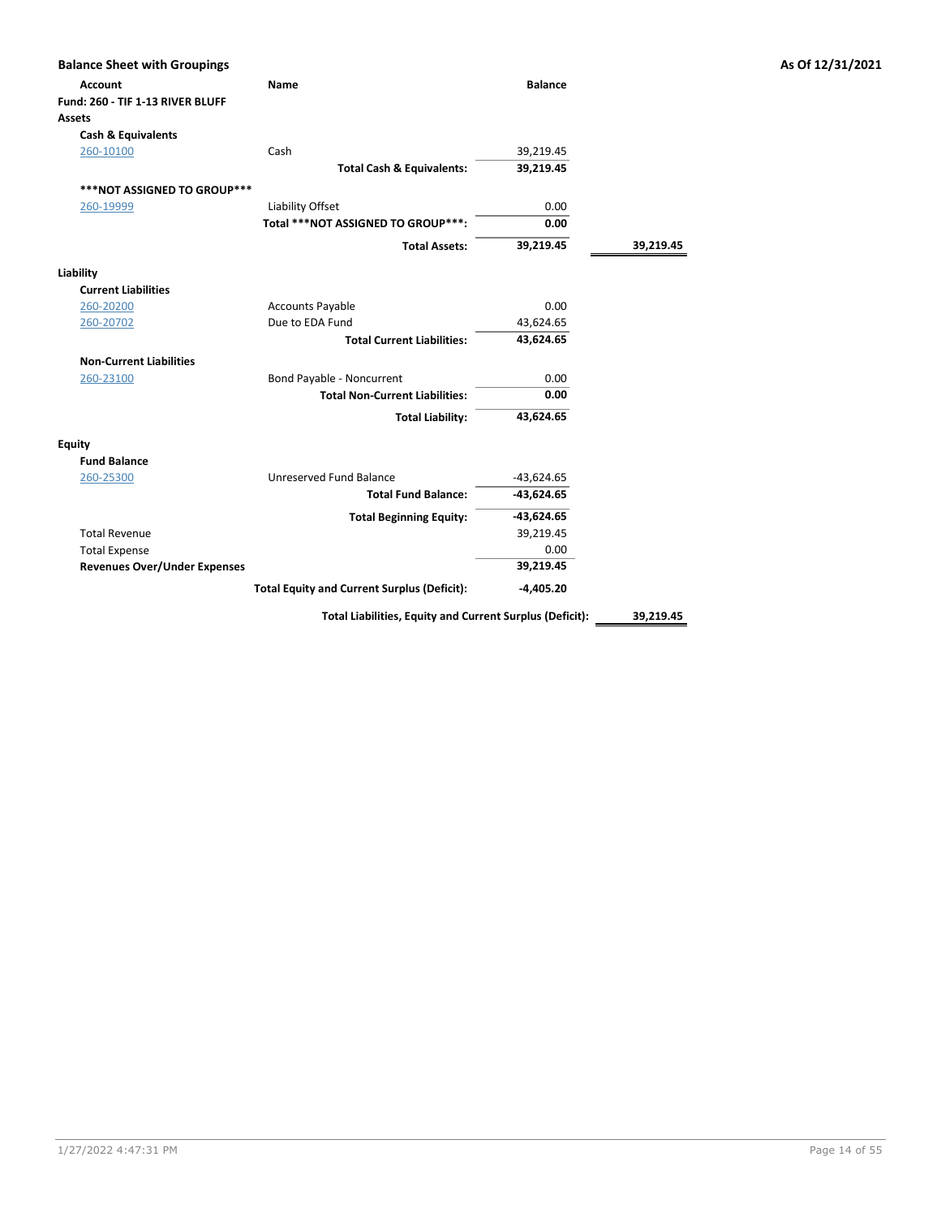## Balance Sheet with Groupings

As Of 12/31/2021

| Account | Name | Balance | |
|---|---|---|---|
| **Fund: 260 - TIF 1-13 RIVER BLUFF** | | | |
| **Assets** | | | |
| **Cash & Equivalents** | | | |
| 260-10100 | Cash | 39,219.45 | |
| | **Total Cash & Equivalents:** | **39,219.45** | |
| **\*\*\*NOT ASSIGNED TO GROUP\*\*\*** | | | |
| 260-19999 | Liability Offset | 0.00 | |
| | **Total \*\*\*NOT ASSIGNED TO GROUP\*\*\*:** | **0.00** | |
| | **Total Assets:** | **39,219.45** | **39,219.45** |
| **Liability** | | | |
| **Current Liabilities** | | | |
| 260-20200 | Accounts Payable | 0.00 | |
| 260-20702 | Due to EDA Fund | 43,624.65 | |
| | **Total Current Liabilities:** | **43,624.65** | |
| **Non-Current Liabilities** | | | |
| 260-23100 | Bond Payable - Noncurrent | 0.00 | |
| | **Total Non-Current Liabilities:** | **0.00** | |
| | **Total Liability:** | **43,624.65** | |
| **Equity** | | | |
| **Fund Balance** | | | |
| 260-25300 | Unreserved Fund Balance | -43,624.65 | |
| | **Total Fund Balance:** | **-43,624.65** | |
| | **Total Beginning Equity:** | **-43,624.65** | |
| Total Revenue | | 39,219.45 | |
| Total Expense | | 0.00 | |
| **Revenues Over/Under Expenses** | | **39,219.45** | |
| | **Total Equity and Current Surplus (Deficit):** | **-4,405.20** | |
| | **Total Liabilities, Equity and Current Surplus (Deficit):** | | **39,219.45** |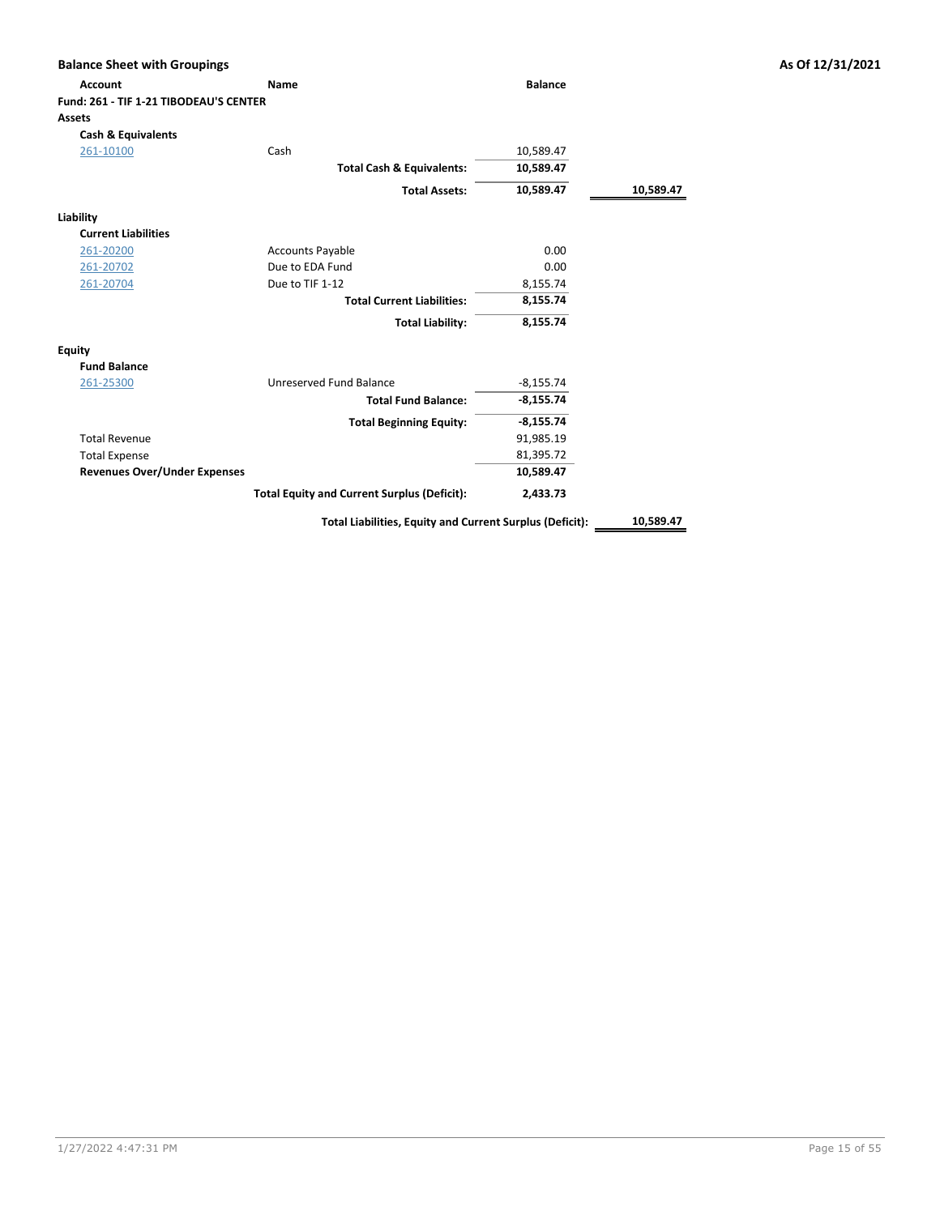## Balance Sheet with Groupings

**As Of 12/31/2021**

| Account | Name | Balance | |
|---|---|---|---|
| **Fund: 261 - TIF 1-21 TIBODEAU'S CENTER** | | | |
| **Assets** | | | |
| **Cash & Equivalents** | | | |
| 261-10100 | Cash | 10,589.47 | |
| | **Total Cash & Equivalents:** | **10,589.47** | |
| | **Total Assets:** | **10,589.47** | **10,589.47** |
| **Liability** | | | |
| **Current Liabilities** | | | |
| 261-20200 | Accounts Payable | 0.00 | |
| 261-20702 | Due to EDA Fund | 0.00 | |
| 261-20704 | Due to TIF 1-12 | 8,155.74 | |
| | **Total Current Liabilities:** | **8,155.74** | |
| | **Total Liability:** | **8,155.74** | |
| **Equity** | | | |
| **Fund Balance** | | | |
| 261-25300 | Unreserved Fund Balance | -8,155.74 | |
| | **Total Fund Balance:** | **-8,155.74** | |
| | **Total Beginning Equity:** | **-8,155.74** | |
| Total Revenue | | 91,985.19 | |
| Total Expense | | 81,395.72 | |
| **Revenues Over/Under Expenses** | | **10,589.47** | |
| | **Total Equity and Current Surplus (Deficit):** | **2,433.73** | |
| | **Total Liabilities, Equity and Current Surplus (Deficit):** | | **10,589.47** |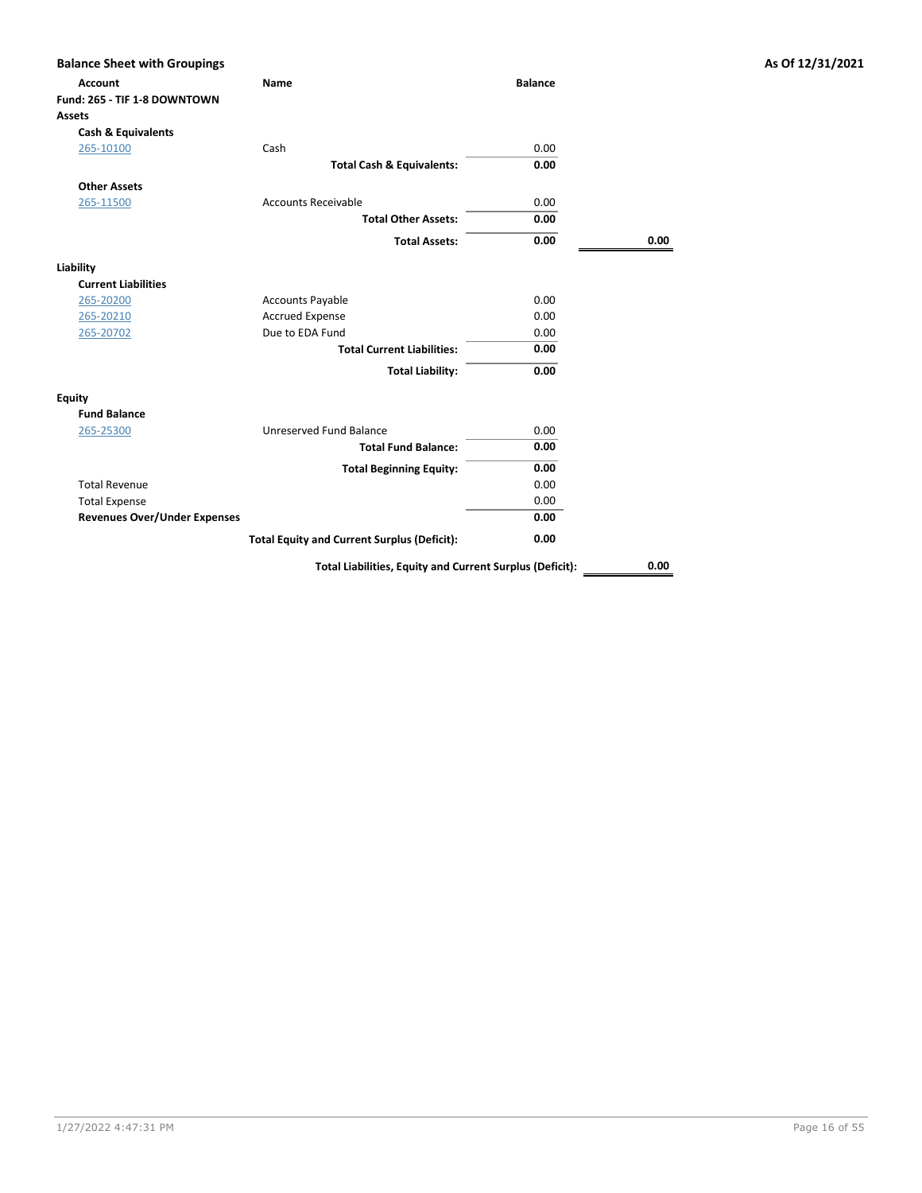## Balance Sheet with Groupings

**As Of 12/31/2021**

| Account | Name | Balance | |
|---|---|---|---|
| **Fund: 265 - TIF 1-8 DOWNTOWN** | | | |
| **Assets** | | | |
| **Cash & Equivalents** | | | |
| 265-10100 | Cash | 0.00 | |
| | **Total Cash & Equivalents:** | **0.00** | |
| **Other Assets** | | | |
| 265-11500 | Accounts Receivable | 0.00 | |
| | **Total Other Assets:** | **0.00** | |
| | **Total Assets:** | **0.00** | **0.00** |
| **Liability** | | | |
| **Current Liabilities** | | | |
| 265-20200 | Accounts Payable | 0.00 | |
| 265-20210 | Accrued Expense | 0.00 | |
| 265-20702 | Due to EDA Fund | 0.00 | |
| | **Total Current Liabilities:** | **0.00** | |
| | **Total Liability:** | **0.00** | |
| **Equity** | | | |
| **Fund Balance** | | | |
| 265-25300 | Unreserved Fund Balance | 0.00 | |
| | **Total Fund Balance:** | **0.00** | |
| | **Total Beginning Equity:** | **0.00** | |
| Total Revenue | | 0.00 | |
| Total Expense | | 0.00 | |
| **Revenues Over/Under Expenses** | | **0.00** | |
| | **Total Equity and Current Surplus (Deficit):** | **0.00** | |
| | **Total Liabilities, Equity and Current Surplus (Deficit):** | | **0.00** |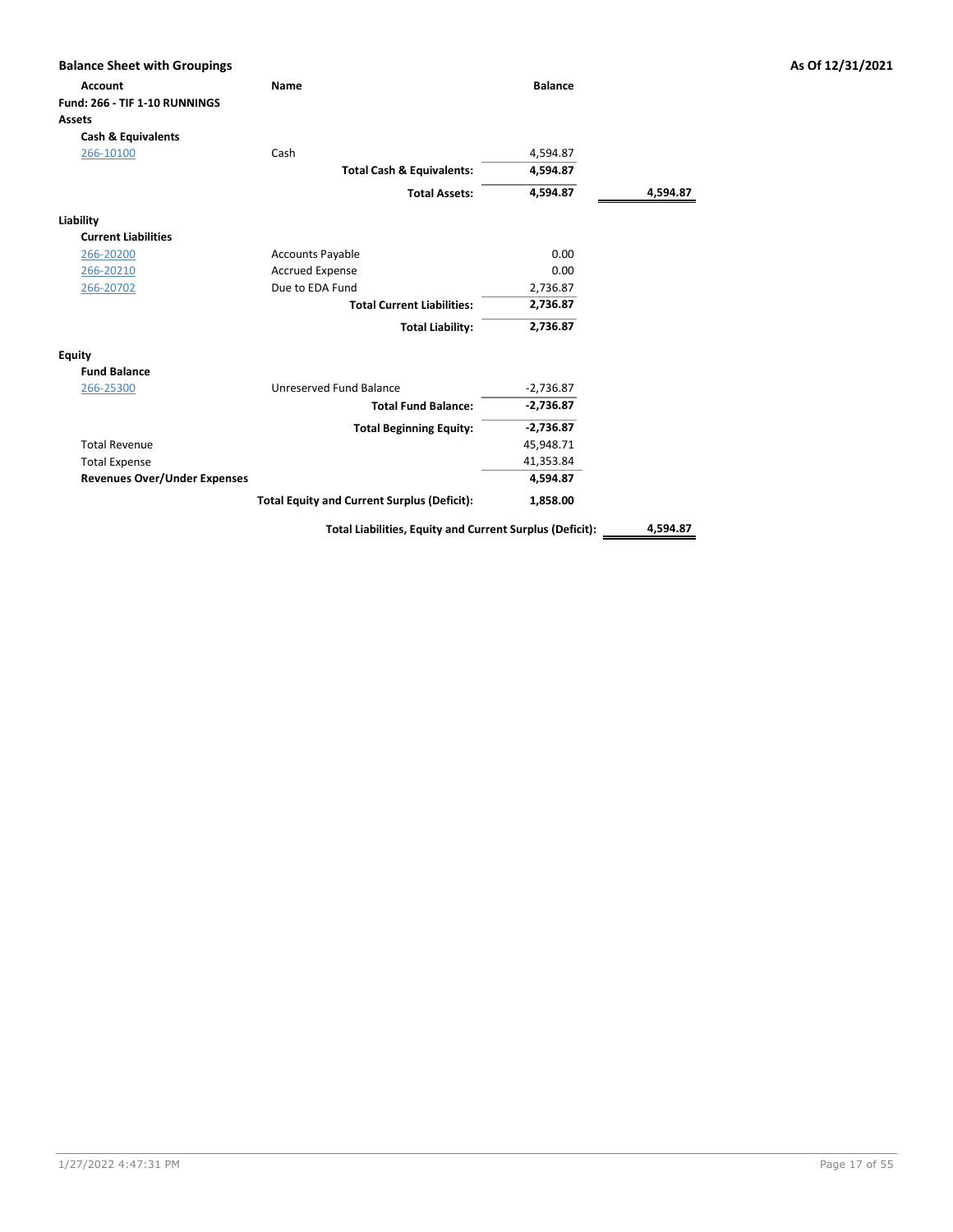## Balance Sheet with Groupings

**As Of 12/31/2021**

| Account | Name | Balance | |
|---|---|---|---|
| **Fund: 266 - TIF 1-10 RUNNINGS** | | | |
| **Assets** | | | |
| **Cash & Equivalents** | | | |
| 266-10100 | Cash | 4,594.87 | |
| | **Total Cash & Equivalents:** | **4,594.87** | |
| | **Total Assets:** | **4,594.87** | **4,594.87** |
| **Liability** | | | |
| **Current Liabilities** | | | |
| 266-20200 | Accounts Payable | 0.00 | |
| 266-20210 | Accrued Expense | 0.00 | |
| 266-20702 | Due to EDA Fund | 2,736.87 | |
| | **Total Current Liabilities:** | **2,736.87** | |
| | **Total Liability:** | **2,736.87** | |
| **Equity** | | | |
| **Fund Balance** | | | |
| 266-25300 | Unreserved Fund Balance | -2,736.87 | |
| | **Total Fund Balance:** | **-2,736.87** | |
| | **Total Beginning Equity:** | **-2,736.87** | |
| Total Revenue | | 45,948.71 | |
| Total Expense | | 41,353.84 | |
| **Revenues Over/Under Expenses** | | **4,594.87** | |
| | **Total Equity and Current Surplus (Deficit):** | **1,858.00** | |
| | **Total Liabilities, Equity and Current Surplus (Deficit):** | | **4,594.87** |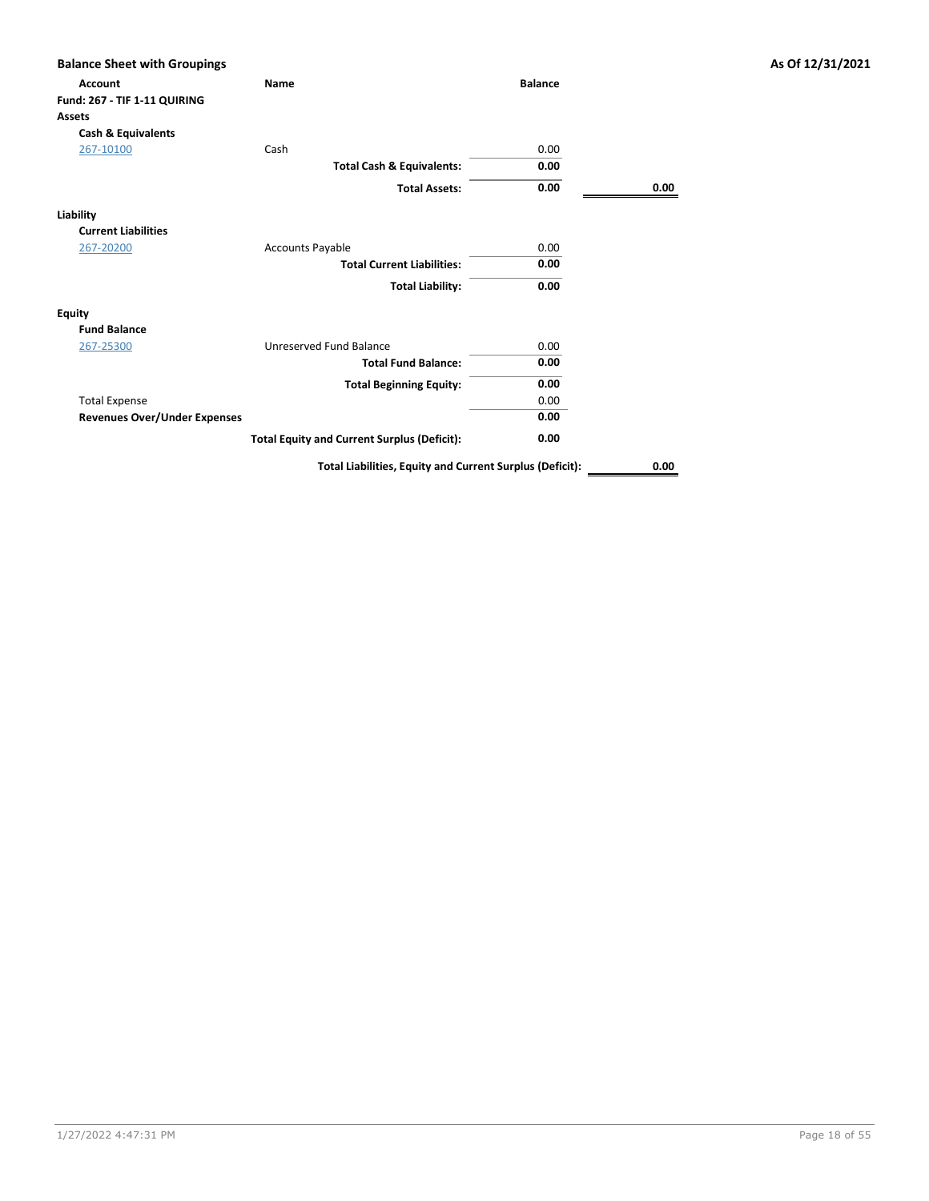**Balance Sheet with Groupings** | **As Of 12/31/2021**

| Account | Name | Balance | |
|---|---|---|---|
| **Fund: 267 - TIF 1-11 QUIRING** | | | |
| **Assets** | | | |
| **Cash & Equivalents** | | | |
| 267-10100 | Cash | 0.00 | |
| | **Total Cash & Equivalents:** | **0.00** | |
| | **Total Assets:** | **0.00** | **0.00** |
| **Liability** | | | |
| **Current Liabilities** | | | |
| 267-20200 | Accounts Payable | 0.00 | |
| | **Total Current Liabilities:** | **0.00** | |
| | **Total Liability:** | **0.00** | |
| **Equity** | | | |
| **Fund Balance** | | | |
| 267-25300 | Unreserved Fund Balance | 0.00 | |
| | **Total Fund Balance:** | **0.00** | |
| | **Total Beginning Equity:** | **0.00** | |
| Total Expense | | 0.00 | |
| **Revenues Over/Under Expenses** | | **0.00** | |
| | **Total Equity and Current Surplus (Deficit):** | **0.00** | |
| | **Total Liabilities, Equity and Current Surplus (Deficit):** | | **0.00** |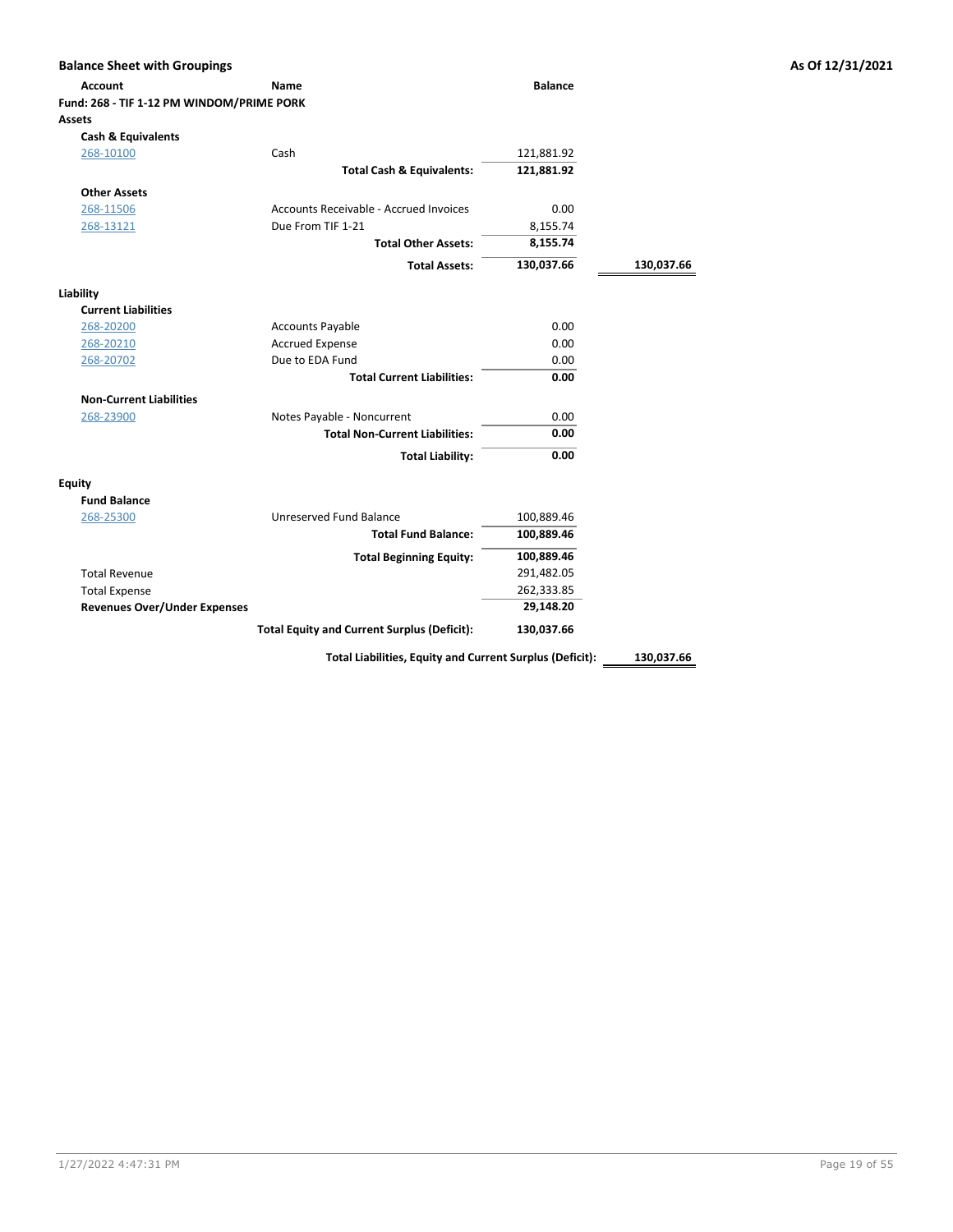## Balance Sheet with Groupings

**As Of 12/31/2021**

| Account | Name | Balance | |
|---|---|---|---|
| **Fund: 268 - TIF 1-12 PM WINDOM/PRIME PORK** | | | |
| **Assets** | | | |
| **Cash & Equivalents** | | | |
| 268-10100 | Cash | 121,881.92 | |
| | **Total Cash & Equivalents:** | **121,881.92** | |
| **Other Assets** | | | |
| 268-11506 | Accounts Receivable - Accrued Invoices | 0.00 | |
| 268-13121 | Due From TIF 1-21 | 8,155.74 | |
| | **Total Other Assets:** | **8,155.74** | |
| | **Total Assets:** | **130,037.66** | **130,037.66** |
| **Liability** | | | |
| **Current Liabilities** | | | |
| 268-20200 | Accounts Payable | 0.00 | |
| 268-20210 | Accrued Expense | 0.00 | |
| 268-20702 | Due to EDA Fund | 0.00 | |
| | **Total Current Liabilities:** | **0.00** | |
| **Non-Current Liabilities** | | | |
| 268-23900 | Notes Payable - Noncurrent | 0.00 | |
| | **Total Non-Current Liabilities:** | **0.00** | |
| | **Total Liability:** | **0.00** | |
| **Equity** | | | |
| **Fund Balance** | | | |
| 268-25300 | Unreserved Fund Balance | 100,889.46 | |
| | **Total Fund Balance:** | **100,889.46** | |
| | **Total Beginning Equity:** | **100,889.46** | |
| Total Revenue | | 291,482.05 | |
| Total Expense | | 262,333.85 | |
| **Revenues Over/Under Expenses** | | **29,148.20** | |
| | **Total Equity and Current Surplus (Deficit):** | **130,037.66** | |
| | **Total Liabilities, Equity and Current Surplus (Deficit):** | | **130,037.66** |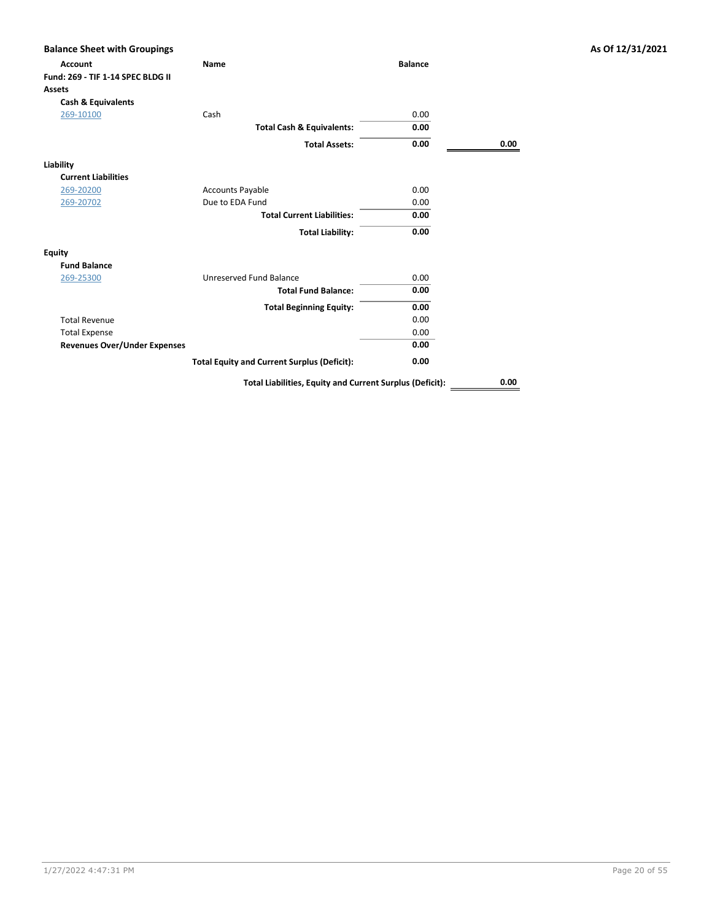**Balance Sheet with Groupings** — **As Of 12/31/2021**

| Account | Name | Balance | |
|---|---|---|---|
| **Fund: 269 - TIF 1-14 SPEC BLDG II** | | | |
| **Assets** | | | |
| **Cash & Equivalents** | | | |
| 269-10100 | Cash | 0.00 | |
| | **Total Cash & Equivalents:** | **0.00** | |
| | **Total Assets:** | **0.00** | **0.00** |
| **Liability** | | | |
| **Current Liabilities** | | | |
| 269-20200 | Accounts Payable | 0.00 | |
| 269-20702 | Due to EDA Fund | 0.00 | |
| | **Total Current Liabilities:** | **0.00** | |
| | **Total Liability:** | **0.00** | |
| **Equity** | | | |
| **Fund Balance** | | | |
| 269-25300 | Unreserved Fund Balance | 0.00 | |
| | **Total Fund Balance:** | **0.00** | |
| | **Total Beginning Equity:** | **0.00** | |
| Total Revenue | | 0.00 | |
| Total Expense | | 0.00 | |
| **Revenues Over/Under Expenses** | | **0.00** | |
| | **Total Equity and Current Surplus (Deficit):** | **0.00** | |
| | **Total Liabilities, Equity and Current Surplus (Deficit):** | | **0.00** |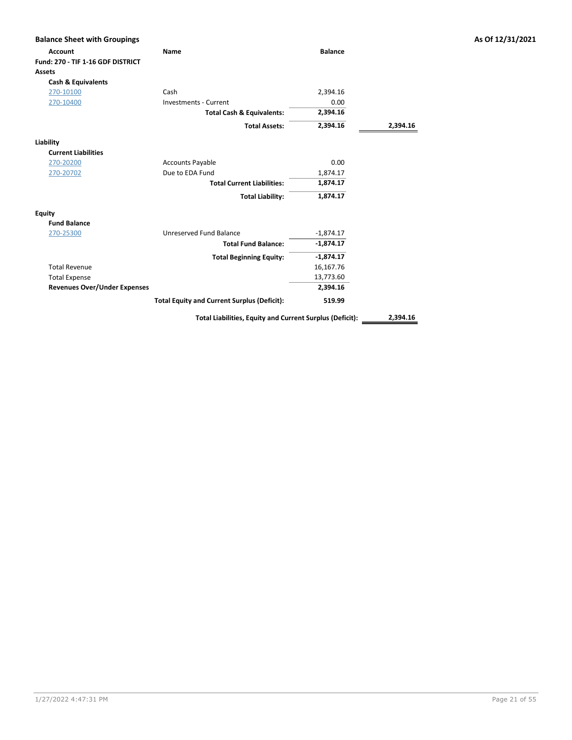**Balance Sheet with Groupings** **As Of 12/31/2021**

| Account | Name | Balance | |
|---|---|---|---|
| **Fund: 270 - TIF 1-16 GDF DISTRICT** | | | |
| **Assets** | | | |
| **Cash & Equivalents** | | | |
| 270-10100 | Cash | 2,394.16 | |
| 270-10400 | Investments - Current | 0.00 | |
| | **Total Cash & Equivalents:** | **2,394.16** | |
| | **Total Assets:** | **2,394.16** | **2,394.16** |
| **Liability** | | | |
| **Current Liabilities** | | | |
| 270-20200 | Accounts Payable | 0.00 | |
| 270-20702 | Due to EDA Fund | 1,874.17 | |
| | **Total Current Liabilities:** | **1,874.17** | |
| | **Total Liability:** | **1,874.17** | |
| **Equity** | | | |
| **Fund Balance** | | | |
| 270-25300 | Unreserved Fund Balance | -1,874.17 | |
| | **Total Fund Balance:** | **-1,874.17** | |
| | **Total Beginning Equity:** | **-1,874.17** | |
| Total Revenue | | 16,167.76 | |
| Total Expense | | 13,773.60 | |
| **Revenues Over/Under Expenses** | | **2,394.16** | |
| | **Total Equity and Current Surplus (Deficit):** | **519.99** | |
| | **Total Liabilities, Equity and Current Surplus (Deficit):** | | **2,394.16** |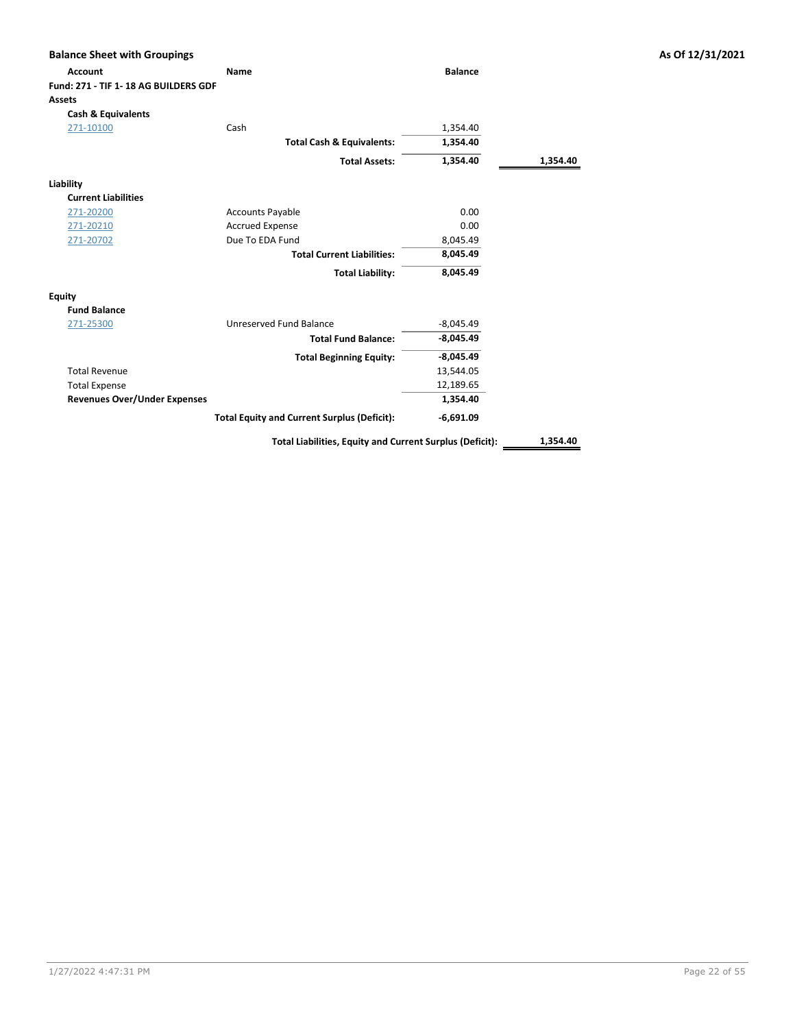**Balance Sheet with Groupings** | **As Of 12/31/2021**

| Account | Name | Balance | |
|---|---|---|---|
| **Fund: 271 - TIF 1- 18 AG BUILDERS GDF** | | | |
| **Assets** | | | |
| **Cash & Equivalents** | | | |
| 271-10100 | Cash | 1,354.40 | |
| | **Total Cash & Equivalents:** | **1,354.40** | |
| | **Total Assets:** | **1,354.40** | **1,354.40** |
| **Liability** | | | |
| **Current Liabilities** | | | |
| 271-20200 | Accounts Payable | 0.00 | |
| 271-20210 | Accrued Expense | 0.00 | |
| 271-20702 | Due To EDA Fund | 8,045.49 | |
| | **Total Current Liabilities:** | **8,045.49** | |
| | **Total Liability:** | **8,045.49** | |
| **Equity** | | | |
| **Fund Balance** | | | |
| 271-25300 | Unreserved Fund Balance | -8,045.49 | |
| | **Total Fund Balance:** | **-8,045.49** | |
| | **Total Beginning Equity:** | **-8,045.49** | |
| Total Revenue | | 13,544.05 | |
| Total Expense | | 12,189.65 | |
| **Revenues Over/Under Expenses** | | **1,354.40** | |
| | **Total Equity and Current Surplus (Deficit):** | **-6,691.09** | |
| | **Total Liabilities, Equity and Current Surplus (Deficit):** | | **1,354.40** |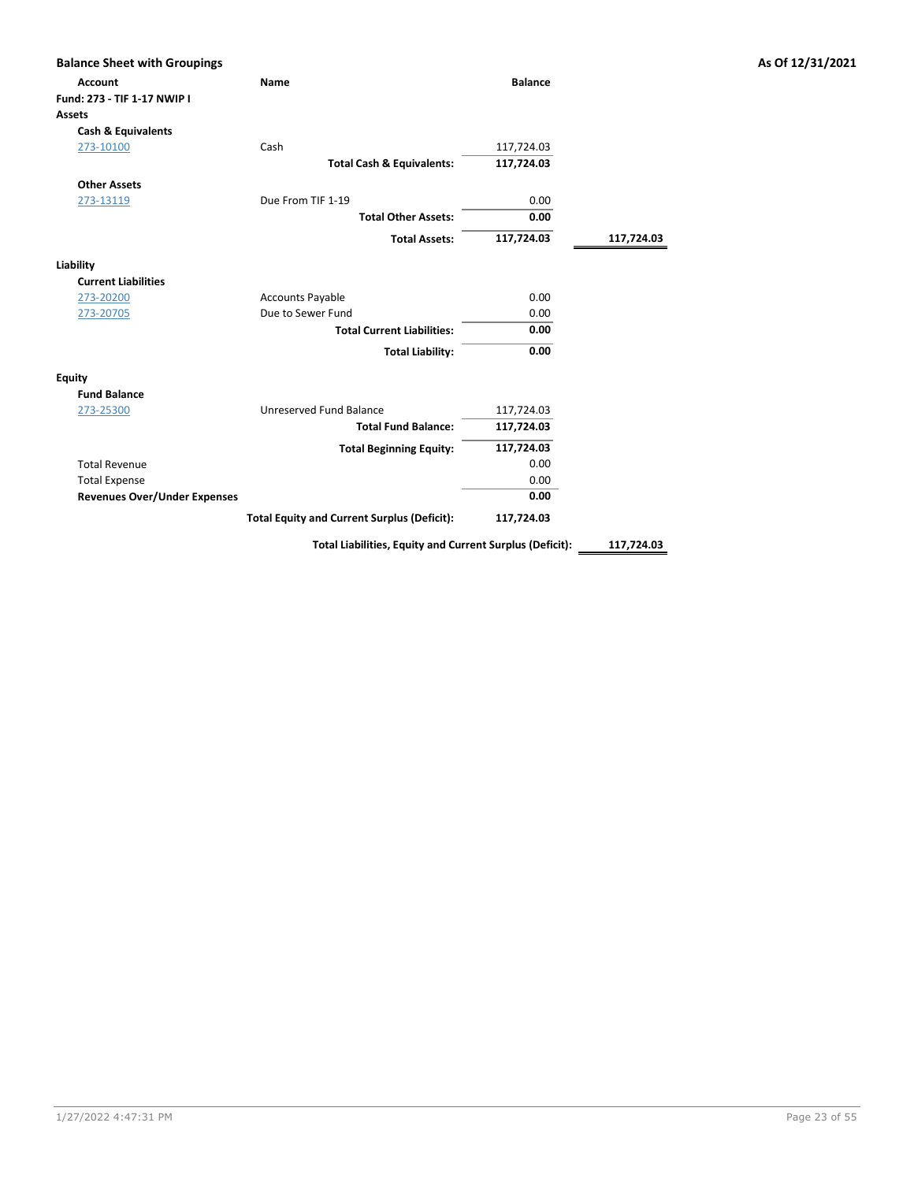## Balance Sheet with Groupings

**As Of 12/31/2021**

| Account | Name | Balance | |
|---|---|---|---|
| **Fund: 273 - TIF 1-17 NWIP I** | | | |
| **Assets** | | | |
| **Cash & Equivalents** | | | |
| 273-10100 | Cash | 117,724.03 | |
| | **Total Cash & Equivalents:** | **117,724.03** | |
| **Other Assets** | | | |
| 273-13119 | Due From TIF 1-19 | 0.00 | |
| | **Total Other Assets:** | **0.00** | |
| | **Total Assets:** | **117,724.03** | **117,724.03** |
| **Liability** | | | |
| **Current Liabilities** | | | |
| 273-20200 | Accounts Payable | 0.00 | |
| 273-20705 | Due to Sewer Fund | 0.00 | |
| | **Total Current Liabilities:** | **0.00** | |
| | **Total Liability:** | **0.00** | |
| **Equity** | | | |
| **Fund Balance** | | | |
| 273-25300 | Unreserved Fund Balance | 117,724.03 | |
| | **Total Fund Balance:** | **117,724.03** | |
| | **Total Beginning Equity:** | **117,724.03** | |
| Total Revenue | | 0.00 | |
| Total Expense | | 0.00 | |
| **Revenues Over/Under Expenses** | | **0.00** | |
| | **Total Equity and Current Surplus (Deficit):** | **117,724.03** | |
| | **Total Liabilities, Equity and Current Surplus (Deficit):** | | **117,724.03** |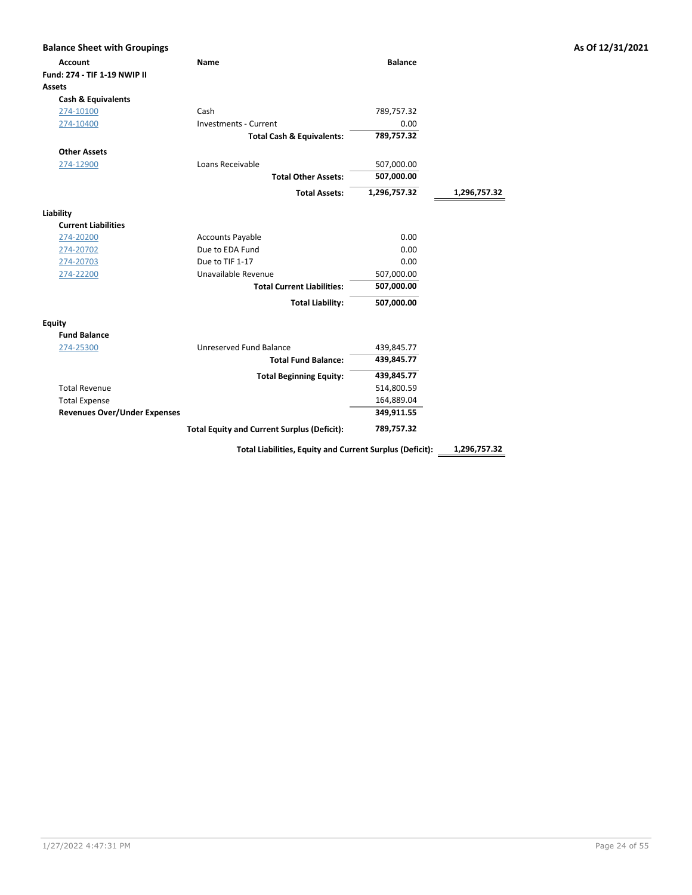## Balance Sheet with Groupings

**As Of 12/31/2021**

| Account | Name | Balance | |
|---|---|---|---|
| **Fund: 274 - TIF 1-19 NWIP II** | | | |
| **Assets** | | | |
| **Cash & Equivalents** | | | |
| 274-10100 | Cash | 789,757.32 | |
| 274-10400 | Investments - Current | 0.00 | |
| | **Total Cash & Equivalents:** | **789,757.32** | |
| **Other Assets** | | | |
| 274-12900 | Loans Receivable | 507,000.00 | |
| | **Total Other Assets:** | **507,000.00** | |
| | **Total Assets:** | **1,296,757.32** | **1,296,757.32** |
| **Liability** | | | |
| **Current Liabilities** | | | |
| 274-20200 | Accounts Payable | 0.00 | |
| 274-20702 | Due to EDA Fund | 0.00 | |
| 274-20703 | Due to TIF 1-17 | 0.00 | |
| 274-22200 | Unavailable Revenue | 507,000.00 | |
| | **Total Current Liabilities:** | **507,000.00** | |
| | **Total Liability:** | **507,000.00** | |
| **Equity** | | | |
| **Fund Balance** | | | |
| 274-25300 | Unreserved Fund Balance | 439,845.77 | |
| | **Total Fund Balance:** | **439,845.77** | |
| | **Total Beginning Equity:** | **439,845.77** | |
| Total Revenue | | 514,800.59 | |
| Total Expense | | 164,889.04 | |
| **Revenues Over/Under Expenses** | | **349,911.55** | |
| | **Total Equity and Current Surplus (Deficit):** | **789,757.32** | |
| | **Total Liabilities, Equity and Current Surplus (Deficit):** | | **1,296,757.32** |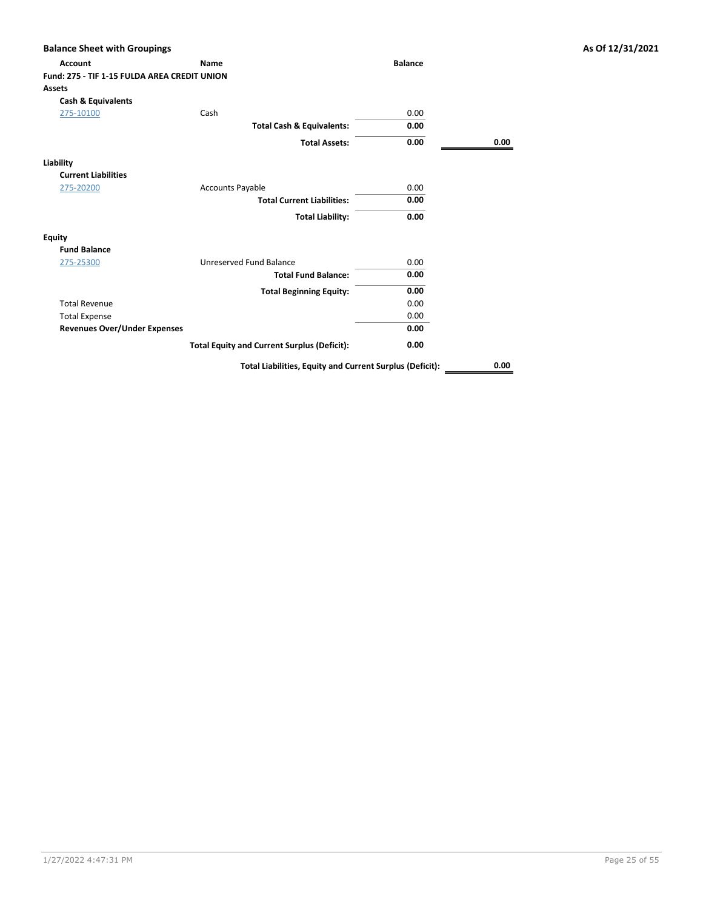**Balance Sheet with Groupings** — **As Of 12/31/2021**

| Account | Name | Balance | |
|---|---|---|---|
| **Fund: 275 - TIF 1-15 FULDA AREA CREDIT UNION** | | | |
| **Assets** | | | |
| **Cash & Equivalents** | | | |
| 275-10100 | Cash | 0.00 | |
| | **Total Cash & Equivalents:** | **0.00** | |
| | **Total Assets:** | **0.00** | **0.00** |
| **Liability** | | | |
| **Current Liabilities** | | | |
| 275-20200 | Accounts Payable | 0.00 | |
| | **Total Current Liabilities:** | **0.00** | |
| | **Total Liability:** | **0.00** | |
| **Equity** | | | |
| **Fund Balance** | | | |
| 275-25300 | Unreserved Fund Balance | 0.00 | |
| | **Total Fund Balance:** | **0.00** | |
| | **Total Beginning Equity:** | **0.00** | |
| Total Revenue | | 0.00 | |
| Total Expense | | 0.00 | |
| **Revenues Over/Under Expenses** | | **0.00** | |
| | **Total Equity and Current Surplus (Deficit):** | **0.00** | |
| | **Total Liabilities, Equity and Current Surplus (Deficit):** | | **0.00** |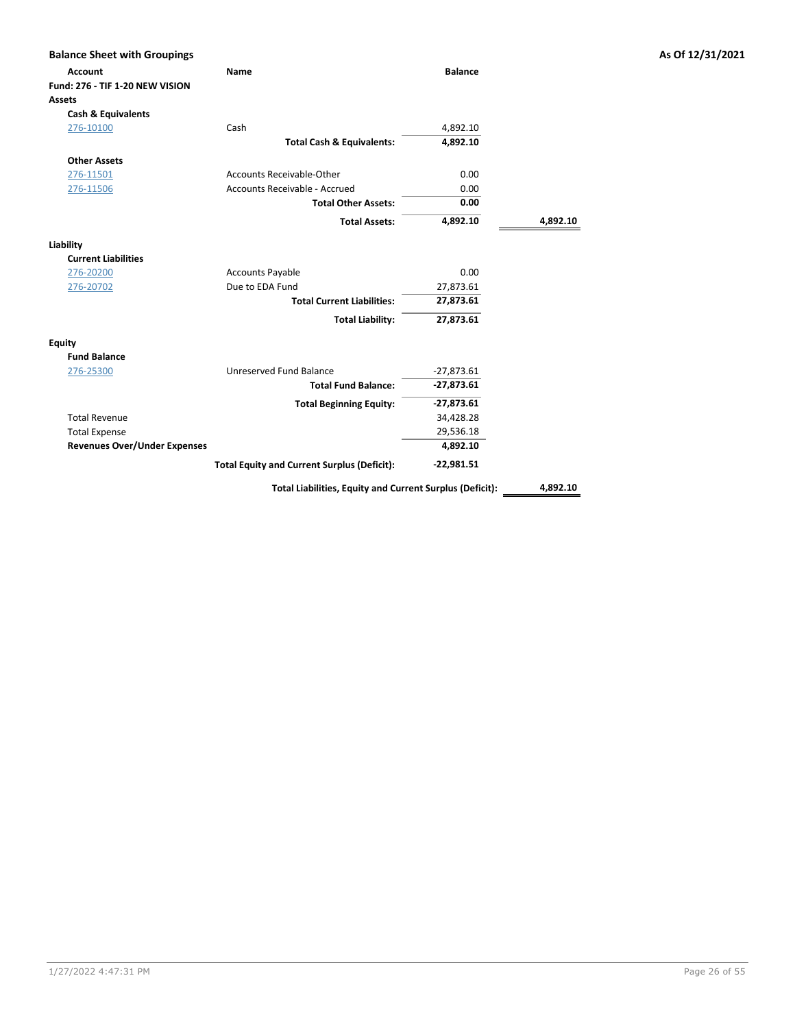## Balance Sheet with Groupings

**As Of 12/31/2021**

| Account | Name | Balance | |
|---|---|---|---|
| **Fund: 276 - TIF 1-20 NEW VISION** | | | |
| **Assets** | | | |
| **Cash & Equivalents** | | | |
| 276-10100 | Cash | 4,892.10 | |
| | **Total Cash & Equivalents:** | **4,892.10** | |
| **Other Assets** | | | |
| 276-11501 | Accounts Receivable-Other | 0.00 | |
| 276-11506 | Accounts Receivable - Accrued | 0.00 | |
| | **Total Other Assets:** | **0.00** | |
| | **Total Assets:** | **4,892.10** | **4,892.10** |
| **Liability** | | | |
| **Current Liabilities** | | | |
| 276-20200 | Accounts Payable | 0.00 | |
| 276-20702 | Due to EDA Fund | 27,873.61 | |
| | **Total Current Liabilities:** | **27,873.61** | |
| | **Total Liability:** | **27,873.61** | |
| **Equity** | | | |
| **Fund Balance** | | | |
| 276-25300 | Unreserved Fund Balance | -27,873.61 | |
| | **Total Fund Balance:** | **-27,873.61** | |
| | **Total Beginning Equity:** | **-27,873.61** | |
| Total Revenue | | 34,428.28 | |
| Total Expense | | 29,536.18 | |
| **Revenues Over/Under Expenses** | | **4,892.10** | |
| | **Total Equity and Current Surplus (Deficit):** | **-22,981.51** | |
| | **Total Liabilities, Equity and Current Surplus (Deficit):** | | **4,892.10** |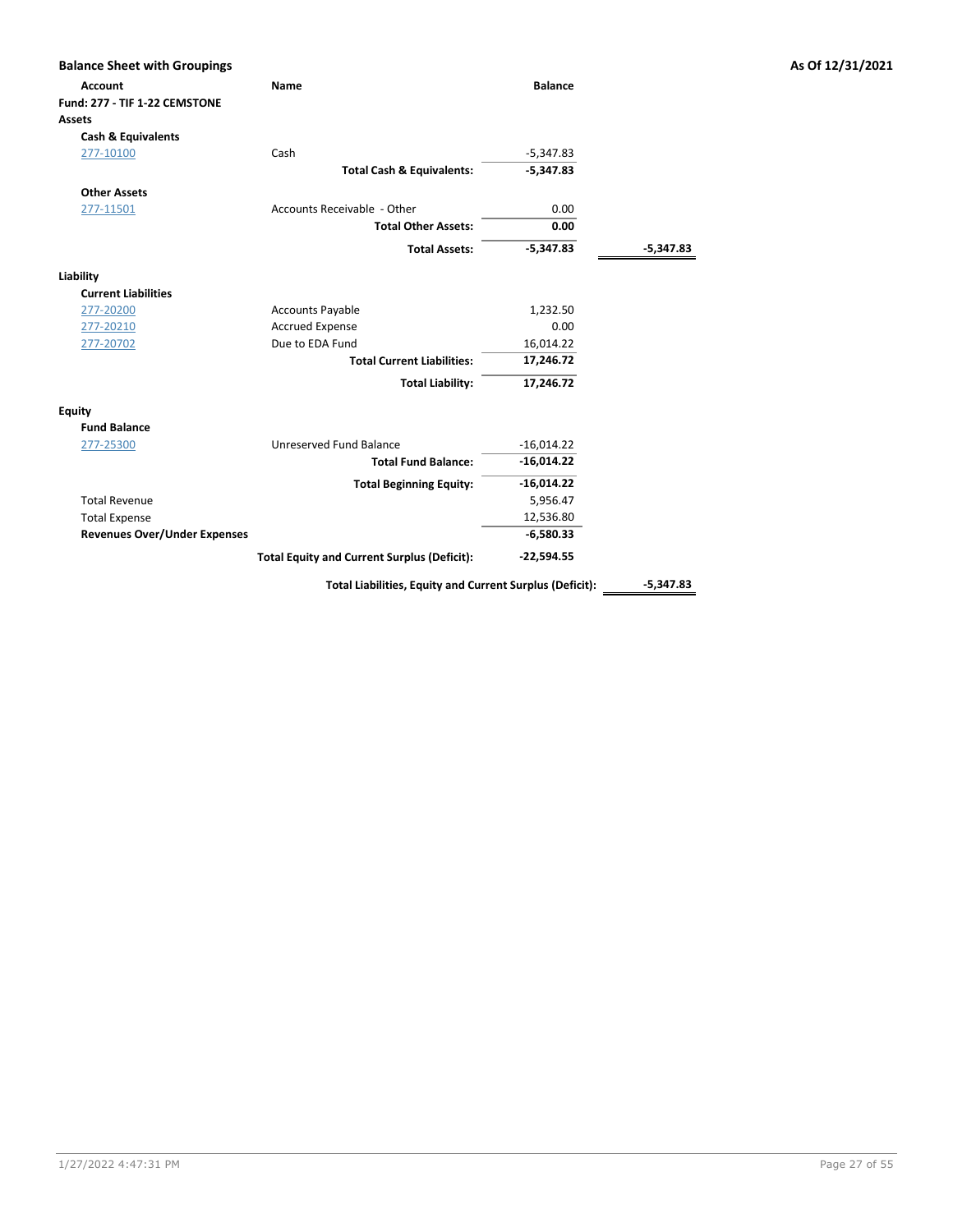**Balance Sheet with Groupings** — **As Of 12/31/2021**

| Account | Name | Balance | |
|---|---|---|---|
| **Fund: 277 - TIF 1-22 CEMSTONE** | | | |
| **Assets** | | | |
| **Cash & Equivalents** | | | |
| 277-10100 | Cash | -5,347.83 | |
| | **Total Cash & Equivalents:** | **-5,347.83** | |
| **Other Assets** | | | |
| 277-11501 | Accounts Receivable - Other | 0.00 | |
| | **Total Other Assets:** | **0.00** | |
| | **Total Assets:** | **-5,347.83** | **-5,347.83** |
| **Liability** | | | |
| **Current Liabilities** | | | |
| 277-20200 | Accounts Payable | 1,232.50 | |
| 277-20210 | Accrued Expense | 0.00 | |
| 277-20702 | Due to EDA Fund | 16,014.22 | |
| | **Total Current Liabilities:** | **17,246.72** | |
| | **Total Liability:** | **17,246.72** | |
| **Equity** | | | |
| **Fund Balance** | | | |
| 277-25300 | Unreserved Fund Balance | -16,014.22 | |
| | **Total Fund Balance:** | **-16,014.22** | |
| | **Total Beginning Equity:** | **-16,014.22** | |
| Total Revenue | | 5,956.47 | |
| Total Expense | | 12,536.80 | |
| **Revenues Over/Under Expenses** | | **-6,580.33** | |
| | **Total Equity and Current Surplus (Deficit):** | **-22,594.55** | |
| | **Total Liabilities, Equity and Current Surplus (Deficit):** | | **-5,347.83** |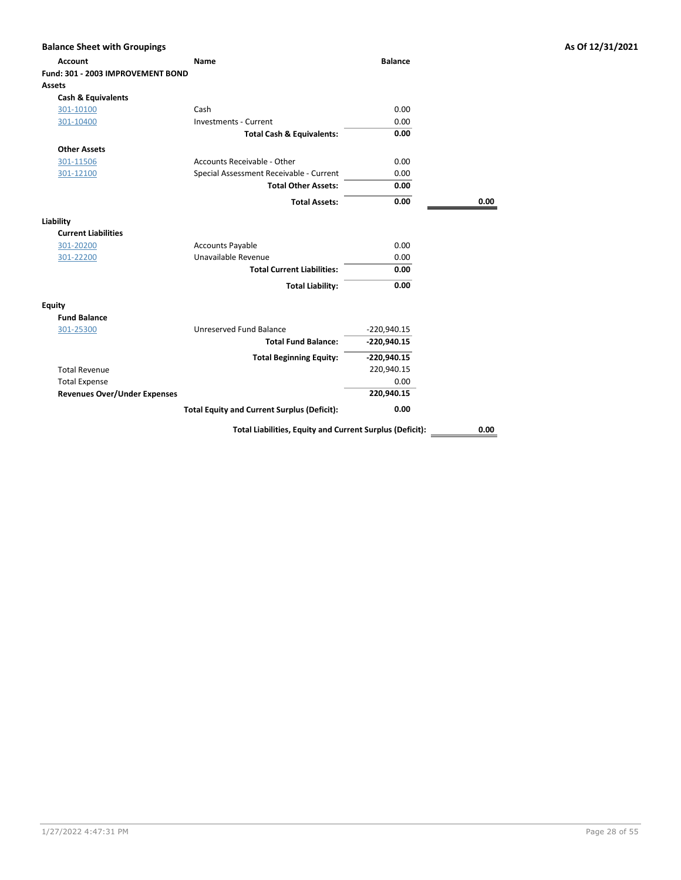**Balance Sheet with Groupings** — As Of 12/31/2021

| Account | Name | Balance | |
|---|---|---|---|
| **Fund: 301 - 2003 IMPROVEMENT BOND** | | | |
| **Assets** | | | |
| **Cash & Equivalents** | | | |
| 301-10100 | Cash | 0.00 | |
| 301-10400 | Investments - Current | 0.00 | |
| | **Total Cash & Equivalents:** | **0.00** | |
| **Other Assets** | | | |
| 301-11506 | Accounts Receivable - Other | 0.00 | |
| 301-12100 | Special Assessment Receivable - Current | 0.00 | |
| | **Total Other Assets:** | **0.00** | |
| | **Total Assets:** | **0.00** | **0.00** |
| **Liability** | | | |
| **Current Liabilities** | | | |
| 301-20200 | Accounts Payable | 0.00 | |
| 301-22200 | Unavailable Revenue | 0.00 | |
| | **Total Current Liabilities:** | **0.00** | |
| | **Total Liability:** | **0.00** | |
| **Equity** | | | |
| **Fund Balance** | | | |
| 301-25300 | Unreserved Fund Balance | -220,940.15 | |
| | **Total Fund Balance:** | **-220,940.15** | |
| | **Total Beginning Equity:** | **-220,940.15** | |
| Total Revenue | | 220,940.15 | |
| Total Expense | | 0.00 | |
| **Revenues Over/Under Expenses** | | **220,940.15** | |
| | **Total Equity and Current Surplus (Deficit):** | **0.00** | |
| | **Total Liabilities, Equity and Current Surplus (Deficit):** | | **0.00** |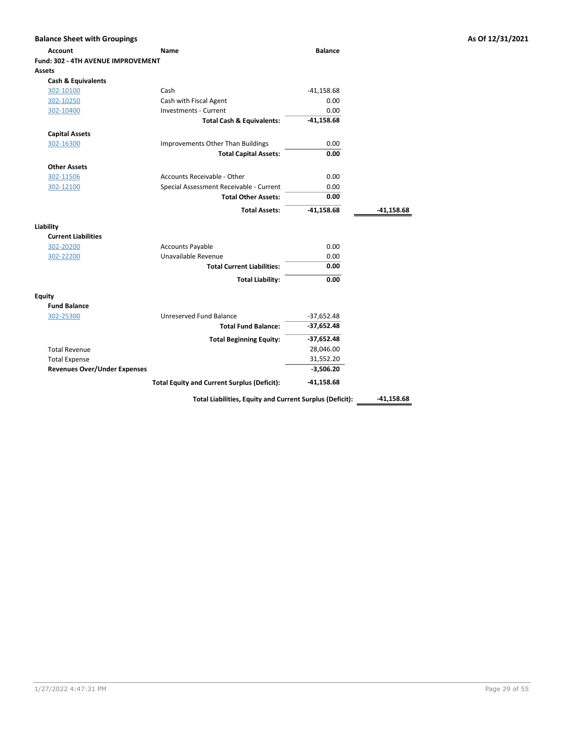**Balance Sheet with Groupings** **As Of 12/31/2021**

| Account | Name | Balance | |
|---|---|---|---|
| **Fund: 302 - 4TH AVENUE IMPROVEMENT** | | | |
| **Assets** | | | |
| **Cash & Equivalents** | | | |
| 302-10100 | Cash | -41,158.68 | |
| 302-10250 | Cash with Fiscal Agent | 0.00 | |
| 302-10400 | Investments - Current | 0.00 | |
| | **Total Cash & Equivalents:** | **-41,158.68** | |
| **Capital Assets** | | | |
| 302-16300 | Improvements Other Than Buildings | 0.00 | |
| | **Total Capital Assets:** | **0.00** | |
| **Other Assets** | | | |
| 302-11506 | Accounts Receivable - Other | 0.00 | |
| 302-12100 | Special Assessment Receivable - Current | 0.00 | |
| | **Total Other Assets:** | **0.00** | |
| | **Total Assets:** | **-41,158.68** | **-41,158.68** |
| **Liability** | | | |
| **Current Liabilities** | | | |
| 302-20200 | Accounts Payable | 0.00 | |
| 302-22200 | Unavailable Revenue | 0.00 | |
| | **Total Current Liabilities:** | **0.00** | |
| | **Total Liability:** | **0.00** | |
| **Equity** | | | |
| **Fund Balance** | | | |
| 302-25300 | Unreserved Fund Balance | -37,652.48 | |
| | **Total Fund Balance:** | **-37,652.48** | |
| | **Total Beginning Equity:** | **-37,652.48** | |
| Total Revenue | | 28,046.00 | |
| Total Expense | | 31,552.20 | |
| **Revenues Over/Under Expenses** | | **-3,506.20** | |
| | **Total Equity and Current Surplus (Deficit):** | **-41,158.68** | |
| | **Total Liabilities, Equity and Current Surplus (Deficit):** | | **-41,158.68** |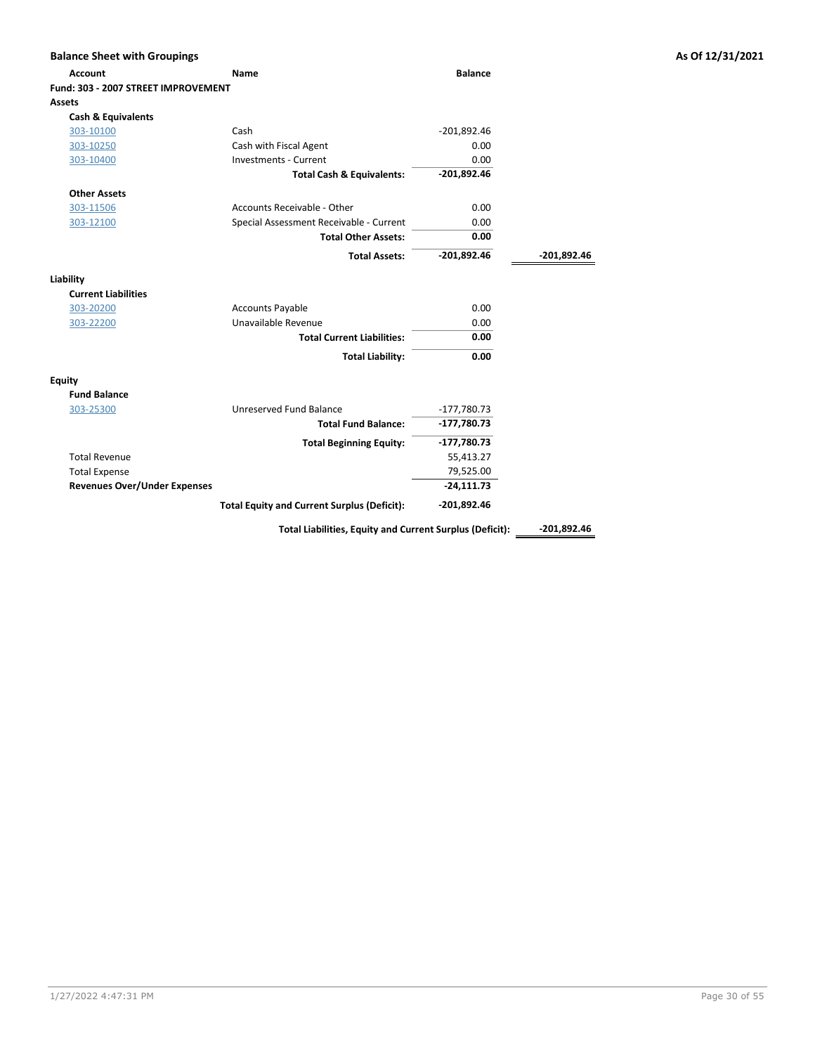## Balance Sheet with Groupings

**As Of 12/31/2021**

| Account | Name | Balance | |
|---|---|---|---|
| **Fund: 303 - 2007 STREET IMPROVEMENT** | | | |
| **Assets** | | | |
| **Cash & Equivalents** | | | |
| 303-10100 | Cash | -201,892.46 | |
| 303-10250 | Cash with Fiscal Agent | 0.00 | |
| 303-10400 | Investments - Current | 0.00 | |
| | **Total Cash & Equivalents:** | **-201,892.46** | |
| **Other Assets** | | | |
| 303-11506 | Accounts Receivable - Other | 0.00 | |
| 303-12100 | Special Assessment Receivable - Current | 0.00 | |
| | **Total Other Assets:** | **0.00** | |
| | **Total Assets:** | **-201,892.46** | **-201,892.46** |
| **Liability** | | | |
| **Current Liabilities** | | | |
| 303-20200 | Accounts Payable | 0.00 | |
| 303-22200 | Unavailable Revenue | 0.00 | |
| | **Total Current Liabilities:** | **0.00** | |
| | **Total Liability:** | **0.00** | |
| **Equity** | | | |
| **Fund Balance** | | | |
| 303-25300 | Unreserved Fund Balance | -177,780.73 | |
| | **Total Fund Balance:** | **-177,780.73** | |
| | **Total Beginning Equity:** | **-177,780.73** | |
| Total Revenue | | 55,413.27 | |
| Total Expense | | 79,525.00 | |
| **Revenues Over/Under Expenses** | | **-24,111.73** | |
| | **Total Equity and Current Surplus (Deficit):** | **-201,892.46** | |
| | **Total Liabilities, Equity and Current Surplus (Deficit):** | | **-201,892.46** |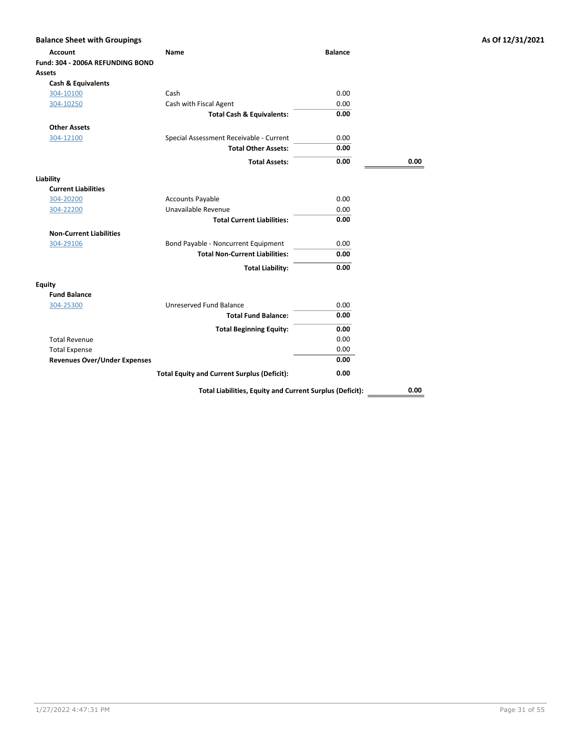## Balance Sheet with Groupings

**As Of 12/31/2021**

| Account | Name | Balance | |
|---|---|---|---|
| **Fund: 304 - 2006A REFUNDING BOND** | | | |
| **Assets** | | | |
| **Cash & Equivalents** | | | |
| 304-10100 | Cash | 0.00 | |
| 304-10250 | Cash with Fiscal Agent | 0.00 | |
| | **Total Cash & Equivalents:** | **0.00** | |
| **Other Assets** | | | |
| 304-12100 | Special Assessment Receivable - Current | 0.00 | |
| | **Total Other Assets:** | **0.00** | |
| | **Total Assets:** | **0.00** | **0.00** |
| **Liability** | | | |
| **Current Liabilities** | | | |
| 304-20200 | Accounts Payable | 0.00 | |
| 304-22200 | Unavailable Revenue | 0.00 | |
| | **Total Current Liabilities:** | **0.00** | |
| **Non-Current Liabilities** | | | |
| 304-29106 | Bond Payable - Noncurrent Equipment | 0.00 | |
| | **Total Non-Current Liabilities:** | **0.00** | |
| | **Total Liability:** | **0.00** | |
| **Equity** | | | |
| **Fund Balance** | | | |
| 304-25300 | Unreserved Fund Balance | 0.00 | |
| | **Total Fund Balance:** | **0.00** | |
| | **Total Beginning Equity:** | **0.00** | |
| Total Revenue | | 0.00 | |
| Total Expense | | 0.00 | |
| **Revenues Over/Under Expenses** | | **0.00** | |
| | **Total Equity and Current Surplus (Deficit):** | **0.00** | |
| | **Total Liabilities, Equity and Current Surplus (Deficit):** | | **0.00** |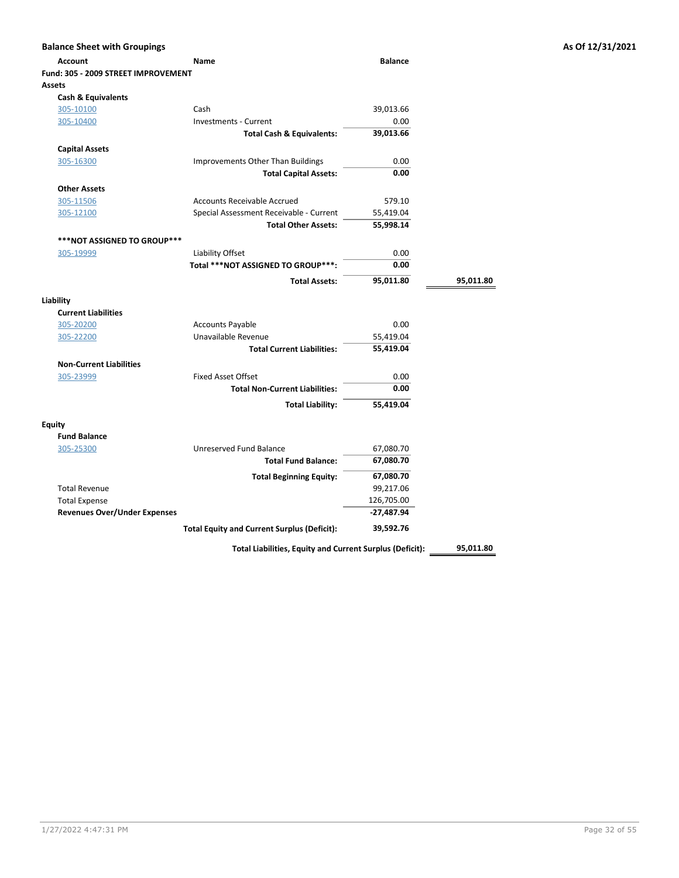**Balance Sheet with Groupings** — **As Of 12/31/2021**

| Account | Name | Balance | |
|---|---|---|---|
| **Fund: 305 - 2009 STREET IMPROVEMENT** | | | |
| **Assets** | | | |
| **Cash & Equivalents** | | | |
| 305-10100 | Cash | 39,013.66 | |
| 305-10400 | Investments - Current | 0.00 | |
| | **Total Cash & Equivalents:** | **39,013.66** | |
| **Capital Assets** | | | |
| 305-16300 | Improvements Other Than Buildings | 0.00 | |
| | **Total Capital Assets:** | **0.00** | |
| **Other Assets** | | | |
| 305-11506 | Accounts Receivable Accrued | 579.10 | |
| 305-12100 | Special Assessment Receivable - Current | 55,419.04 | |
| | **Total Other Assets:** | **55,998.14** | |
| **\*\*\*NOT ASSIGNED TO GROUP\*\*\*** | | | |
| 305-19999 | Liability Offset | 0.00 | |
| | **Total \*\*\*NOT ASSIGNED TO GROUP\*\*\*:** | **0.00** | |
| | **Total Assets:** | **95,011.80** | **95,011.80** |
| **Liability** | | | |
| **Current Liabilities** | | | |
| 305-20200 | Accounts Payable | 0.00 | |
| 305-22200 | Unavailable Revenue | 55,419.04 | |
| | **Total Current Liabilities:** | **55,419.04** | |
| **Non-Current Liabilities** | | | |
| 305-23999 | Fixed Asset Offset | 0.00 | |
| | **Total Non-Current Liabilities:** | **0.00** | |
| | **Total Liability:** | **55,419.04** | |
| **Equity** | | | |
| **Fund Balance** | | | |
| 305-25300 | Unreserved Fund Balance | 67,080.70 | |
| | **Total Fund Balance:** | **67,080.70** | |
| | **Total Beginning Equity:** | **67,080.70** | |
| Total Revenue | | 99,217.06 | |
| Total Expense | | 126,705.00 | |
| **Revenues Over/Under Expenses** | | **-27,487.94** | |
| | **Total Equity and Current Surplus (Deficit):** | **39,592.76** | |
| | **Total Liabilities, Equity and Current Surplus (Deficit):** | | **95,011.80** |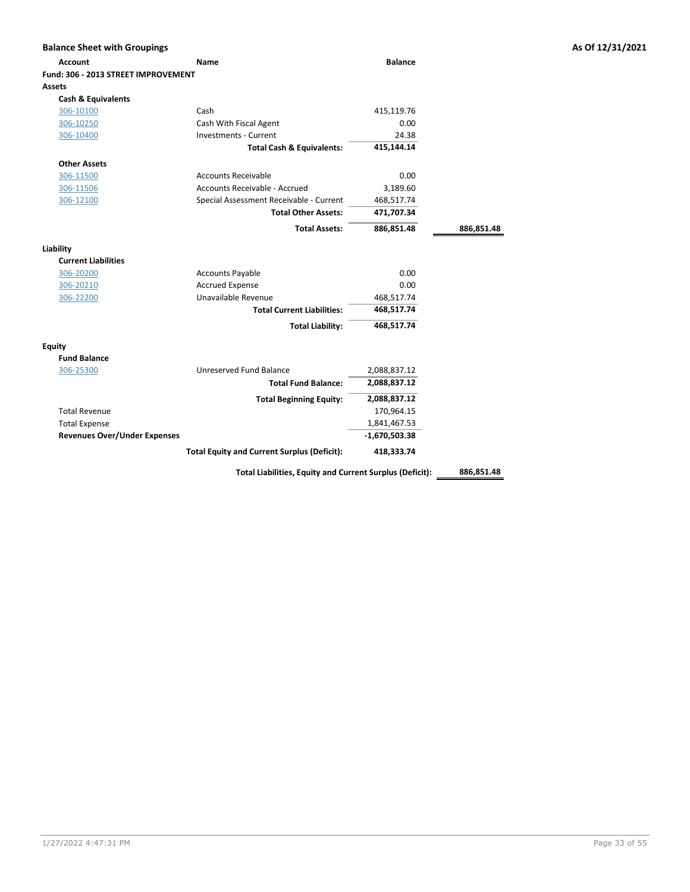## Balance Sheet with Groupings

**As Of 12/31/2021**

| Account | Name | Balance | |
|---|---|---|---|
| **Fund: 306 - 2013 STREET IMPROVEMENT** | | | |
| **Assets** | | | |
| **Cash & Equivalents** | | | |
| 306-10100 | Cash | 415,119.76 | |
| 306-10250 | Cash With Fiscal Agent | 0.00 | |
| 306-10400 | Investments - Current | 24.38 | |
| | **Total Cash & Equivalents:** | **415,144.14** | |
| **Other Assets** | | | |
| 306-11500 | Accounts Receivable | 0.00 | |
| 306-11506 | Accounts Receivable - Accrued | 3,189.60 | |
| 306-12100 | Special Assessment Receivable - Current | 468,517.74 | |
| | **Total Other Assets:** | **471,707.34** | |
| | **Total Assets:** | **886,851.48** | **886,851.48** |
| **Liability** | | | |
| **Current Liabilities** | | | |
| 306-20200 | Accounts Payable | 0.00 | |
| 306-20210 | Accrued Expense | 0.00 | |
| 306-22200 | Unavailable Revenue | 468,517.74 | |
| | **Total Current Liabilities:** | **468,517.74** | |
| | **Total Liability:** | **468,517.74** | |
| **Equity** | | | |
| **Fund Balance** | | | |
| 306-25300 | Unreserved Fund Balance | 2,088,837.12 | |
| | **Total Fund Balance:** | **2,088,837.12** | |
| | **Total Beginning Equity:** | **2,088,837.12** | |
| Total Revenue | | 170,964.15 | |
| Total Expense | | 1,841,467.53 | |
| **Revenues Over/Under Expenses** | | **-1,670,503.38** | |
| | **Total Equity and Current Surplus (Deficit):** | **418,333.74** | |
| | **Total Liabilities, Equity and Current Surplus (Deficit):** | | **886,851.48** |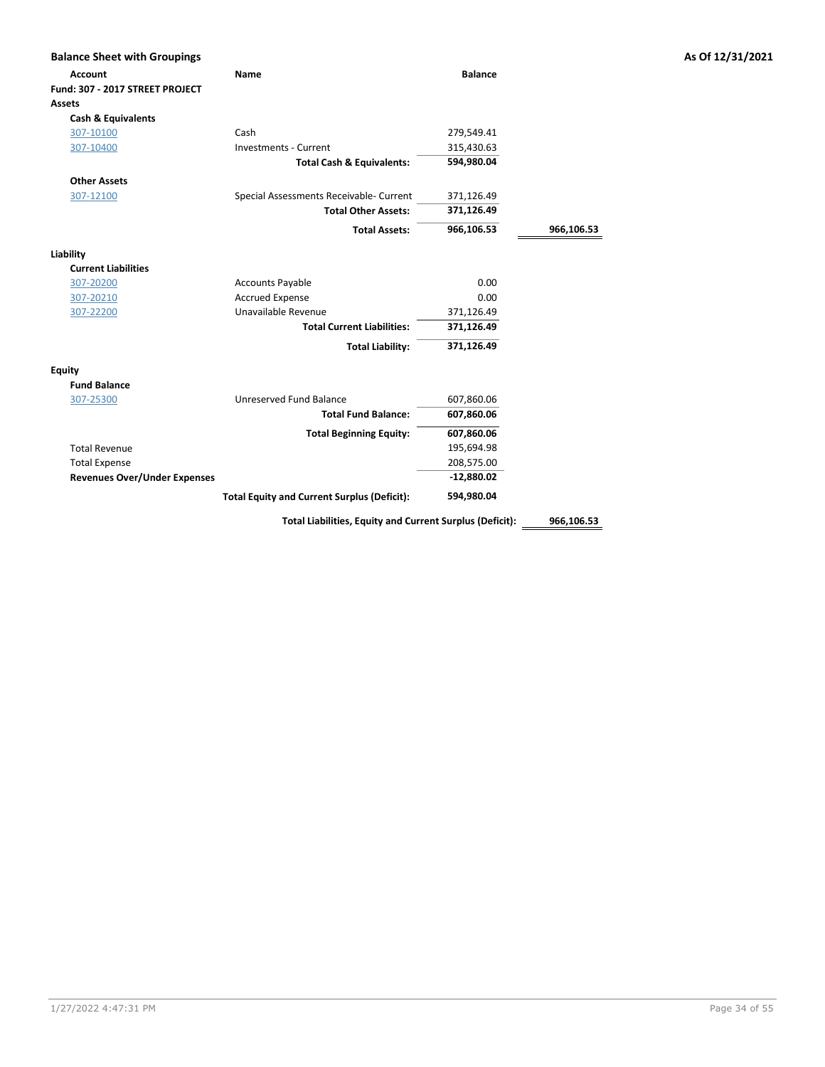## Balance Sheet with Groupings

As Of 12/31/2021

| Account | Name | Balance | |
|---|---|---|---|
| **Fund: 307 - 2017 STREET PROJECT** | | | |
| **Assets** | | | |
| **Cash & Equivalents** | | | |
| 307-10100 | Cash | 279,549.41 | |
| 307-10400 | Investments - Current | 315,430.63 | |
| | **Total Cash & Equivalents:** | **594,980.04** | |
| **Other Assets** | | | |
| 307-12100 | Special Assessments Receivable- Current | 371,126.49 | |
| | **Total Other Assets:** | **371,126.49** | |
| | **Total Assets:** | **966,106.53** | **966,106.53** |
| **Liability** | | | |
| **Current Liabilities** | | | |
| 307-20200 | Accounts Payable | 0.00 | |
| 307-20210 | Accrued Expense | 0.00 | |
| 307-22200 | Unavailable Revenue | 371,126.49 | |
| | **Total Current Liabilities:** | **371,126.49** | |
| | **Total Liability:** | **371,126.49** | |
| **Equity** | | | |
| **Fund Balance** | | | |
| 307-25300 | Unreserved Fund Balance | 607,860.06 | |
| | **Total Fund Balance:** | **607,860.06** | |
| | **Total Beginning Equity:** | **607,860.06** | |
| Total Revenue | | 195,694.98 | |
| Total Expense | | 208,575.00 | |
| **Revenues Over/Under Expenses** | | **-12,880.02** | |
| | **Total Equity and Current Surplus (Deficit):** | **594,980.04** | |
| | **Total Liabilities, Equity and Current Surplus (Deficit):** | | **966,106.53** |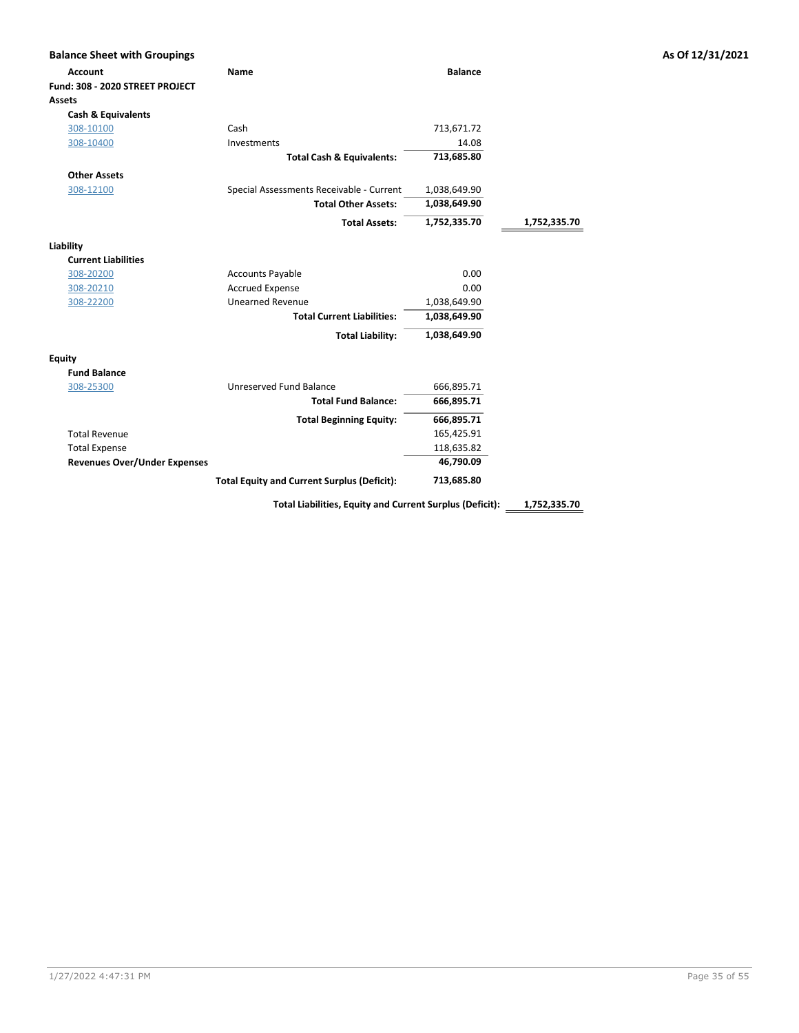**Balance Sheet with Groupings** — As Of 12/31/2021

| Account | Name | Balance | |
|---|---|---|---|
| **Fund: 308 - 2020 STREET PROJECT** | | | |
| **Assets** | | | |
| **Cash & Equivalents** | | | |
| 308-10100 | Cash | 713,671.72 | |
| 308-10400 | Investments | 14.08 | |
| | **Total Cash & Equivalents:** | **713,685.80** | |
| **Other Assets** | | | |
| 308-12100 | Special Assessments Receivable - Current | 1,038,649.90 | |
| | **Total Other Assets:** | **1,038,649.90** | |
| | **Total Assets:** | **1,752,335.70** | **1,752,335.70** |
| **Liability** | | | |
| **Current Liabilities** | | | |
| 308-20200 | Accounts Payable | 0.00 | |
| 308-20210 | Accrued Expense | 0.00 | |
| 308-22200 | Unearned Revenue | 1,038,649.90 | |
| | **Total Current Liabilities:** | **1,038,649.90** | |
| | **Total Liability:** | **1,038,649.90** | |
| **Equity** | | | |
| **Fund Balance** | | | |
| 308-25300 | Unreserved Fund Balance | 666,895.71 | |
| | **Total Fund Balance:** | **666,895.71** | |
| | **Total Beginning Equity:** | **666,895.71** | |
| Total Revenue | | 165,425.91 | |
| Total Expense | | 118,635.82 | |
| **Revenues Over/Under Expenses** | | **46,790.09** | |
| | **Total Equity and Current Surplus (Deficit):** | **713,685.80** | |
| | **Total Liabilities, Equity and Current Surplus (Deficit):** | | **1,752,335.70** |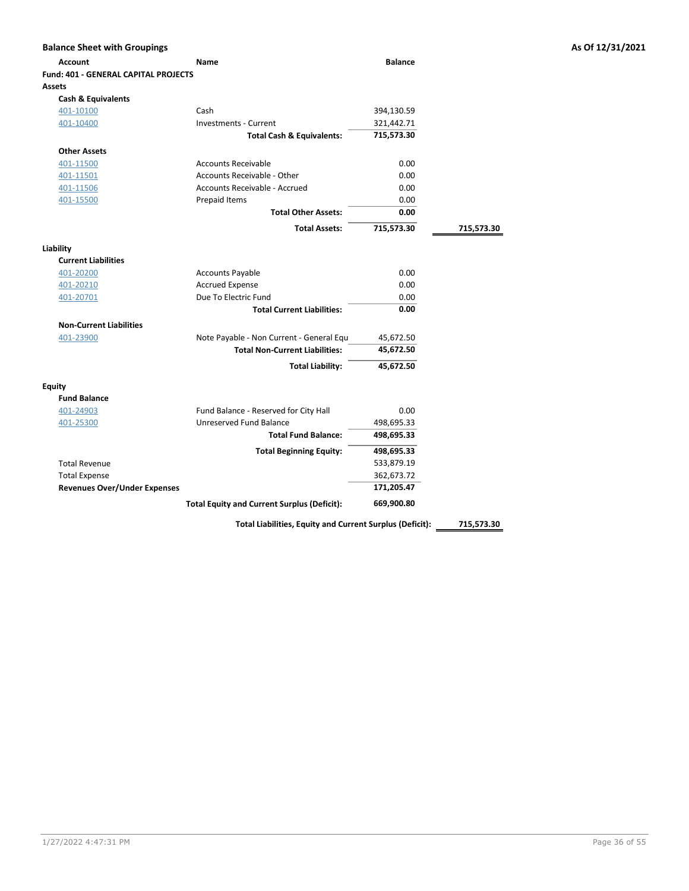## Balance Sheet with Groupings

**As Of 12/31/2021**

| Account | Name | Balance | |
|---|---|---|---|
| **Fund: 401 - GENERAL CAPITAL PROJECTS** | | | |
| **Assets** | | | |
| **Cash & Equivalents** | | | |
| 401-10100 | Cash | 394,130.59 | |
| 401-10400 | Investments - Current | 321,442.71 | |
| | **Total Cash & Equivalents:** | **715,573.30** | |
| **Other Assets** | | | |
| 401-11500 | Accounts Receivable | 0.00 | |
| 401-11501 | Accounts Receivable - Other | 0.00 | |
| 401-11506 | Accounts Receivable - Accrued | 0.00 | |
| 401-15500 | Prepaid Items | 0.00 | |
| | **Total Other Assets:** | **0.00** | |
| | **Total Assets:** | **715,573.30** | **715,573.30** |
| **Liability** | | | |
| **Current Liabilities** | | | |
| 401-20200 | Accounts Payable | 0.00 | |
| 401-20210 | Accrued Expense | 0.00 | |
| 401-20701 | Due To Electric Fund | 0.00 | |
| | **Total Current Liabilities:** | **0.00** | |
| **Non-Current Liabilities** | | | |
| 401-23900 | Note Payable - Non Current - General Equ | 45,672.50 | |
| | **Total Non-Current Liabilities:** | **45,672.50** | |
| | **Total Liability:** | **45,672.50** | |
| **Equity** | | | |
| **Fund Balance** | | | |
| 401-24903 | Fund Balance - Reserved for City Hall | 0.00 | |
| 401-25300 | Unreserved Fund Balance | 498,695.33 | |
| | **Total Fund Balance:** | **498,695.33** | |
| | **Total Beginning Equity:** | **498,695.33** | |
| Total Revenue | | 533,879.19 | |
| Total Expense | | 362,673.72 | |
| **Revenues Over/Under Expenses** | | **171,205.47** | |
| | **Total Equity and Current Surplus (Deficit):** | **669,900.80** | |
| | **Total Liabilities, Equity and Current Surplus (Deficit):** | | **715,573.30** |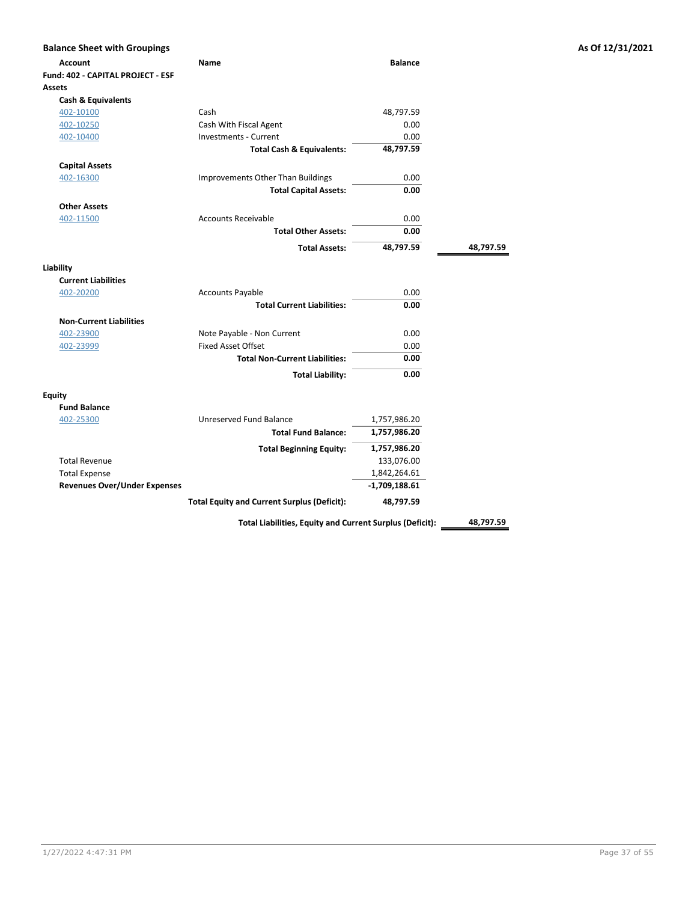## Balance Sheet with Groupings

**As Of 12/31/2021**

| Account | Name | Balance | |
|---|---|---|---|
| **Fund: 402 - CAPITAL PROJECT - ESF** | | | |
| **Assets** | | | |
| **Cash & Equivalents** | | | |
| 402-10100 | Cash | 48,797.59 | |
| 402-10250 | Cash With Fiscal Agent | 0.00 | |
| 402-10400 | Investments - Current | 0.00 | |
| | **Total Cash & Equivalents:** | **48,797.59** | |
| **Capital Assets** | | | |
| 402-16300 | Improvements Other Than Buildings | 0.00 | |
| | **Total Capital Assets:** | **0.00** | |
| **Other Assets** | | | |
| 402-11500 | Accounts Receivable | 0.00 | |
| | **Total Other Assets:** | **0.00** | |
| | **Total Assets:** | **48,797.59** | **48,797.59** |
| **Liability** | | | |
| **Current Liabilities** | | | |
| 402-20200 | Accounts Payable | 0.00 | |
| | **Total Current Liabilities:** | **0.00** | |
| **Non-Current Liabilities** | | | |
| 402-23900 | Note Payable - Non Current | 0.00 | |
| 402-23999 | Fixed Asset Offset | 0.00 | |
| | **Total Non-Current Liabilities:** | **0.00** | |
| | **Total Liability:** | **0.00** | |
| **Equity** | | | |
| **Fund Balance** | | | |
| 402-25300 | Unreserved Fund Balance | 1,757,986.20 | |
| | **Total Fund Balance:** | **1,757,986.20** | |
| | **Total Beginning Equity:** | **1,757,986.20** | |
| Total Revenue | | 133,076.00 | |
| Total Expense | | 1,842,264.61 | |
| **Revenues Over/Under Expenses** | | **-1,709,188.61** | |
| | **Total Equity and Current Surplus (Deficit):** | **48,797.59** | |
| | **Total Liabilities, Equity and Current Surplus (Deficit):** | | **48,797.59** |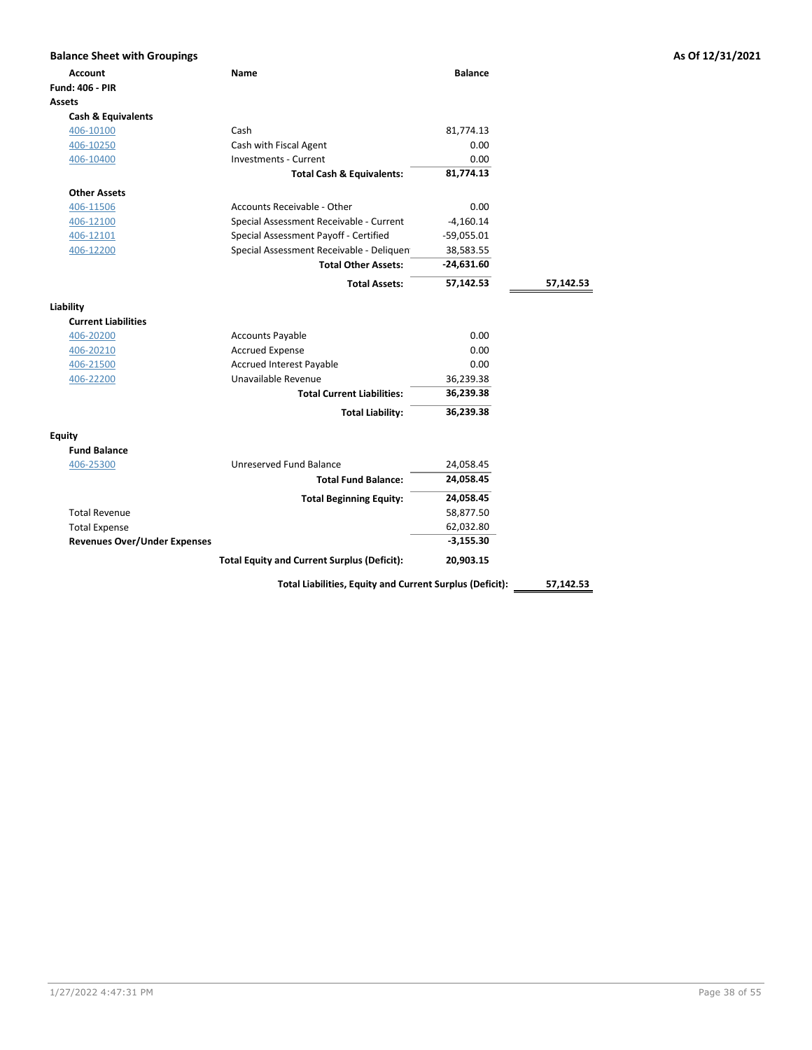## Balance Sheet with Groupings

**As Of 12/31/2021**

| Account | Name | Balance | |
|---|---|---|---|
| **Fund: 406 - PIR** | | | |
| **Assets** | | | |
| **Cash & Equivalents** | | | |
| 406-10100 | Cash | 81,774.13 | |
| 406-10250 | Cash with Fiscal Agent | 0.00 | |
| 406-10400 | Investments - Current | 0.00 | |
| | **Total Cash & Equivalents:** | **81,774.13** | |
| **Other Assets** | | | |
| 406-11506 | Accounts Receivable - Other | 0.00 | |
| 406-12100 | Special Assessment Receivable - Current | -4,160.14 | |
| 406-12101 | Special Assessment Payoff - Certified | -59,055.01 | |
| 406-12200 | Special Assessment Receivable - Deliquen | 38,583.55 | |
| | **Total Other Assets:** | **-24,631.60** | |
| | **Total Assets:** | **57,142.53** | **57,142.53** |
| **Liability** | | | |
| **Current Liabilities** | | | |
| 406-20200 | Accounts Payable | 0.00 | |
| 406-20210 | Accrued Expense | 0.00 | |
| 406-21500 | Accrued Interest Payable | 0.00 | |
| 406-22200 | Unavailable Revenue | 36,239.38 | |
| | **Total Current Liabilities:** | **36,239.38** | |
| | **Total Liability:** | **36,239.38** | |
| **Equity** | | | |
| **Fund Balance** | | | |
| 406-25300 | Unreserved Fund Balance | 24,058.45 | |
| | **Total Fund Balance:** | **24,058.45** | |
| | **Total Beginning Equity:** | **24,058.45** | |
| Total Revenue | | 58,877.50 | |
| Total Expense | | 62,032.80 | |
| **Revenues Over/Under Expenses** | | **-3,155.30** | |
| | **Total Equity and Current Surplus (Deficit):** | **20,903.15** | |
| | **Total Liabilities, Equity and Current Surplus (Deficit):** | | **57,142.53** |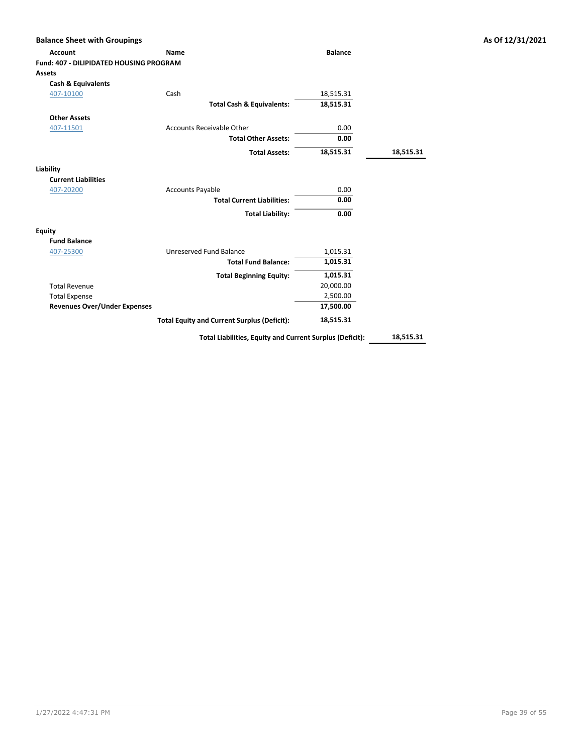**Balance Sheet with Groupings** — **As Of 12/31/2021**

| Account | Name | Balance | |
|---|---|---|---|
| **Fund: 407 - DILIPIDATED HOUSING PROGRAM** | | | |
| **Assets** | | | |
| **Cash & Equivalents** | | | |
| 407-10100 | Cash | 18,515.31 | |
| | **Total Cash & Equivalents:** | **18,515.31** | |
| **Other Assets** | | | |
| 407-11501 | Accounts Receivable Other | 0.00 | |
| | **Total Other Assets:** | **0.00** | |
| | **Total Assets:** | **18,515.31** | **18,515.31** |
| **Liability** | | | |
| **Current Liabilities** | | | |
| 407-20200 | Accounts Payable | 0.00 | |
| | **Total Current Liabilities:** | **0.00** | |
| | **Total Liability:** | **0.00** | |
| **Equity** | | | |
| **Fund Balance** | | | |
| 407-25300 | Unreserved Fund Balance | 1,015.31 | |
| | **Total Fund Balance:** | **1,015.31** | |
| | **Total Beginning Equity:** | **1,015.31** | |
| Total Revenue | | 20,000.00 | |
| Total Expense | | 2,500.00 | |
| **Revenues Over/Under Expenses** | | **17,500.00** | |
| | **Total Equity and Current Surplus (Deficit):** | **18,515.31** | |
| | **Total Liabilities, Equity and Current Surplus (Deficit):** | | **18,515.31** |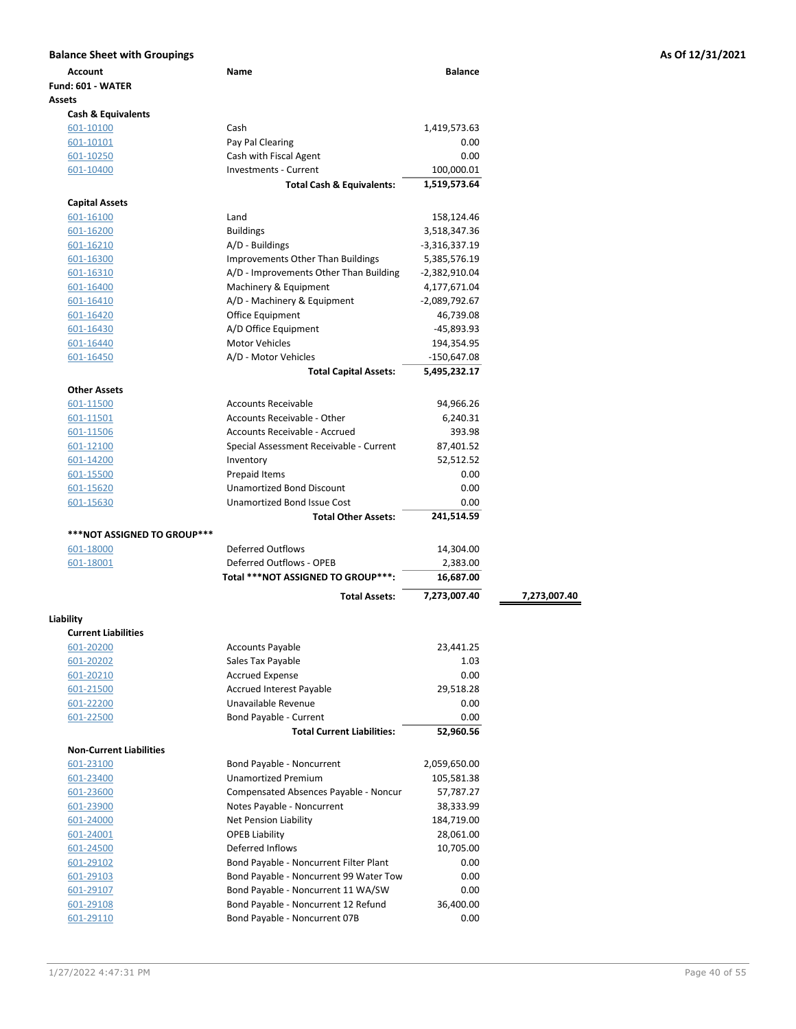## Balance Sheet with Groupings

**As Of 12/31/2021**

| Account | Name | Balance | |
|---|---|---|---|
| **Fund: 601 - WATER** | | | |
| **Assets** | | | |
| **Cash & Equivalents** | | | |
| 601-10100 | Cash | 1,419,573.63 | |
| 601-10101 | Pay Pal Clearing | 0.00 | |
| 601-10250 | Cash with Fiscal Agent | 0.00 | |
| 601-10400 | Investments - Current | 100,000.01 | |
| | **Total Cash & Equivalents:** | **1,519,573.64** | |
| **Capital Assets** | | | |
| 601-16100 | Land | 158,124.46 | |
| 601-16200 | Buildings | 3,518,347.36 | |
| 601-16210 | A/D - Buildings | -3,316,337.19 | |
| 601-16300 | Improvements Other Than Buildings | 5,385,576.19 | |
| 601-16310 | A/D - Improvements Other Than Building | -2,382,910.04 | |
| 601-16400 | Machinery & Equipment | 4,177,671.04 | |
| 601-16410 | A/D - Machinery & Equipment | -2,089,792.67 | |
| 601-16420 | Office Equipment | 46,739.08 | |
| 601-16430 | A/D Office Equipment | -45,893.93 | |
| 601-16440 | Motor Vehicles | 194,354.95 | |
| 601-16450 | A/D - Motor Vehicles | -150,647.08 | |
| | **Total Capital Assets:** | **5,495,232.17** | |
| **Other Assets** | | | |
| 601-11500 | Accounts Receivable | 94,966.26 | |
| 601-11501 | Accounts Receivable - Other | 6,240.31 | |
| 601-11506 | Accounts Receivable - Accrued | 393.98 | |
| 601-12100 | Special Assessment Receivable - Current | 87,401.52 | |
| 601-14200 | Inventory | 52,512.52 | |
| 601-15500 | Prepaid Items | 0.00 | |
| 601-15620 | Unamortized Bond Discount | 0.00 | |
| 601-15630 | Unamortized Bond Issue Cost | 0.00 | |
| | **Total Other Assets:** | **241,514.59** | |
| **\*\*\*NOT ASSIGNED TO GROUP\*\*\*** | | | |
| 601-18000 | Deferred Outflows | 14,304.00 | |
| 601-18001 | Deferred Outflows - OPEB | 2,383.00 | |
| | **Total \*\*\*NOT ASSIGNED TO GROUP\*\*\*:** | **16,687.00** | |
| | **Total Assets:** | **7,273,007.40** | **7,273,007.40** |
| **Liability** | | | |
| **Current Liabilities** | | | |
| 601-20200 | Accounts Payable | 23,441.25 | |
| 601-20202 | Sales Tax Payable | 1.03 | |
| 601-20210 | Accrued Expense | 0.00 | |
| 601-21500 | Accrued Interest Payable | 29,518.28 | |
| 601-22200 | Unavailable Revenue | 0.00 | |
| 601-22500 | Bond Payable - Current | 0.00 | |
| | **Total Current Liabilities:** | **52,960.56** | |
| **Non-Current Liabilities** | | | |
| 601-23100 | Bond Payable - Noncurrent | 2,059,650.00 | |
| 601-23400 | Unamortized Premium | 105,581.38 | |
| 601-23600 | Compensated Absences Payable - Noncur | 57,787.27 | |
| 601-23900 | Notes Payable - Noncurrent | 38,333.99 | |
| 601-24000 | Net Pension Liability | 184,719.00 | |
| 601-24001 | OPEB Liability | 28,061.00 | |
| 601-24500 | Deferred Inflows | 10,705.00 | |
| 601-29102 | Bond Payable - Noncurrent Filter Plant | 0.00 | |
| 601-29103 | Bond Payable - Noncurrent 99 Water Tow | 0.00 | |
| 601-29107 | Bond Payable - Noncurrent 11 WA/SW | 0.00 | |
| 601-29108 | Bond Payable - Noncurrent 12 Refund | 36,400.00 | |
| 601-29110 | Bond Payable - Noncurrent 07B | 0.00 | |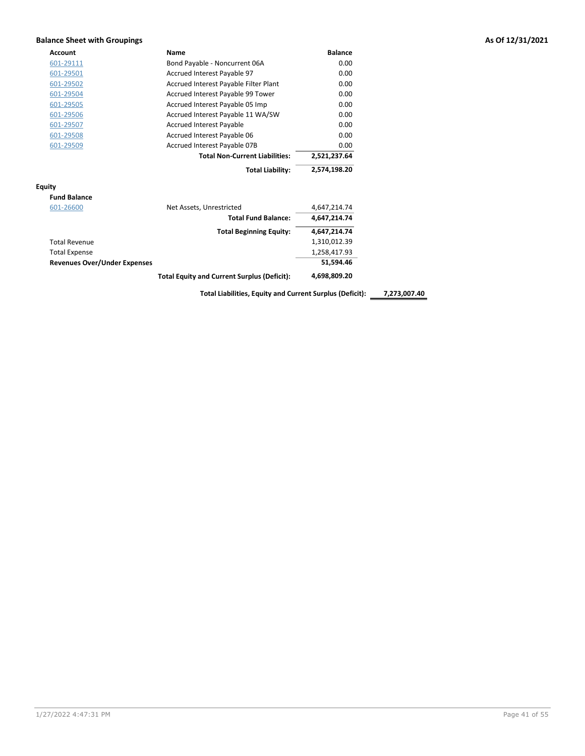## Balance Sheet with Groupings

**As Of 12/31/2021**

| Account | Name | Balance | |
|---|---|---|---|
| 601-29111 | Bond Payable - Noncurrent 06A | 0.00 | |
| 601-29501 | Accrued Interest Payable 97 | 0.00 | |
| 601-29502 | Accrued Interest Payable Filter Plant | 0.00 | |
| 601-29504 | Accrued Interest Payable 99 Tower | 0.00 | |
| 601-29505 | Accrued Interest Payable 05 Imp | 0.00 | |
| 601-29506 | Accrued Interest Payable 11 WA/SW | 0.00 | |
| 601-29507 | Accrued Interest Payable | 0.00 | |
| 601-29508 | Accrued Interest Payable 06 | 0.00 | |
| 601-29509 | Accrued Interest Payable 07B | 0.00 | |
| | **Total Non-Current Liabilities:** | **2,521,237.64** | |
| | **Total Liability:** | **2,574,198.20** | |
| **Equity** | | | |
| **Fund Balance** | | | |
| 601-26600 | Net Assets, Unrestricted | 4,647,214.74 | |
| | **Total Fund Balance:** | **4,647,214.74** | |
| | **Total Beginning Equity:** | **4,647,214.74** | |
| Total Revenue | | 1,310,012.39 | |
| Total Expense | | 1,258,417.93 | |
| **Revenues Over/Under Expenses** | | **51,594.46** | |
| | **Total Equity and Current Surplus (Deficit):** | **4,698,809.20** | |
| | **Total Liabilities, Equity and Current Surplus (Deficit):** | | **7,273,007.40** |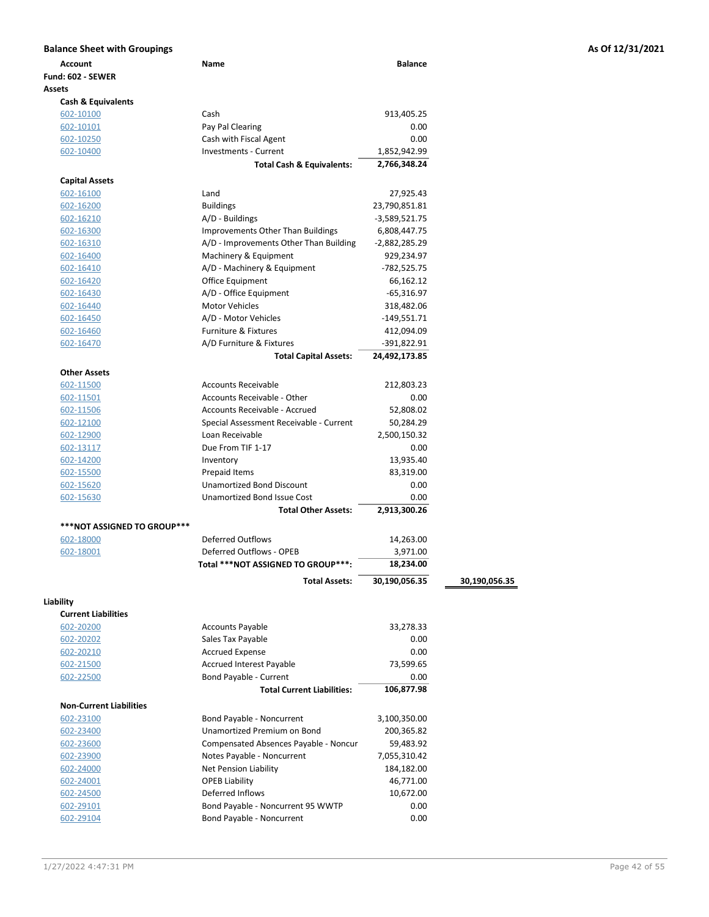## Balance Sheet with Groupings

As Of 12/31/2021

| Account | Name | Balance | |
|---|---|---|---|
| **Fund: 602 - SEWER** | | | |
| **Assets** | | | |
| **Cash & Equivalents** | | | |
| 602-10100 | Cash | 913,405.25 | |
| 602-10101 | Pay Pal Clearing | 0.00 | |
| 602-10250 | Cash with Fiscal Agent | 0.00 | |
| 602-10400 | Investments - Current | 1,852,942.99 | |
| | **Total Cash & Equivalents:** | **2,766,348.24** | |
| **Capital Assets** | | | |
| 602-16100 | Land | 27,925.43 | |
| 602-16200 | Buildings | 23,790,851.81 | |
| 602-16210 | A/D - Buildings | -3,589,521.75 | |
| 602-16300 | Improvements Other Than Buildings | 6,808,447.75 | |
| 602-16310 | A/D - Improvements Other Than Building | -2,882,285.29 | |
| 602-16400 | Machinery & Equipment | 929,234.97 | |
| 602-16410 | A/D - Machinery & Equipment | -782,525.75 | |
| 602-16420 | Office Equipment | 66,162.12 | |
| 602-16430 | A/D - Office Equipment | -65,316.97 | |
| 602-16440 | Motor Vehicles | 318,482.06 | |
| 602-16450 | A/D - Motor Vehicles | -149,551.71 | |
| 602-16460 | Furniture & Fixtures | 412,094.09 | |
| 602-16470 | A/D Furniture & Fixtures | -391,822.91 | |
| | **Total Capital Assets:** | **24,492,173.85** | |
| **Other Assets** | | | |
| 602-11500 | Accounts Receivable | 212,803.23 | |
| 602-11501 | Accounts Receivable - Other | 0.00 | |
| 602-11506 | Accounts Receivable - Accrued | 52,808.02 | |
| 602-12100 | Special Assessment Receivable - Current | 50,284.29 | |
| 602-12900 | Loan Receivable | 2,500,150.32 | |
| 602-13117 | Due From TIF 1-17 | 0.00 | |
| 602-14200 | Inventory | 13,935.40 | |
| 602-15500 | Prepaid Items | 83,319.00 | |
| 602-15620 | Unamortized Bond Discount | 0.00 | |
| 602-15630 | Unamortized Bond Issue Cost | 0.00 | |
| | **Total Other Assets:** | **2,913,300.26** | |
| **\*\*\*NOT ASSIGNED TO GROUP\*\*\*** | | | |
| 602-18000 | Deferred Outflows | 14,263.00 | |
| 602-18001 | Deferred Outflows - OPEB | 3,971.00 | |
| | **Total \*\*\*NOT ASSIGNED TO GROUP\*\*\*:** | **18,234.00** | |
| | **Total Assets:** | **30,190,056.35** | **30,190,056.35** |
| **Liability** | | | |
| **Current Liabilities** | | | |
| 602-20200 | Accounts Payable | 33,278.33 | |
| 602-20202 | Sales Tax Payable | 0.00 | |
| 602-20210 | Accrued Expense | 0.00 | |
| 602-21500 | Accrued Interest Payable | 73,599.65 | |
| 602-22500 | Bond Payable - Current | 0.00 | |
| | **Total Current Liabilities:** | **106,877.98** | |
| **Non-Current Liabilities** | | | |
| 602-23100 | Bond Payable - Noncurrent | 3,100,350.00 | |
| 602-23400 | Unamortized Premium on Bond | 200,365.82 | |
| 602-23600 | Compensated Absences Payable - Noncur | 59,483.92 | |
| 602-23900 | Notes Payable - Noncurrent | 7,055,310.42 | |
| 602-24000 | Net Pension Liability | 184,182.00 | |
| 602-24001 | OPEB Liability | 46,771.00 | |
| 602-24500 | Deferred Inflows | 10,672.00 | |
| 602-29101 | Bond Payable - Noncurrent 95 WWTP | 0.00 | |
| 602-29104 | Bond Payable - Noncurrent | 0.00 | |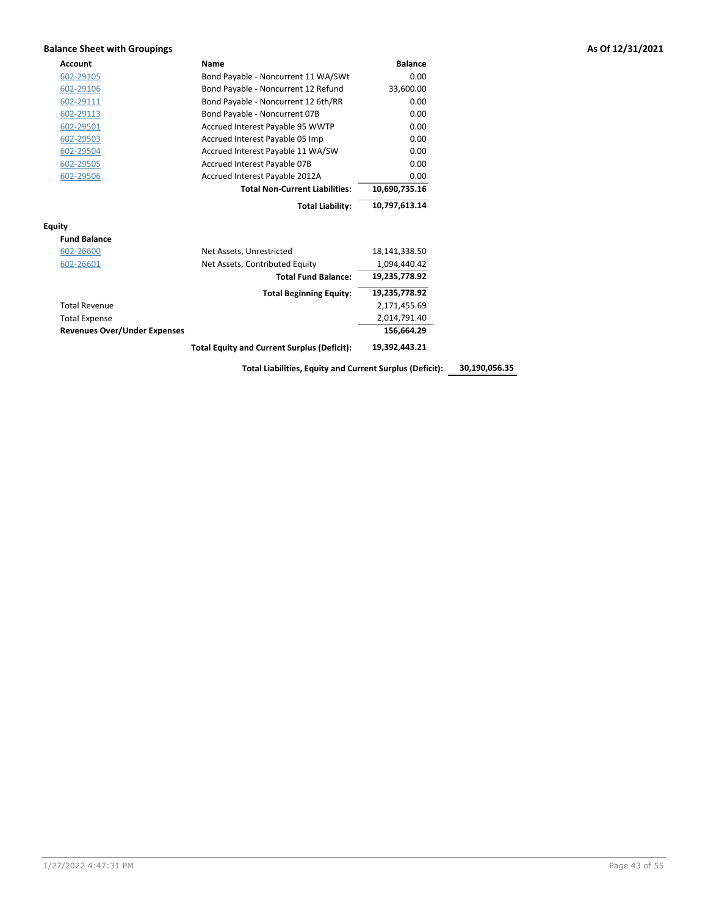## Balance Sheet with Groupings

**As Of 12/31/2021**

| Account | Name | Balance | |
|---|---|---|---|
| 602-29105 | Bond Payable - Noncurrent 11 WA/SWt | 0.00 | |
| 602-29106 | Bond Payable - Noncurrent 12 Refund | 33,600.00 | |
| 602-29111 | Bond Payable - Noncurrent 12 6th/RR | 0.00 | |
| 602-29113 | Bond Payable - Noncurrent 07B | 0.00 | |
| 602-29501 | Accrued Interest Payable 95 WWTP | 0.00 | |
| 602-29503 | Accrued Interest Payable 05 Imp | 0.00 | |
| 602-29504 | Accrued Interest Payable 11 WA/SW | 0.00 | |
| 602-29505 | Accrued Interest Payable 07B | 0.00 | |
| 602-29506 | Accrued Interest Payable 2012A | 0.00 | |
| | **Total Non-Current Liabilities:** | **10,690,735.16** | |
| | **Total Liability:** | **10,797,613.14** | |
| **Equity** | | | |
| **Fund Balance** | | | |
| 602-26600 | Net Assets, Unrestricted | 18,141,338.50 | |
| 602-26601 | Net Assets, Contributed Equity | 1,094,440.42 | |
| | **Total Fund Balance:** | **19,235,778.92** | |
| | **Total Beginning Equity:** | **19,235,778.92** | |
| Total Revenue | | 2,171,455.69 | |
| Total Expense | | 2,014,791.40 | |
| **Revenues Over/Under Expenses** | | **156,664.29** | |
| | **Total Equity and Current Surplus (Deficit):** | **19,392,443.21** | |
| | **Total Liabilities, Equity and Current Surplus (Deficit):** | | **30,190,056.35** |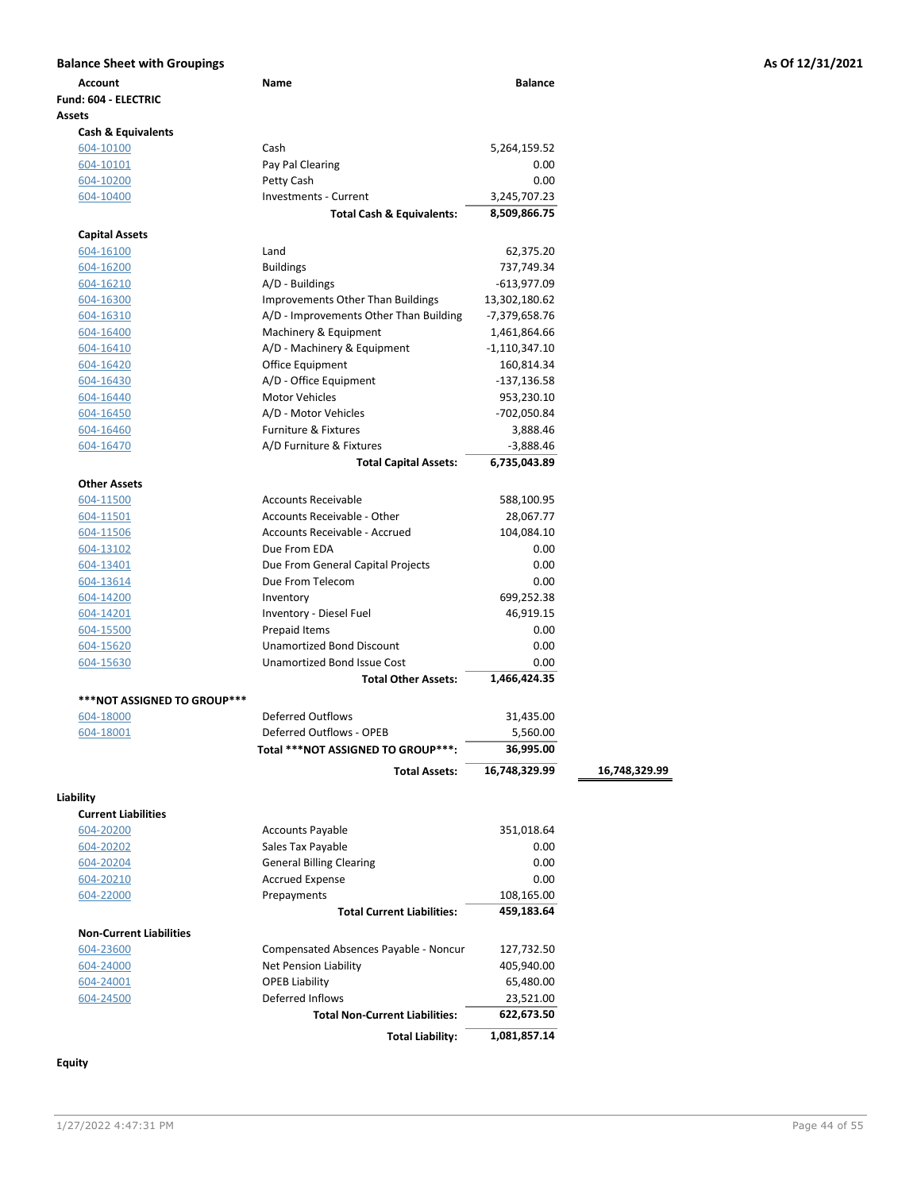**Balance Sheet with Groupings** | **As Of 12/31/2021**

| Account | Name | Balance | |
|---|---|---|---|
| **Fund: 604 - ELECTRIC** | | | |
| **Assets** | | | |
| **Cash & Equivalents** | | | |
| 604-10100 | Cash | 5,264,159.52 | |
| 604-10101 | Pay Pal Clearing | 0.00 | |
| 604-10200 | Petty Cash | 0.00 | |
| 604-10400 | Investments - Current | 3,245,707.23 | |
| | **Total Cash & Equivalents:** | **8,509,866.75** | |
| **Capital Assets** | | | |
| 604-16100 | Land | 62,375.20 | |
| 604-16200 | Buildings | 737,749.34 | |
| 604-16210 | A/D - Buildings | -613,977.09 | |
| 604-16300 | Improvements Other Than Buildings | 13,302,180.62 | |
| 604-16310 | A/D - Improvements Other Than Building | -7,379,658.76 | |
| 604-16400 | Machinery & Equipment | 1,461,864.66 | |
| 604-16410 | A/D - Machinery & Equipment | -1,110,347.10 | |
| 604-16420 | Office Equipment | 160,814.34 | |
| 604-16430 | A/D - Office Equipment | -137,136.58 | |
| 604-16440 | Motor Vehicles | 953,230.10 | |
| 604-16450 | A/D - Motor Vehicles | -702,050.84 | |
| 604-16460 | Furniture & Fixtures | 3,888.46 | |
| 604-16470 | A/D Furniture & Fixtures | -3,888.46 | |
| | **Total Capital Assets:** | **6,735,043.89** | |
| **Other Assets** | | | |
| 604-11500 | Accounts Receivable | 588,100.95 | |
| 604-11501 | Accounts Receivable - Other | 28,067.77 | |
| 604-11506 | Accounts Receivable - Accrued | 104,084.10 | |
| 604-13102 | Due From EDA | 0.00 | |
| 604-13401 | Due From General Capital Projects | 0.00 | |
| 604-13614 | Due From Telecom | 0.00 | |
| 604-14200 | Inventory | 699,252.38 | |
| 604-14201 | Inventory - Diesel Fuel | 46,919.15 | |
| 604-15500 | Prepaid Items | 0.00 | |
| 604-15620 | Unamortized Bond Discount | 0.00 | |
| 604-15630 | Unamortized Bond Issue Cost | 0.00 | |
| | **Total Other Assets:** | **1,466,424.35** | |
| **\*\*\*NOT ASSIGNED TO GROUP\*\*\*** | | | |
| 604-18000 | Deferred Outflows | 31,435.00 | |
| 604-18001 | Deferred Outflows - OPEB | 5,560.00 | |
| | **Total \*\*\*NOT ASSIGNED TO GROUP\*\*\*:** | **36,995.00** | |
| | **Total Assets:** | **16,748,329.99** | **16,748,329.99** |
| **Liability** | | | |
| **Current Liabilities** | | | |
| 604-20200 | Accounts Payable | 351,018.64 | |
| 604-20202 | Sales Tax Payable | 0.00 | |
| 604-20204 | General Billing Clearing | 0.00 | |
| 604-20210 | Accrued Expense | 0.00 | |
| 604-22000 | Prepayments | 108,165.00 | |
| | **Total Current Liabilities:** | **459,183.64** | |
| **Non-Current Liabilities** | | | |
| 604-23600 | Compensated Absences Payable - Noncur | 127,732.50 | |
| 604-24000 | Net Pension Liability | 405,940.00 | |
| 604-24001 | OPEB Liability | 65,480.00 | |
| 604-24500 | Deferred Inflows | 23,521.00 | |
| | **Total Non-Current Liabilities:** | **622,673.50** | |
| | **Total Liability:** | **1,081,857.14** | |
| **Equity** | | | |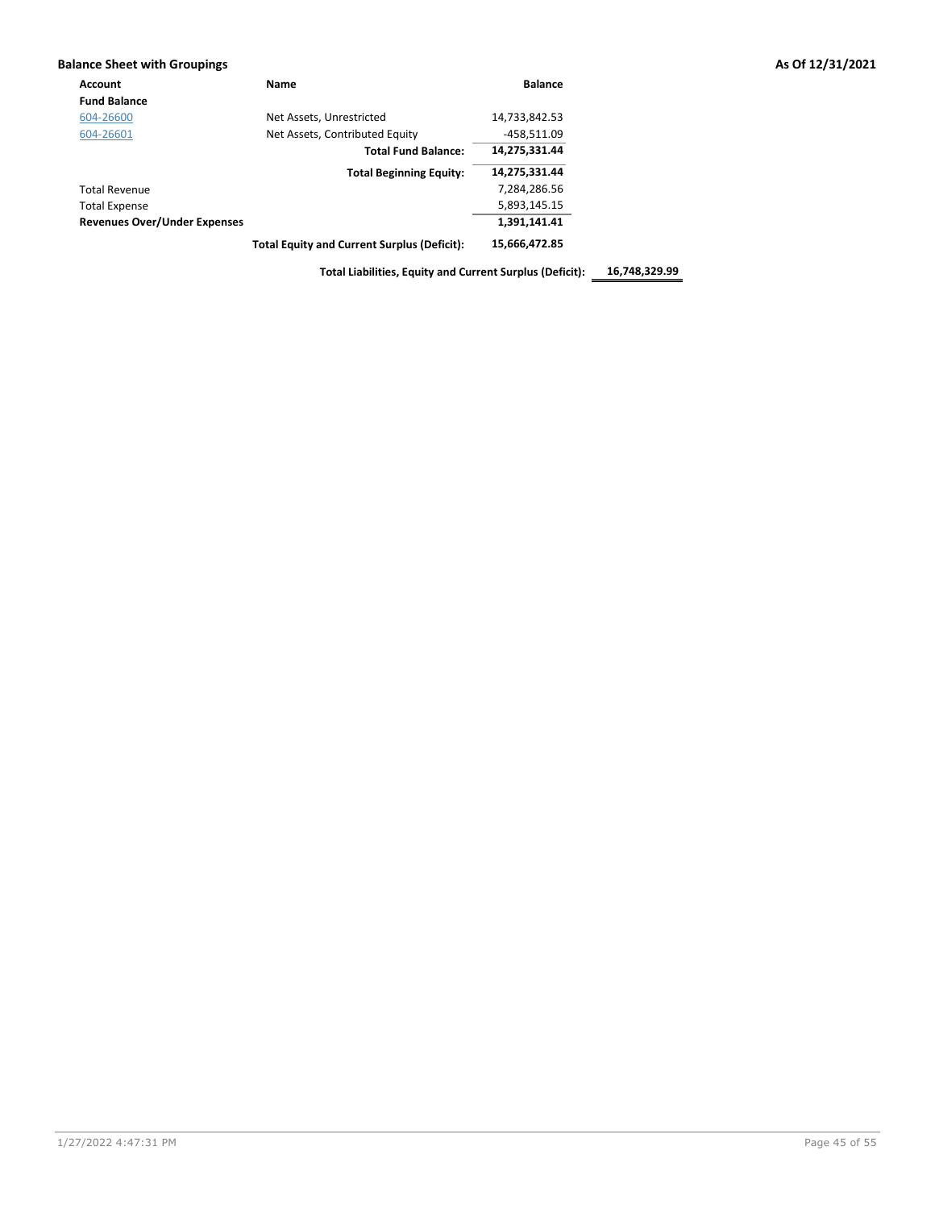**Balance Sheet with Groupings** **As Of 12/31/2021**

| Account | Name | Balance | |
|---|---|---|---|
| **Fund Balance** | | | |
| 604-26600 | Net Assets, Unrestricted | 14,733,842.53 | |
| 604-26601 | Net Assets, Contributed Equity | -458,511.09 | |
| | **Total Fund Balance:** | **14,275,331.44** | |
| | **Total Beginning Equity:** | **14,275,331.44** | |
| Total Revenue | | 7,284,286.56 | |
| Total Expense | | 5,893,145.15 | |
| **Revenues Over/Under Expenses** | | **1,391,141.41** | |
| | **Total Equity and Current Surplus (Deficit):** | **15,666,472.85** | |
| | **Total Liabilities, Equity and Current Surplus (Deficit):** | | **16,748,329.99** |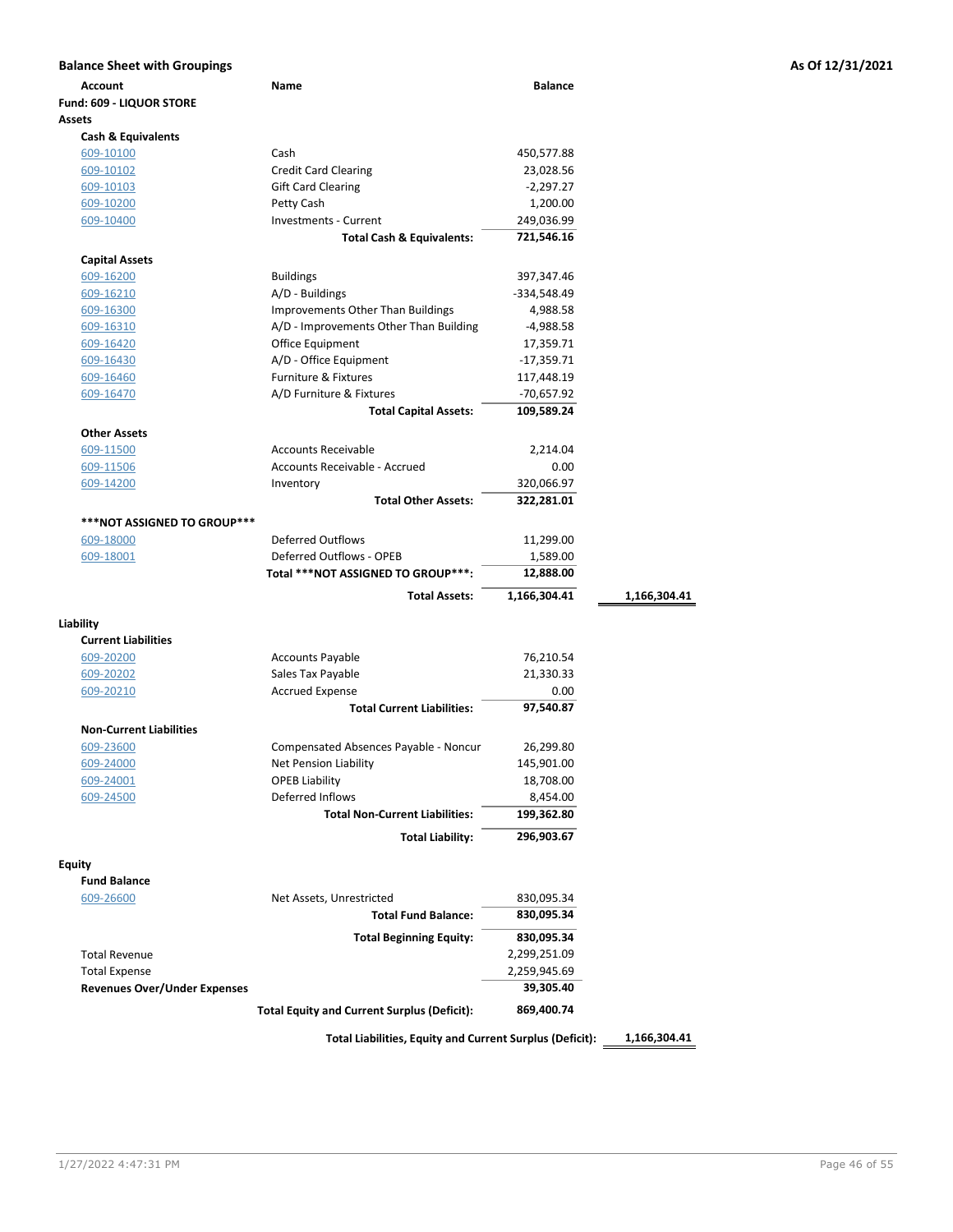## Balance Sheet with Groupings

As Of 12/31/2021

| Account | Name | Balance | |
|---|---|---|---|
| **Fund: 609 - LIQUOR STORE** | | | |
| **Assets** | | | |
| **Cash & Equivalents** | | | |
| 609-10100 | Cash | 450,577.88 | |
| 609-10102 | Credit Card Clearing | 23,028.56 | |
| 609-10103 | Gift Card Clearing | -2,297.27 | |
| 609-10200 | Petty Cash | 1,200.00 | |
| 609-10400 | Investments - Current | 249,036.99 | |
| | **Total Cash & Equivalents:** | **721,546.16** | |
| **Capital Assets** | | | |
| 609-16200 | Buildings | 397,347.46 | |
| 609-16210 | A/D - Buildings | -334,548.49 | |
| 609-16300 | Improvements Other Than Buildings | 4,988.58 | |
| 609-16310 | A/D - Improvements Other Than Building | -4,988.58 | |
| 609-16420 | Office Equipment | 17,359.71 | |
| 609-16430 | A/D - Office Equipment | -17,359.71 | |
| 609-16460 | Furniture & Fixtures | 117,448.19 | |
| 609-16470 | A/D Furniture & Fixtures | -70,657.92 | |
| | **Total Capital Assets:** | **109,589.24** | |
| **Other Assets** | | | |
| 609-11500 | Accounts Receivable | 2,214.04 | |
| 609-11506 | Accounts Receivable - Accrued | 0.00 | |
| 609-14200 | Inventory | 320,066.97 | |
| | **Total Other Assets:** | **322,281.01** | |
| **\*\*\*NOT ASSIGNED TO GROUP\*\*\*** | | | |
| 609-18000 | Deferred Outflows | 11,299.00 | |
| 609-18001 | Deferred Outflows - OPEB | 1,589.00 | |
| | **Total \*\*\*NOT ASSIGNED TO GROUP\*\*\*:** | **12,888.00** | |
| | **Total Assets:** | **1,166,304.41** | **1,166,304.41** |
| **Liability** | | | |
| **Current Liabilities** | | | |
| 609-20200 | Accounts Payable | 76,210.54 | |
| 609-20202 | Sales Tax Payable | 21,330.33 | |
| 609-20210 | Accrued Expense | 0.00 | |
| | **Total Current Liabilities:** | **97,540.87** | |
| **Non-Current Liabilities** | | | |
| 609-23600 | Compensated Absences Payable - Noncur | 26,299.80 | |
| 609-24000 | Net Pension Liability | 145,901.00 | |
| 609-24001 | OPEB Liability | 18,708.00 | |
| 609-24500 | Deferred Inflows | 8,454.00 | |
| | **Total Non-Current Liabilities:** | **199,362.80** | |
| | **Total Liability:** | **296,903.67** | |
| **Equity** | | | |
| **Fund Balance** | | | |
| 609-26600 | Net Assets, Unrestricted | 830,095.34 | |
| | **Total Fund Balance:** | **830,095.34** | |
| | **Total Beginning Equity:** | **830,095.34** | |
| Total Revenue | | 2,299,251.09 | |
| Total Expense | | 2,259,945.69 | |
| **Revenues Over/Under Expenses** | | **39,305.40** | |
| | **Total Equity and Current Surplus (Deficit):** | **869,400.74** | |
| | **Total Liabilities, Equity and Current Surplus (Deficit):** | | **1,166,304.41** |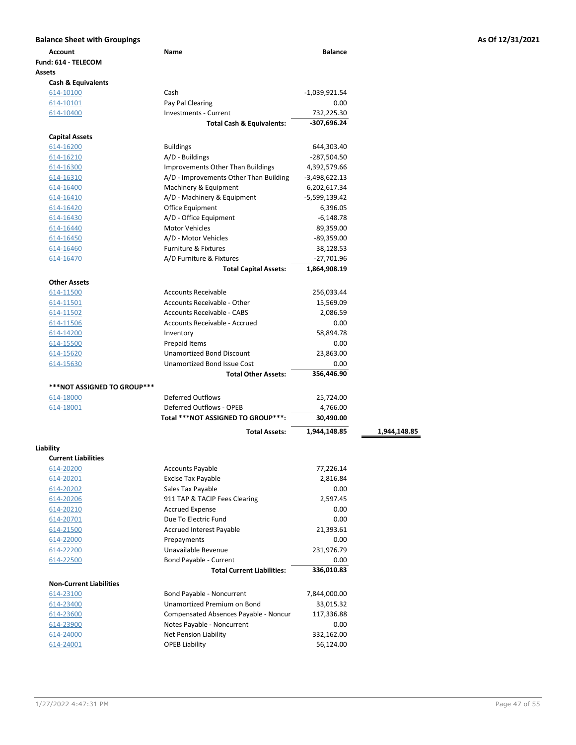**Balance Sheet with Groupings** — As Of 12/31/2021

| Account | Name | Balance | |
|---|---|---|---|
| **Fund: 614 - TELECOM** | | | |
| **Assets** | | | |
| **Cash & Equivalents** | | | |
| 614-10100 | Cash | -1,039,921.54 | |
| 614-10101 | Pay Pal Clearing | 0.00 | |
| 614-10400 | Investments - Current | 732,225.30 | |
| | **Total Cash & Equivalents:** | **-307,696.24** | |
| **Capital Assets** | | | |
| 614-16200 | Buildings | 644,303.40 | |
| 614-16210 | A/D - Buildings | -287,504.50 | |
| 614-16300 | Improvements Other Than Buildings | 4,392,579.66 | |
| 614-16310 | A/D - Improvements Other Than Building | -3,498,622.13 | |
| 614-16400 | Machinery & Equipment | 6,202,617.34 | |
| 614-16410 | A/D - Machinery & Equipment | -5,599,139.42 | |
| 614-16420 | Office Equipment | 6,396.05 | |
| 614-16430 | A/D - Office Equipment | -6,148.78 | |
| 614-16440 | Motor Vehicles | 89,359.00 | |
| 614-16450 | A/D - Motor Vehicles | -89,359.00 | |
| 614-16460 | Furniture & Fixtures | 38,128.53 | |
| 614-16470 | A/D Furniture & Fixtures | -27,701.96 | |
| | **Total Capital Assets:** | **1,864,908.19** | |
| **Other Assets** | | | |
| 614-11500 | Accounts Receivable | 256,033.44 | |
| 614-11501 | Accounts Receivable - Other | 15,569.09 | |
| 614-11502 | Accounts Receivable - CABS | 2,086.59 | |
| 614-11506 | Accounts Receivable - Accrued | 0.00 | |
| 614-14200 | Inventory | 58,894.78 | |
| 614-15500 | Prepaid Items | 0.00 | |
| 614-15620 | Unamortized Bond Discount | 23,863.00 | |
| 614-15630 | Unamortized Bond Issue Cost | 0.00 | |
| | **Total Other Assets:** | **356,446.90** | |
| **\*\*\*NOT ASSIGNED TO GROUP\*\*\*** | | | |
| 614-18000 | Deferred Outflows | 25,724.00 | |
| 614-18001 | Deferred Outflows - OPEB | 4,766.00 | |
| | **Total \*\*\*NOT ASSIGNED TO GROUP\*\*\*:** | **30,490.00** | |
| | **Total Assets:** | **1,944,148.85** | **1,944,148.85** |
| **Liability** | | | |
| **Current Liabilities** | | | |
| 614-20200 | Accounts Payable | 77,226.14 | |
| 614-20201 | Excise Tax Payable | 2,816.84 | |
| 614-20202 | Sales Tax Payable | 0.00 | |
| 614-20206 | 911 TAP & TACIP Fees Clearing | 2,597.45 | |
| 614-20210 | Accrued Expense | 0.00 | |
| 614-20701 | Due To Electric Fund | 0.00 | |
| 614-21500 | Accrued Interest Payable | 21,393.61 | |
| 614-22000 | Prepayments | 0.00 | |
| 614-22200 | Unavailable Revenue | 231,976.79 | |
| 614-22500 | Bond Payable - Current | 0.00 | |
| | **Total Current Liabilities:** | **336,010.83** | |
| **Non-Current Liabilities** | | | |
| 614-23100 | Bond Payable - Noncurrent | 7,844,000.00 | |
| 614-23400 | Unamortized Premium on Bond | 33,015.32 | |
| 614-23600 | Compensated Absences Payable - Noncur | 117,336.88 | |
| 614-23900 | Notes Payable - Noncurrent | 0.00 | |
| 614-24000 | Net Pension Liability | 332,162.00 | |
| 614-24001 | OPEB Liability | 56,124.00 | |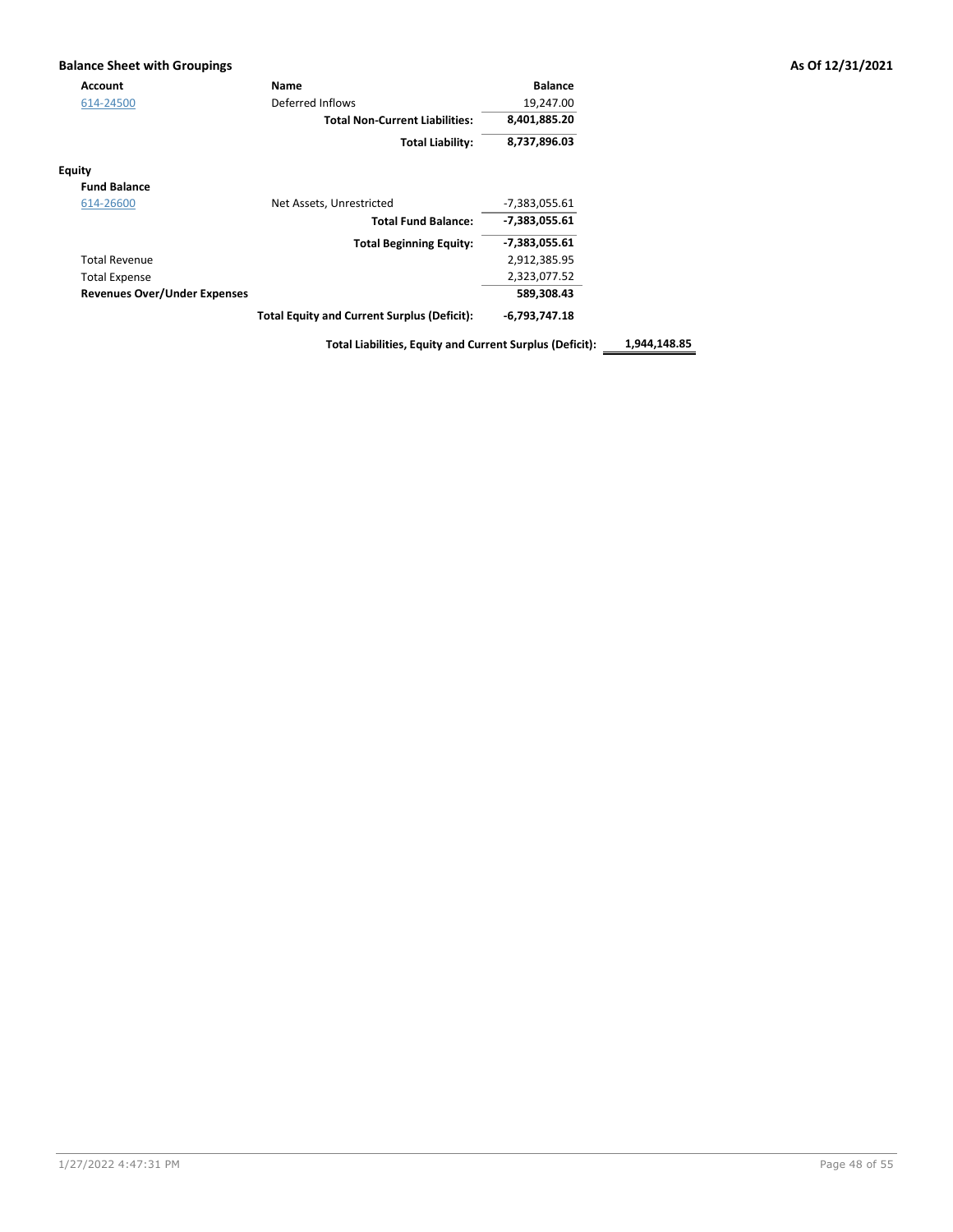**Balance Sheet with Groupings** — **As Of 12/31/2021**

| Account | Name | Balance | |
|---|---|---|---|
| 614-24500 | Deferred Inflows | 19,247.00 | |
| | **Total Non-Current Liabilities:** | **8,401,885.20** | |
| | **Total Liability:** | **8,737,896.03** | |
| **Equity** | | | |
| **Fund Balance** | | | |
| 614-26600 | Net Assets, Unrestricted | -7,383,055.61 | |
| | **Total Fund Balance:** | **-7,383,055.61** | |
| | **Total Beginning Equity:** | **-7,383,055.61** | |
| Total Revenue | | 2,912,385.95 | |
| Total Expense | | 2,323,077.52 | |
| **Revenues Over/Under Expenses** | | **589,308.43** | |
| | **Total Equity and Current Surplus (Deficit):** | **-6,793,747.18** | |
| | **Total Liabilities, Equity and Current Surplus (Deficit):** | | **1,944,148.85** |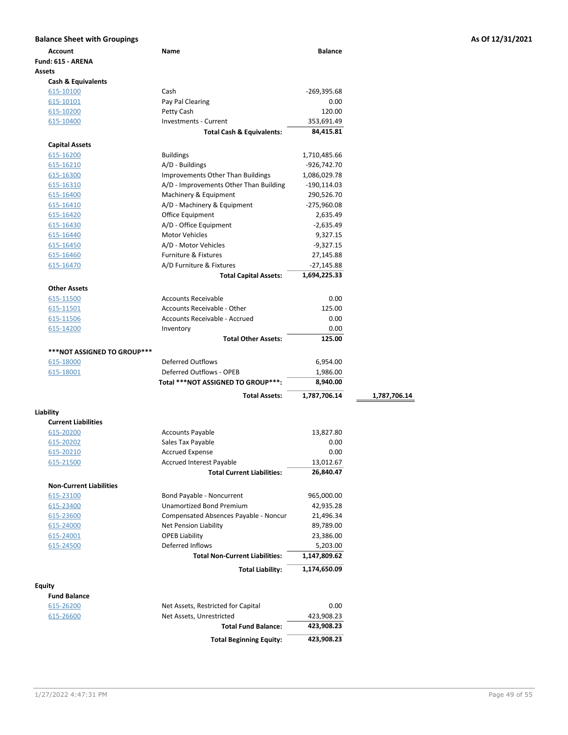**Balance Sheet with Groupings** **As Of 12/31/2021**

| Account | Name | Balance | |
|---|---|---|---|
| **Fund: 615 - ARENA** | | | |
| **Assets** | | | |
| **Cash & Equivalents** | | | |
| 615-10100 | Cash | -269,395.68 | |
| 615-10101 | Pay Pal Clearing | 0.00 | |
| 615-10200 | Petty Cash | 120.00 | |
| 615-10400 | Investments - Current | 353,691.49 | |
| | **Total Cash & Equivalents:** | **84,415.81** | |
| **Capital Assets** | | | |
| 615-16200 | Buildings | 1,710,485.66 | |
| 615-16210 | A/D - Buildings | -926,742.70 | |
| 615-16300 | Improvements Other Than Buildings | 1,086,029.78 | |
| 615-16310 | A/D - Improvements Other Than Building | -190,114.03 | |
| 615-16400 | Machinery & Equipment | 290,526.70 | |
| 615-16410 | A/D - Machinery & Equipment | -275,960.08 | |
| 615-16420 | Office Equipment | 2,635.49 | |
| 615-16430 | A/D - Office Equipment | -2,635.49 | |
| 615-16440 | Motor Vehicles | 9,327.15 | |
| 615-16450 | A/D - Motor Vehicles | -9,327.15 | |
| 615-16460 | Furniture & Fixtures | 27,145.88 | |
| 615-16470 | A/D Furniture & Fixtures | -27,145.88 | |
| | **Total Capital Assets:** | **1,694,225.33** | |
| **Other Assets** | | | |
| 615-11500 | Accounts Receivable | 0.00 | |
| 615-11501 | Accounts Receivable - Other | 125.00 | |
| 615-11506 | Accounts Receivable - Accrued | 0.00 | |
| 615-14200 | Inventory | 0.00 | |
| | **Total Other Assets:** | **125.00** | |
| **\*\*\*NOT ASSIGNED TO GROUP\*\*\*** | | | |
| 615-18000 | Deferred Outflows | 6,954.00 | |
| 615-18001 | Deferred Outflows - OPEB | 1,986.00 | |
| | **Total \*\*\*NOT ASSIGNED TO GROUP\*\*\*:** | **8,940.00** | |
| | **Total Assets:** | **1,787,706.14** | **1,787,706.14** |
| **Liability** | | | |
| **Current Liabilities** | | | |
| 615-20200 | Accounts Payable | 13,827.80 | |
| 615-20202 | Sales Tax Payable | 0.00 | |
| 615-20210 | Accrued Expense | 0.00 | |
| 615-21500 | Accrued Interest Payable | 13,012.67 | |
| | **Total Current Liabilities:** | **26,840.47** | |
| **Non-Current Liabilities** | | | |
| 615-23100 | Bond Payable - Noncurrent | 965,000.00 | |
| 615-23400 | Unamortized Bond Premium | 42,935.28 | |
| 615-23600 | Compensated Absences Payable - Noncur | 21,496.34 | |
| 615-24000 | Net Pension Liability | 89,789.00 | |
| 615-24001 | OPEB Liability | 23,386.00 | |
| 615-24500 | Deferred Inflows | 5,203.00 | |
| | **Total Non-Current Liabilities:** | **1,147,809.62** | |
| | **Total Liability:** | **1,174,650.09** | |
| **Equity** | | | |
| **Fund Balance** | | | |
| 615-26200 | Net Assets, Restricted for Capital | 0.00 | |
| 615-26600 | Net Assets, Unrestricted | 423,908.23 | |
| | **Total Fund Balance:** | **423,908.23** | |
| | **Total Beginning Equity:** | **423,908.23** | |

1/27/2022 4:47:31 PM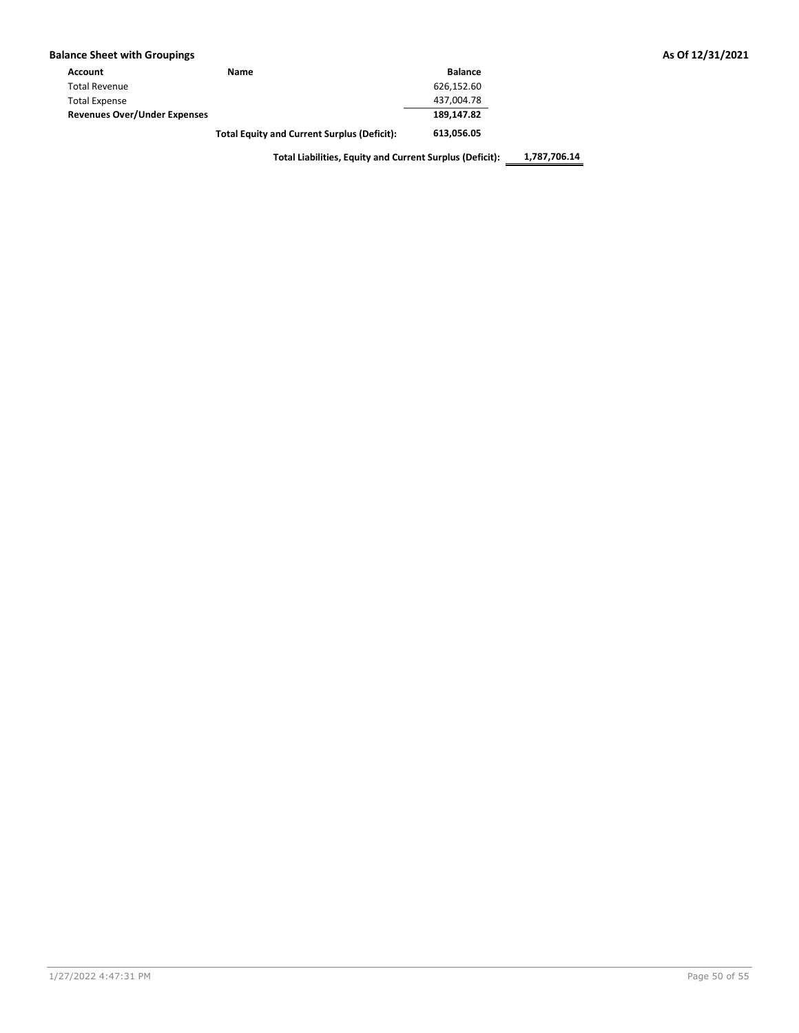**Balance Sheet with Groupings** — **As Of 12/31/2021**

| Account | Name | Balance | |
|---|---|---|---|
| Total Revenue | | 626,152.60 | |
| Total Expense | | 437,004.78 | |
| **Revenues Over/Under Expenses** | | **189,147.82** | |
| | **Total Equity and Current Surplus (Deficit):** | **613,056.05** | |
| | **Total Liabilities, Equity and Current Surplus (Deficit):** | | **1,787,706.14** |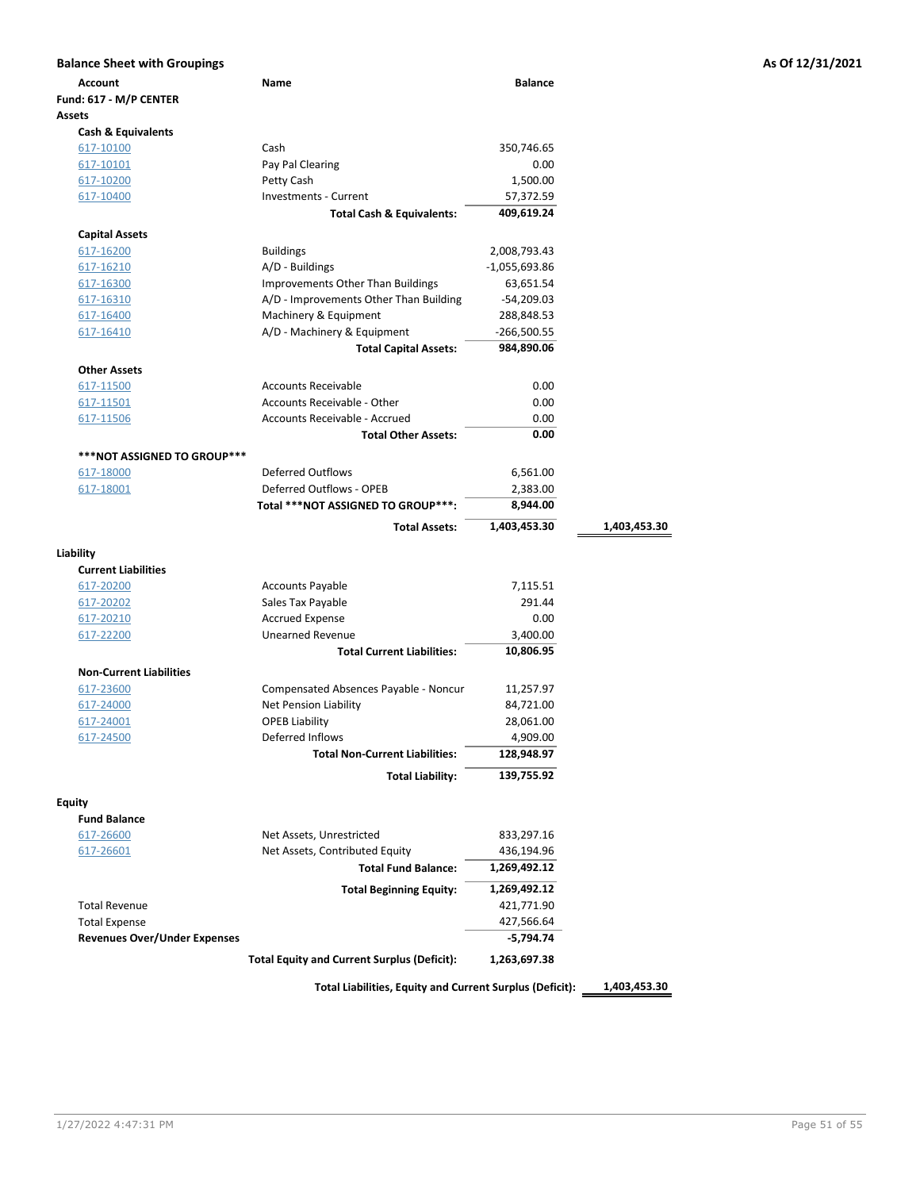**Balance Sheet with Groupings** — As Of 12/31/2021

| Account | Name | Balance | |
|---|---|---|---|
| **Fund: 617 - M/P CENTER** | | | |
| **Assets** | | | |
| **Cash & Equivalents** | | | |
| 617-10100 | Cash | 350,746.65 | |
| 617-10101 | Pay Pal Clearing | 0.00 | |
| 617-10200 | Petty Cash | 1,500.00 | |
| 617-10400 | Investments - Current | 57,372.59 | |
| | **Total Cash & Equivalents:** | **409,619.24** | |
| **Capital Assets** | | | |
| 617-16200 | Buildings | 2,008,793.43 | |
| 617-16210 | A/D - Buildings | -1,055,693.86 | |
| 617-16300 | Improvements Other Than Buildings | 63,651.54 | |
| 617-16310 | A/D - Improvements Other Than Building | -54,209.03 | |
| 617-16400 | Machinery & Equipment | 288,848.53 | |
| 617-16410 | A/D - Machinery & Equipment | -266,500.55 | |
| | **Total Capital Assets:** | **984,890.06** | |
| **Other Assets** | | | |
| 617-11500 | Accounts Receivable | 0.00 | |
| 617-11501 | Accounts Receivable - Other | 0.00 | |
| 617-11506 | Accounts Receivable - Accrued | 0.00 | |
| | **Total Other Assets:** | **0.00** | |
| **\*\*\*NOT ASSIGNED TO GROUP\*\*\*** | | | |
| 617-18000 | Deferred Outflows | 6,561.00 | |
| 617-18001 | Deferred Outflows - OPEB | 2,383.00 | |
| | **Total \*\*\*NOT ASSIGNED TO GROUP\*\*\*:** | **8,944.00** | |
| | **Total Assets:** | **1,403,453.30** | **1,403,453.30** |
| **Liability** | | | |
| **Current Liabilities** | | | |
| 617-20200 | Accounts Payable | 7,115.51 | |
| 617-20202 | Sales Tax Payable | 291.44 | |
| 617-20210 | Accrued Expense | 0.00 | |
| 617-22200 | Unearned Revenue | 3,400.00 | |
| | **Total Current Liabilities:** | **10,806.95** | |
| **Non-Current Liabilities** | | | |
| 617-23600 | Compensated Absences Payable - Noncur | 11,257.97 | |
| 617-24000 | Net Pension Liability | 84,721.00 | |
| 617-24001 | OPEB Liability | 28,061.00 | |
| 617-24500 | Deferred Inflows | 4,909.00 | |
| | **Total Non-Current Liabilities:** | **128,948.97** | |
| | **Total Liability:** | **139,755.92** | |
| **Equity** | | | |
| **Fund Balance** | | | |
| 617-26600 | Net Assets, Unrestricted | 833,297.16 | |
| 617-26601 | Net Assets, Contributed Equity | 436,194.96 | |
| | **Total Fund Balance:** | **1,269,492.12** | |
| | **Total Beginning Equity:** | **1,269,492.12** | |
| Total Revenue | | 421,771.90 | |
| Total Expense | | 427,566.64 | |
| **Revenues Over/Under Expenses** | | **-5,794.74** | |
| | **Total Equity and Current Surplus (Deficit):** | **1,263,697.38** | |
| | **Total Liabilities, Equity and Current Surplus (Deficit):** | | **1,403,453.30** |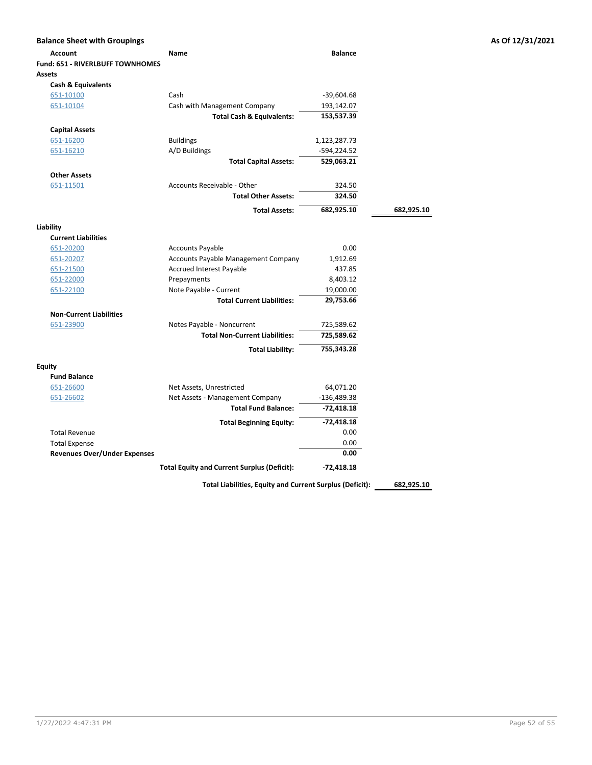## Balance Sheet with Groupings

**As Of 12/31/2021**

| Account | Name | Balance | |
|---|---|---|---|
| **Fund: 651 - RIVERLBUFF TOWNHOMES** | | | |
| **Assets** | | | |
| **Cash & Equivalents** | | | |
| 651-10100 | Cash | -39,604.68 | |
| 651-10104 | Cash with Management Company | 193,142.07 | |
| | **Total Cash & Equivalents:** | **153,537.39** | |
| **Capital Assets** | | | |
| 651-16200 | Buildings | 1,123,287.73 | |
| 651-16210 | A/D Buildings | -594,224.52 | |
| | **Total Capital Assets:** | **529,063.21** | |
| **Other Assets** | | | |
| 651-11501 | Accounts Receivable - Other | 324.50 | |
| | **Total Other Assets:** | **324.50** | |
| | **Total Assets:** | **682,925.10** | **682,925.10** |
| **Liability** | | | |
| **Current Liabilities** | | | |
| 651-20200 | Accounts Payable | 0.00 | |
| 651-20207 | Accounts Payable Management Company | 1,912.69 | |
| 651-21500 | Accrued Interest Payable | 437.85 | |
| 651-22000 | Prepayments | 8,403.12 | |
| 651-22100 | Note Payable - Current | 19,000.00 | |
| | **Total Current Liabilities:** | **29,753.66** | |
| **Non-Current Liabilities** | | | |
| 651-23900 | Notes Payable - Noncurrent | 725,589.62 | |
| | **Total Non-Current Liabilities:** | **725,589.62** | |
| | **Total Liability:** | **755,343.28** | |
| **Equity** | | | |
| **Fund Balance** | | | |
| 651-26600 | Net Assets, Unrestricted | 64,071.20 | |
| 651-26602 | Net Assets - Management Company | -136,489.38 | |
| | **Total Fund Balance:** | **-72,418.18** | |
| | **Total Beginning Equity:** | **-72,418.18** | |
| Total Revenue | | 0.00 | |
| Total Expense | | 0.00 | |
| **Revenues Over/Under Expenses** | | **0.00** | |
| | **Total Equity and Current Surplus (Deficit):** | **-72,418.18** | |
| | **Total Liabilities, Equity and Current Surplus (Deficit):** | | **682,925.10** |

1/27/2022 4:47:31 PM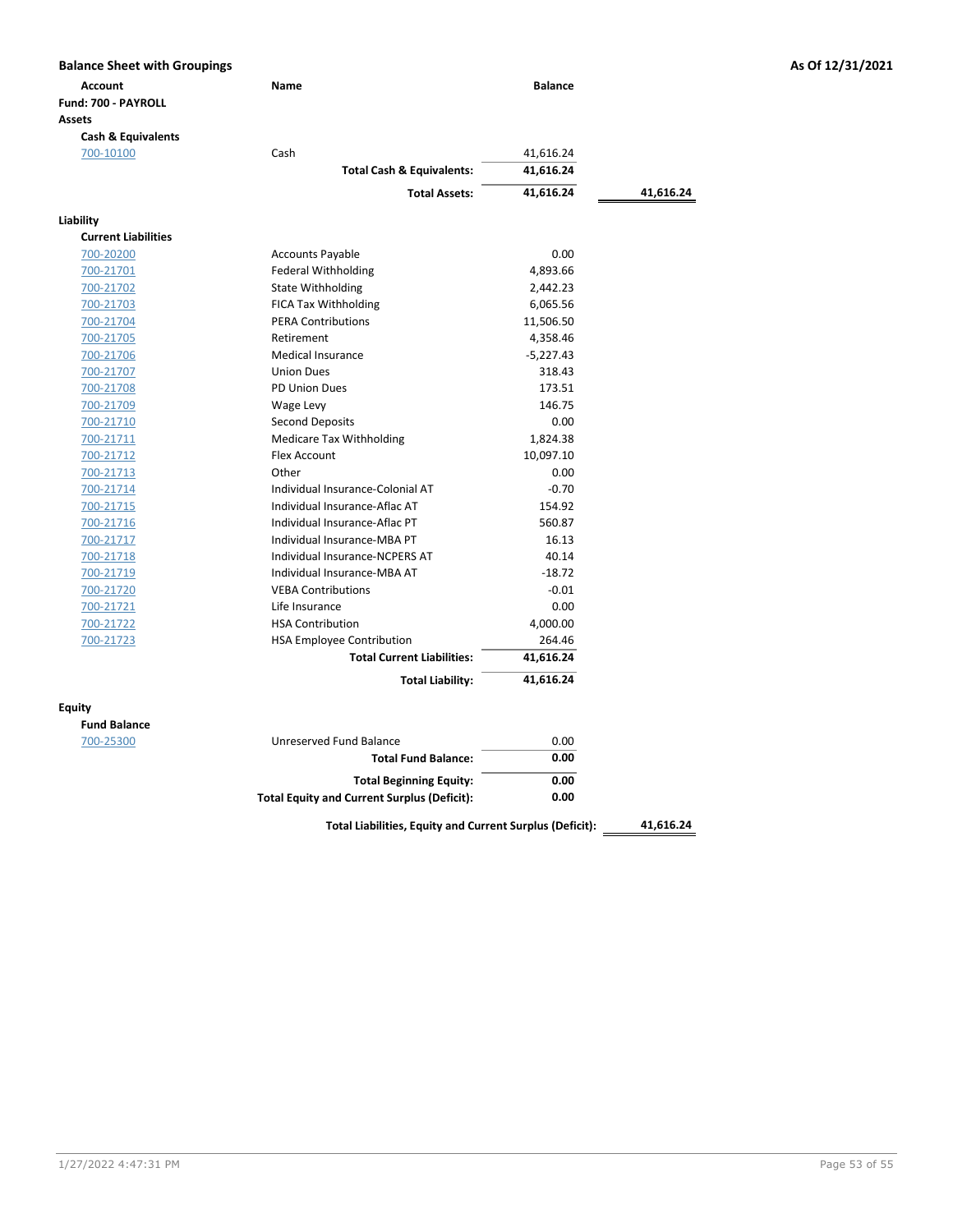**Balance Sheet with Groupings** | **As Of 12/31/2021**

| Account | Name | Balance | |
|---|---|---|---|
| **Fund: 700 - PAYROLL** | | | |
| **Assets** | | | |
| **Cash & Equivalents** | | | |
| 700-10100 | Cash | 41,616.24 | |
| | **Total Cash & Equivalents:** | **41,616.24** | |
| | **Total Assets:** | **41,616.24** | **41,616.24** |
| **Liability** | | | |
| **Current Liabilities** | | | |
| 700-20200 | Accounts Payable | 0.00 | |
| 700-21701 | Federal Withholding | 4,893.66 | |
| 700-21702 | State Withholding | 2,442.23 | |
| 700-21703 | FICA Tax Withholding | 6,065.56 | |
| 700-21704 | PERA Contributions | 11,506.50 | |
| 700-21705 | Retirement | 4,358.46 | |
| 700-21706 | Medical Insurance | -5,227.43 | |
| 700-21707 | Union Dues | 318.43 | |
| 700-21708 | PD Union Dues | 173.51 | |
| 700-21709 | Wage Levy | 146.75 | |
| 700-21710 | Second Deposits | 0.00 | |
| 700-21711 | Medicare Tax Withholding | 1,824.38 | |
| 700-21712 | Flex Account | 10,097.10 | |
| 700-21713 | Other | 0.00 | |
| 700-21714 | Individual Insurance-Colonial AT | -0.70 | |
| 700-21715 | Individual Insurance-Aflac AT | 154.92 | |
| 700-21716 | Individual Insurance-Aflac PT | 560.87 | |
| 700-21717 | Individual Insurance-MBA PT | 16.13 | |
| 700-21718 | Individual Insurance-NCPERS AT | 40.14 | |
| 700-21719 | Individual Insurance-MBA AT | -18.72 | |
| 700-21720 | VEBA Contributions | -0.01 | |
| 700-21721 | Life Insurance | 0.00 | |
| 700-21722 | HSA Contribution | 4,000.00 | |
| 700-21723 | HSA Employee Contribution | 264.46 | |
| | **Total Current Liabilities:** | **41,616.24** | |
| | **Total Liability:** | **41,616.24** | |
| **Equity** | | | |
| **Fund Balance** | | | |
| 700-25300 | Unreserved Fund Balance | 0.00 | |
| | **Total Fund Balance:** | **0.00** | |
| | **Total Beginning Equity:** | **0.00** | |
| | **Total Equity and Current Surplus (Deficit):** | **0.00** | |
| | **Total Liabilities, Equity and Current Surplus (Deficit):** | | **41,616.24** |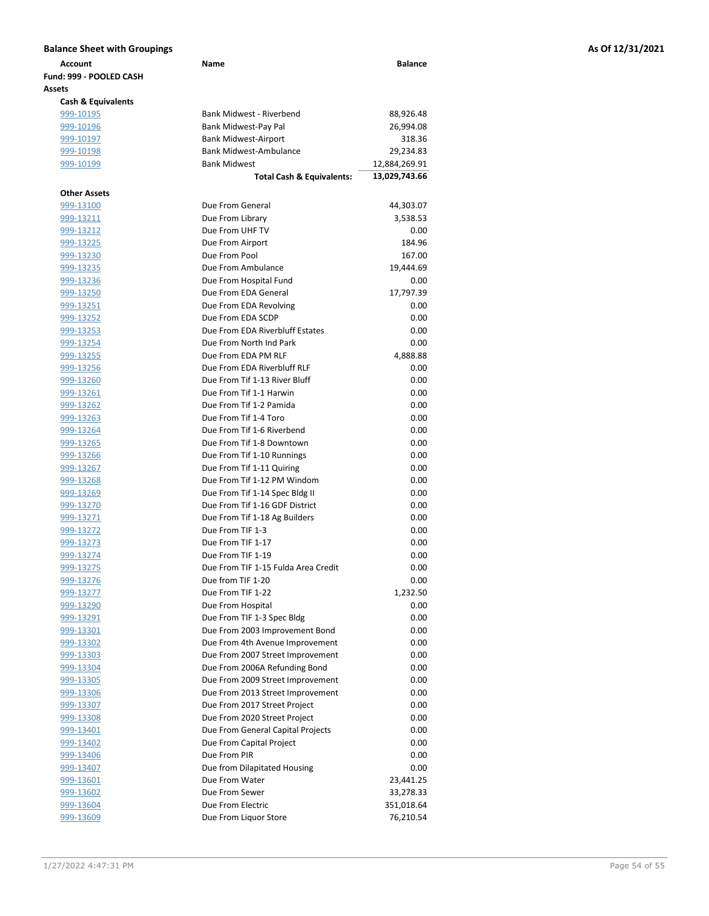**Balance Sheet with Groupings** | **As Of 12/31/2021**

| Account | Name | Balance |
|---|---|---|
| **Fund: 999 - POOLED CASH** | | |
| **Assets** | | |
| **Cash & Equivalents** | | |
| 999-10195 | Bank Midwest - Riverbend | 88,926.48 |
| 999-10196 | Bank Midwest-Pay Pal | 26,994.08 |
| 999-10197 | Bank Midwest-Airport | 318.36 |
| 999-10198 | Bank Midwest-Ambulance | 29,234.83 |
| 999-10199 | Bank Midwest | 12,884,269.91 |
| | **Total Cash & Equivalents:** | **13,029,743.66** |
| **Other Assets** | | |
| 999-13100 | Due From General | 44,303.07 |
| 999-13211 | Due From Library | 3,538.53 |
| 999-13212 | Due From UHF TV | 0.00 |
| 999-13225 | Due From Airport | 184.96 |
| 999-13230 | Due From Pool | 167.00 |
| 999-13235 | Due From Ambulance | 19,444.69 |
| 999-13236 | Due From Hospital Fund | 0.00 |
| 999-13250 | Due From EDA General | 17,797.39 |
| 999-13251 | Due From EDA Revolving | 0.00 |
| 999-13252 | Due From EDA SCDP | 0.00 |
| 999-13253 | Due From EDA Riverbluff Estates | 0.00 |
| 999-13254 | Due From North Ind Park | 0.00 |
| 999-13255 | Due From EDA PM RLF | 4,888.88 |
| 999-13256 | Due From EDA Riverbluff RLF | 0.00 |
| 999-13260 | Due From Tif 1-13 River Bluff | 0.00 |
| 999-13261 | Due From Tif 1-1 Harwin | 0.00 |
| 999-13262 | Due From Tif 1-2 Pamida | 0.00 |
| 999-13263 | Due From Tif 1-4 Toro | 0.00 |
| 999-13264 | Due From Tif 1-6 Riverbend | 0.00 |
| 999-13265 | Due From Tif 1-8 Downtown | 0.00 |
| 999-13266 | Due From Tif 1-10 Runnings | 0.00 |
| 999-13267 | Due From Tif 1-11 Quiring | 0.00 |
| 999-13268 | Due From Tif 1-12 PM Windom | 0.00 |
| 999-13269 | Due From Tif 1-14 Spec Bldg II | 0.00 |
| 999-13270 | Due From Tif 1-16 GDF District | 0.00 |
| 999-13271 | Due From Tif 1-18 Ag Builders | 0.00 |
| 999-13272 | Due From TIF 1-3 | 0.00 |
| 999-13273 | Due From TIF 1-17 | 0.00 |
| 999-13274 | Due From TIF 1-19 | 0.00 |
| 999-13275 | Due From TIF 1-15 Fulda Area Credit | 0.00 |
| 999-13276 | Due from TIF 1-20 | 0.00 |
| 999-13277 | Due From TIF 1-22 | 1,232.50 |
| 999-13290 | Due From Hospital | 0.00 |
| 999-13291 | Due From TIF 1-3 Spec Bldg | 0.00 |
| 999-13301 | Due From 2003 Improvement Bond | 0.00 |
| 999-13302 | Due From 4th Avenue Improvement | 0.00 |
| 999-13303 | Due From 2007 Street Improvement | 0.00 |
| 999-13304 | Due From 2006A Refunding Bond | 0.00 |
| 999-13305 | Due From 2009 Street Improvement | 0.00 |
| 999-13306 | Due From 2013 Street Improvement | 0.00 |
| 999-13307 | Due From 2017 Street Project | 0.00 |
| 999-13308 | Due From 2020 Street Project | 0.00 |
| 999-13401 | Due From General Capital Projects | 0.00 |
| 999-13402 | Due From Capital Project | 0.00 |
| 999-13406 | Due From PIR | 0.00 |
| 999-13407 | Due from Dilapitated Housing | 0.00 |
| 999-13601 | Due From Water | 23,441.25 |
| 999-13602 | Due From Sewer | 33,278.33 |
| 999-13604 | Due From Electric | 351,018.64 |
| 999-13609 | Due From Liquor Store | 76,210.54 |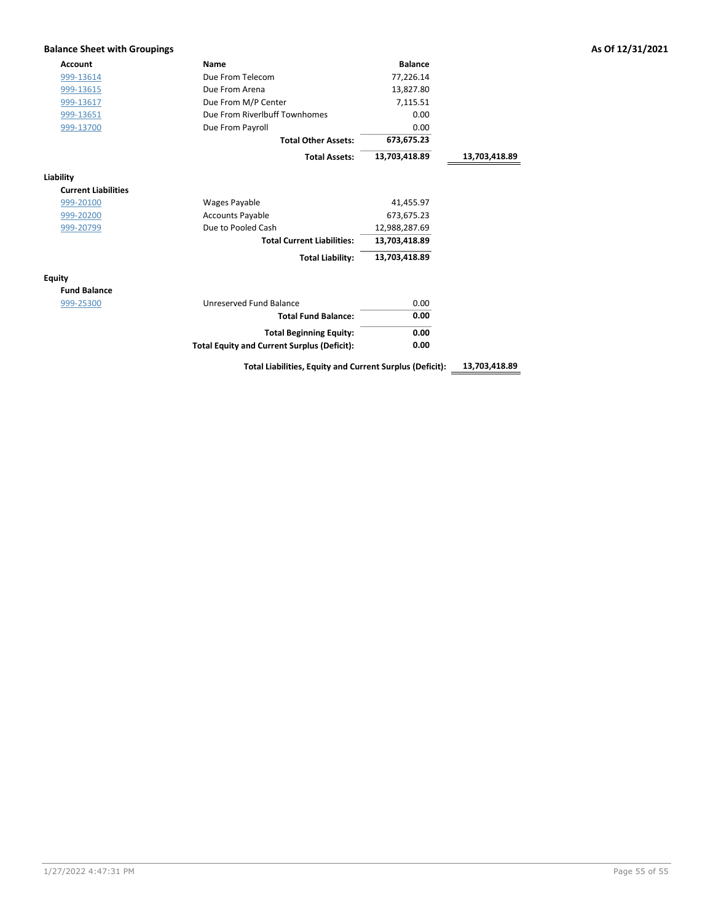**Balance Sheet with Groupings** | **As Of 12/31/2021**

| Account | Name | Balance | |
|---|---|---|---|
| 999-13614 | Due From Telecom | 77,226.14 | |
| 999-13615 | Due From Arena | 13,827.80 | |
| 999-13617 | Due From M/P Center | 7,115.51 | |
| 999-13651 | Due From Riverlbuff Townhomes | 0.00 | |
| 999-13700 | Due From Payroll | 0.00 | |
| | **Total Other Assets:** | **673,675.23** | |
| | **Total Assets:** | **13,703,418.89** | **13,703,418.89** |

**Liability**

| Account | Name | Balance |
|---|---|---|
| **Current Liabilities** | | |
| 999-20100 | Wages Payable | 41,455.97 |
| 999-20200 | Accounts Payable | 673,675.23 |
| 999-20799 | Due to Pooled Cash | 12,988,287.69 |
| | **Total Current Liabilities:** | **13,703,418.89** |
| | **Total Liability:** | **13,703,418.89** |

**Equity**

| Account | Name | Balance |
|---|---|---|
| **Fund Balance** | | |
| 999-25300 | Unreserved Fund Balance | 0.00 |
| | **Total Fund Balance:** | **0.00** |
| | **Total Beginning Equity:** | **0.00** |
| | **Total Equity and Current Surplus (Deficit):** | **0.00** |

**Total Liabilities, Equity and Current Surplus (Deficit):** **13,703,418.89**